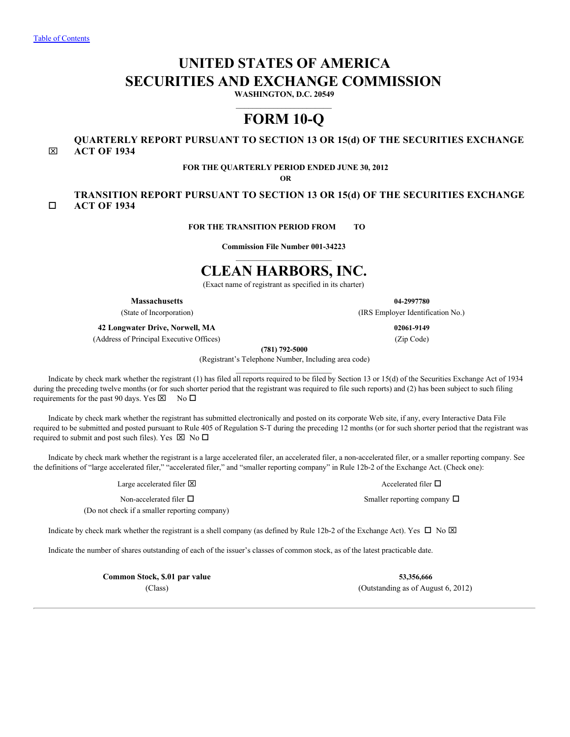Table of Contents

# UNITED STATES OF AMERICA
# SECURITIES AND EXCHANGE COMMISSION

**WASHINGTON, D.C. 20549**

# FORM 10-Q

☒ **QUARTERLY REPORT PURSUANT TO SECTION 13 OR 15(d) OF THE SECURITIES EXCHANGE ACT OF 1934**

**FOR THE QUARTERLY PERIOD ENDED JUNE 30, 2012**

**OR**

☐ **TRANSITION REPORT PURSUANT TO SECTION 13 OR 15(d) OF THE SECURITIES EXCHANGE ACT OF 1934**

**FOR THE TRANSITION PERIOD FROM TO**

**Commission File Number 001-34223**

# CLEAN HARBORS, INC.

(Exact name of registrant as specified in its charter)

| **Massachusetts** | **04-2997780** |
|---|---|
| (State of Incorporation) | (IRS Employer Identification No.) |
| **42 Longwater Drive, Norwell, MA** | **02061-9149** |
| (Address of Principal Executive Offices) | (Zip Code) |

**(781) 792-5000**

(Registrant's Telephone Number, Including area code)

Indicate by check mark whether the registrant (1) has filed all reports required to be filed by Section 13 or 15(d) of the Securities Exchange Act of 1934 during the preceding twelve months (or for such shorter period that the registrant was required to file such reports) and (2) has been subject to such filing requirements for the past 90 days. Yes ☒ No ☐

Indicate by check mark whether the registrant has submitted electronically and posted on its corporate Web site, if any, every Interactive Data File required to be submitted and posted pursuant to Rule 405 of Regulation S-T during the preceding 12 months (or for such shorter period that the registrant was required to submit and post such files). Yes ☒ No ☐

Indicate by check mark whether the registrant is a large accelerated filer, an accelerated filer, a non-accelerated filer, or a smaller reporting company. See the definitions of "large accelerated filer," "accelerated filer," and "smaller reporting company" in Rule 12b-2 of the Exchange Act. (Check one):

| | |
|---|---|
| Large accelerated filer ☒ | Accelerated filer ☐ |
| Non-accelerated filer ☐ (Do not check if a smaller reporting company) | Smaller reporting company ☐ |

Indicate by check mark whether the registrant is a shell company (as defined by Rule 12b-2 of the Exchange Act). Yes ☐ No ☒

Indicate the number of shares outstanding of each of the issuer's classes of common stock, as of the latest practicable date.

| **Common Stock, $.01 par value** | **53,356,666** |
|---|---|
| (Class) | (Outstanding as of August 6, 2012) |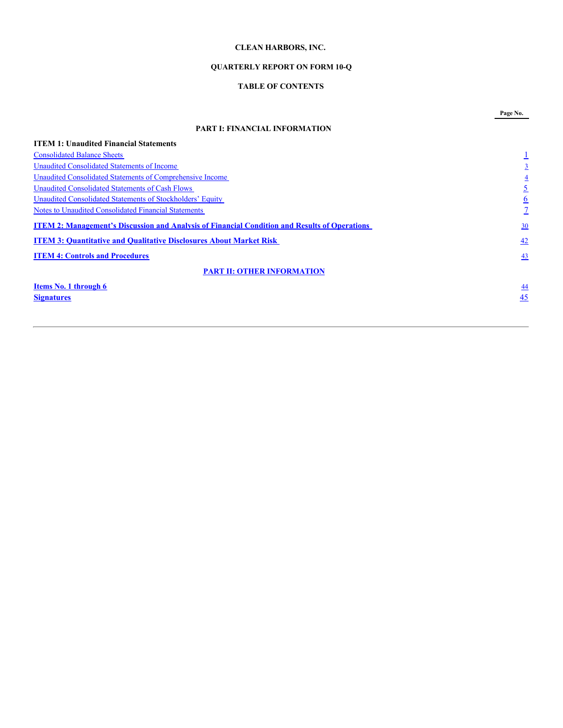**CLEAN HARBORS, INC.**

**QUARTERLY REPORT ON FORM 10-Q**

**TABLE OF CONTENTS**

| | Page No. |
|---|---|
| **PART I: FINANCIAL INFORMATION** | |
| **ITEM 1: Unaudited Financial Statements** | |
| Consolidated Balance Sheets | 1 |
| Unaudited Consolidated Statements of Income | 3 |
| Unaudited Consolidated Statements of Comprehensive Income | 4 |
| Unaudited Consolidated Statements of Cash Flows | 5 |
| Unaudited Consolidated Statements of Stockholders' Equity | 6 |
| Notes to Unaudited Consolidated Financial Statements | 7 |
| **ITEM 2: Management's Discussion and Analysis of Financial Condition and Results of Operations** | 30 |
| **ITEM 3: Quantitative and Qualitative Disclosures About Market Risk** | 42 |
| **ITEM 4: Controls and Procedures** | 43 |
| **PART II: OTHER INFORMATION** | |
| **Items No. 1 through 6** | 44 |
| **Signatures** | 45 |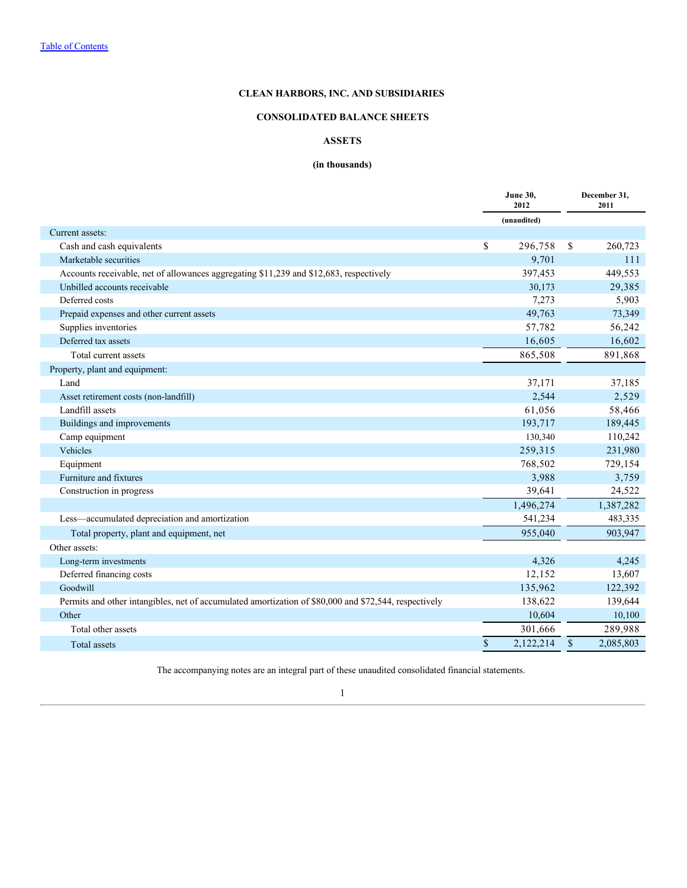[Table of Contents](#)

# CLEAN HARBORS, INC. AND SUBSIDIARIES

## CONSOLIDATED BALANCE SHEETS

### ASSETS

**(in thousands)**

| | June 30, 2012 | December 31, 2011 |
|---|---|---|
| | (unaudited) | |
| Current assets: | | |
| Cash and cash equivalents | $ 296,758 | $ 260,723 |
| Marketable securities | 9,701 | 111 |
| Accounts receivable, net of allowances aggregating $11,239 and $12,683, respectively | 397,453 | 449,553 |
| Unbilled accounts receivable | 30,173 | 29,385 |
| Deferred costs | 7,273 | 5,903 |
| Prepaid expenses and other current assets | 49,763 | 73,349 |
| Supplies inventories | 57,782 | 56,242 |
| Deferred tax assets | 16,605 | 16,602 |
| Total current assets | 865,508 | 891,868 |
| Property, plant and equipment: | | |
| Land | 37,171 | 37,185 |
| Asset retirement costs (non-landfill) | 2,544 | 2,529 |
| Landfill assets | 61,056 | 58,466 |
| Buildings and improvements | 193,717 | 189,445 |
| Camp equipment | 130,340 | 110,242 |
| Vehicles | 259,315 | 231,980 |
| Equipment | 768,502 | 729,154 |
| Furniture and fixtures | 3,988 | 3,759 |
| Construction in progress | 39,641 | 24,522 |
| | 1,496,274 | 1,387,282 |
| Less—accumulated depreciation and amortization | 541,234 | 483,335 |
| Total property, plant and equipment, net | 955,040 | 903,947 |
| Other assets: | | |
| Long-term investments | 4,326 | 4,245 |
| Deferred financing costs | 12,152 | 13,607 |
| Goodwill | 135,962 | 122,392 |
| Permits and other intangibles, net of accumulated amortization of $80,000 and $72,544, respectively | 138,622 | 139,644 |
| Other | 10,604 | 10,100 |
| Total other assets | 301,666 | 289,988 |
| Total assets | $ 2,122,214 | $ 2,085,803 |

The accompanying notes are an integral part of these unaudited consolidated financial statements.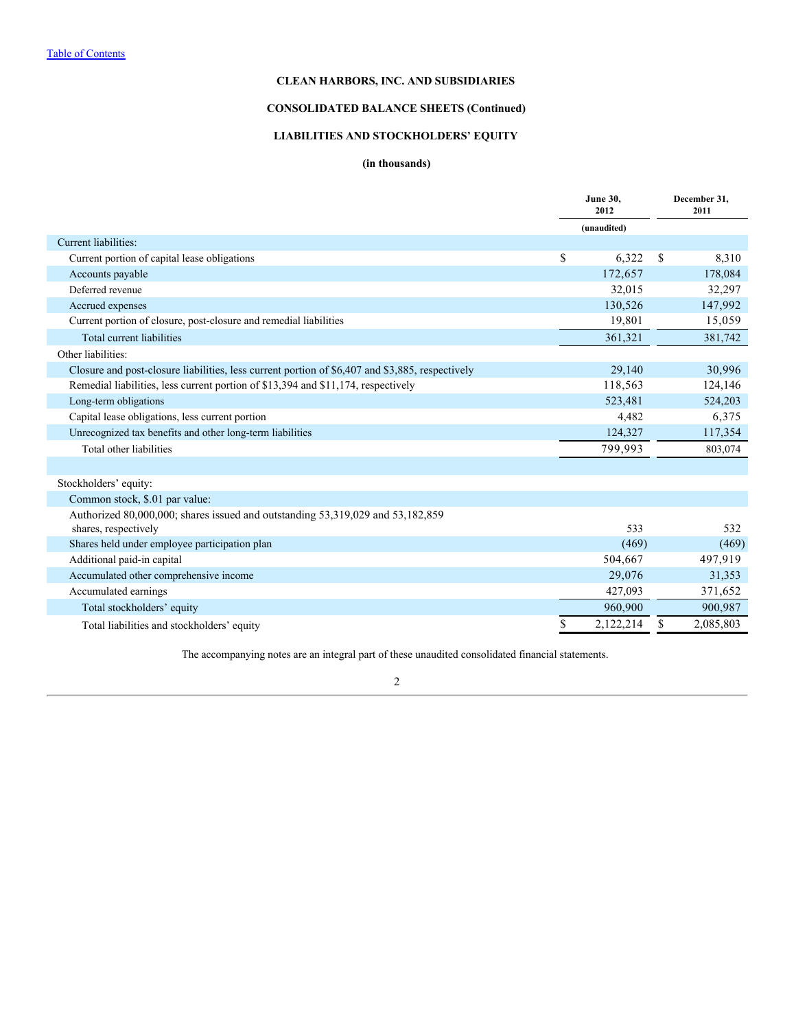[Table of Contents]

**CLEAN HARBORS, INC. AND SUBSIDIARIES**

**CONSOLIDATED BALANCE SHEETS (Continued)**

**LIABILITIES AND STOCKHOLDERS' EQUITY**

**(in thousands)**

| | June 30, 2012 | December 31, 2011 |
|---|---|---|
| | (unaudited) | |
| Current liabilities: | | |
| Current portion of capital lease obligations | $ 6,322 | $ 8,310 |
| Accounts payable | 172,657 | 178,084 |
| Deferred revenue | 32,015 | 32,297 |
| Accrued expenses | 130,526 | 147,992 |
| Current portion of closure, post-closure and remedial liabilities | 19,801 | 15,059 |
| Total current liabilities | 361,321 | 381,742 |
| Other liabilities: | | |
| Closure and post-closure liabilities, less current portion of $6,407 and $3,885, respectively | 29,140 | 30,996 |
| Remedial liabilities, less current portion of $13,394 and $11,174, respectively | 118,563 | 124,146 |
| Long-term obligations | 523,481 | 524,203 |
| Capital lease obligations, less current portion | 4,482 | 6,375 |
| Unrecognized tax benefits and other long-term liabilities | 124,327 | 117,354 |
| Total other liabilities | 799,993 | 803,074 |
| | | |
| Stockholders' equity: | | |
| Common stock, $.01 par value: | | |
| Authorized 80,000,000; shares issued and outstanding 53,319,029 and 53,182,859 shares, respectively | 533 | 532 |
| Shares held under employee participation plan | (469) | (469) |
| Additional paid-in capital | 504,667 | 497,919 |
| Accumulated other comprehensive income | 29,076 | 31,353 |
| Accumulated earnings | 427,093 | 371,652 |
| Total stockholders' equity | 960,900 | 900,987 |
| Total liabilities and stockholders' equity | $ 2,122,214 | $ 2,085,803 |

The accompanying notes are an integral part of these unaudited consolidated financial statements.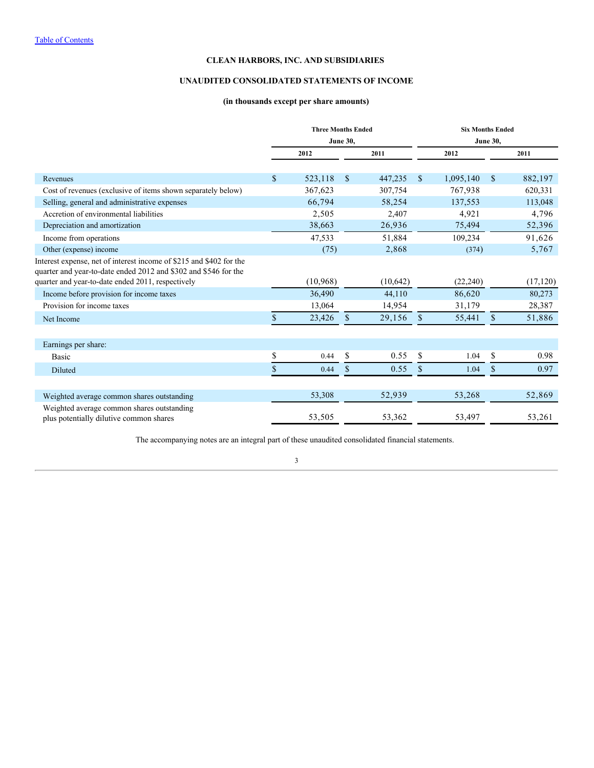Table of Contents

**CLEAN HARBORS, INC. AND SUBSIDIARIES**

**UNAUDITED CONSOLIDATED STATEMENTS OF INCOME**

**(in thousands except per share amounts)**

| | Three Months Ended June 30, | | Six Months Ended June 30, | |
|---|---|---|---|---|
| | 2012 | 2011 | 2012 | 2011 |
| Revenues | $ 523,118 | $ 447,235 | $ 1,095,140 | $ 882,197 |
| Cost of revenues (exclusive of items shown separately below) | 367,623 | 307,754 | 767,938 | 620,331 |
| Selling, general and administrative expenses | 66,794 | 58,254 | 137,553 | 113,048 |
| Accretion of environmental liabilities | 2,505 | 2,407 | 4,921 | 4,796 |
| Depreciation and amortization | 38,663 | 26,936 | 75,494 | 52,396 |
| Income from operations | 47,533 | 51,884 | 109,234 | 91,626 |
| Other (expense) income | (75) | 2,868 | (374) | 5,767 |
| Interest expense, net of interest income of $215 and $402 for the quarter and year-to-date ended 2012 and $302 and $546 for the quarter and year-to-date ended 2011, respectively | (10,968) | (10,642) | (22,240) | (17,120) |
| Income before provision for income taxes | 36,490 | 44,110 | 86,620 | 80,273 |
| Provision for income taxes | 13,064 | 14,954 | 31,179 | 28,387 |
| Net Income | $ 23,426 | $ 29,156 | $ 55,441 | $ 51,886 |
| | | | | |
| Earnings per share: | | | | |
| Basic | $ 0.44 | $ 0.55 | $ 1.04 | $ 0.98 |
| Diluted | $ 0.44 | $ 0.55 | $ 1.04 | $ 0.97 |
| | | | | |
| Weighted average common shares outstanding | 53,308 | 52,939 | 53,268 | 52,869 |
| Weighted average common shares outstanding plus potentially dilutive common shares | 53,505 | 53,362 | 53,497 | 53,261 |

The accompanying notes are an integral part of these unaudited consolidated financial statements.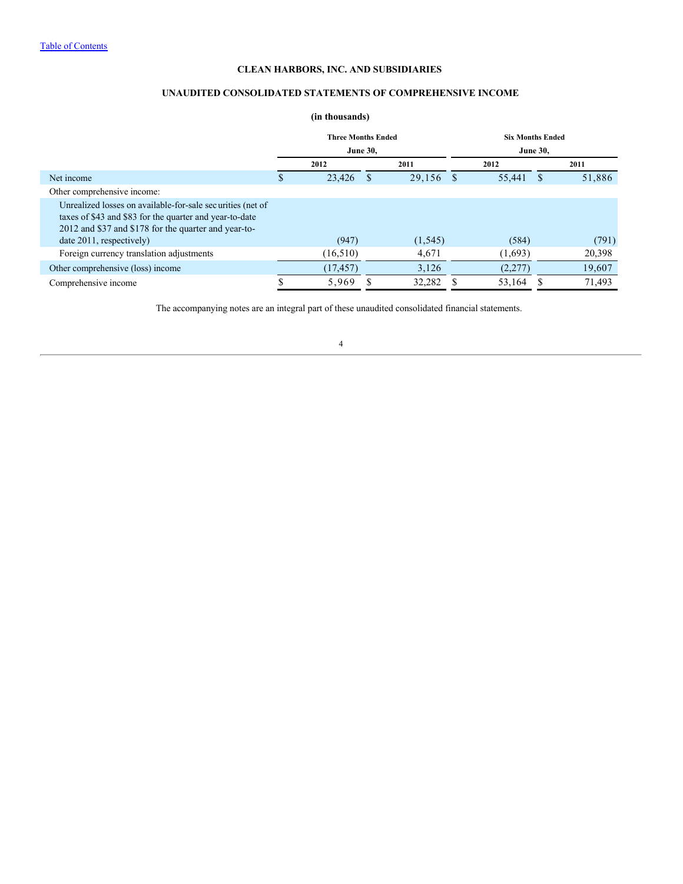**CLEAN HARBORS, INC. AND SUBSIDIARIES**

**UNAUDITED CONSOLIDATED STATEMENTS OF COMPREHENSIVE INCOME**

**(in thousands)**

| | Three Months Ended June 30, | | Six Months Ended June 30, | |
|---|---|---|---|---|
| | 2012 | 2011 | 2012 | 2011 |
| Net income | $ 23,426 | $ 29,156 | $ 55,441 | $ 51,886 |
| Other comprehensive income: | | | | |
| Unrealized losses on available-for-sale securities (net of taxes of $43 and $83 for the quarter and year-to-date 2012 and $37 and $178 for the quarter and year-to-date 2011, respectively) | (947) | (1,545) | (584) | (791) |
| Foreign currency translation adjustments | (16,510) | 4,671 | (1,693) | 20,398 |
| Other comprehensive (loss) income | (17,457) | 3,126 | (2,277) | 19,607 |
| Comprehensive income | $ 5,969 | $ 32,282 | $ 53,164 | $ 71,493 |

The accompanying notes are an integral part of these unaudited consolidated financial statements.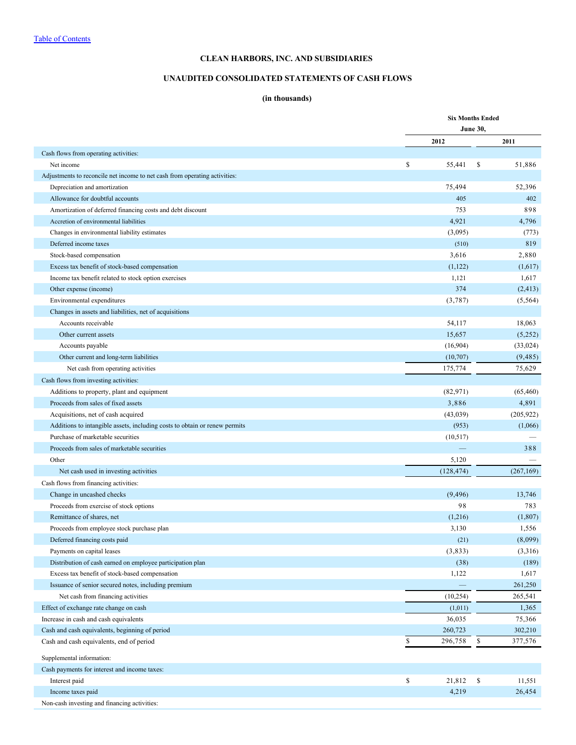[Table of Contents](#)

# CLEAN HARBORS, INC. AND SUBSIDIARIES

## UNAUDITED CONSOLIDATED STATEMENTS OF CASH FLOWS

### (in thousands)

| | Six Months Ended June 30, | |
|---|---|---|
| | 2012 | 2011 |
| Cash flows from operating activities: | | |
| Net income | $ 55,441 | $ 51,886 |
| Adjustments to reconcile net income to net cash from operating activities: | | |
| Depreciation and amortization | 75,494 | 52,396 |
| Allowance for doubtful accounts | 405 | 402 |
| Amortization of deferred financing costs and debt discount | 753 | 898 |
| Accretion of environmental liabilities | 4,921 | 4,796 |
| Changes in environmental liability estimates | (3,095) | (773) |
| Deferred income taxes | (510) | 819 |
| Stock-based compensation | 3,616 | 2,880 |
| Excess tax benefit of stock-based compensation | (1,122) | (1,617) |
| Income tax benefit related to stock option exercises | 1,121 | 1,617 |
| Other expense (income) | 374 | (2,413) |
| Environmental expenditures | (3,787) | (5,564) |
| Changes in assets and liabilities, net of acquisitions | | |
| Accounts receivable | 54,117 | 18,063 |
| Other current assets | 15,657 | (5,252) |
| Accounts payable | (16,904) | (33,024) |
| Other current and long-term liabilities | (10,707) | (9,485) |
| Net cash from operating activities | 175,774 | 75,629 |
| Cash flows from investing activities: | | |
| Additions to property, plant and equipment | (82,971) | (65,460) |
| Proceeds from sales of fixed assets | 3,886 | 4,891 |
| Acquisitions, net of cash acquired | (43,039) | (205,922) |
| Additions to intangible assets, including costs to obtain or renew permits | (953) | (1,066) |
| Purchase of marketable securities | (10,517) | — |
| Proceeds from sales of marketable securities | — | 388 |
| Other | 5,120 | — |
| Net cash used in investing activities | (128,474) | (267,169) |
| Cash flows from financing activities: | | |
| Change in uncashed checks | (9,496) | 13,746 |
| Proceeds from exercise of stock options | 98 | 783 |
| Remittance of shares, net | (1,216) | (1,807) |
| Proceeds from employee stock purchase plan | 3,130 | 1,556 |
| Deferred financing costs paid | (21) | (8,099) |
| Payments on capital leases | (3,833) | (3,316) |
| Distribution of cash earned on employee participation plan | (38) | (189) |
| Excess tax benefit of stock-based compensation | 1,122 | 1,617 |
| Issuance of senior secured notes, including premium | — | 261,250 |
| Net cash from financing activities | (10,254) | 265,541 |
| Effect of exchange rate change on cash | (1,011) | 1,365 |
| Increase in cash and cash equivalents | 36,035 | 75,366 |
| Cash and cash equivalents, beginning of period | 260,723 | 302,210 |
| Cash and cash equivalents, end of period | $ 296,758 | $ 377,576 |
| Supplemental information: | | |
| Cash payments for interest and income taxes: | | |
| Interest paid | $ 21,812 | $ 11,551 |
| Income taxes paid | 4,219 | 26,454 |
| Non-cash investing and financing activities: | | |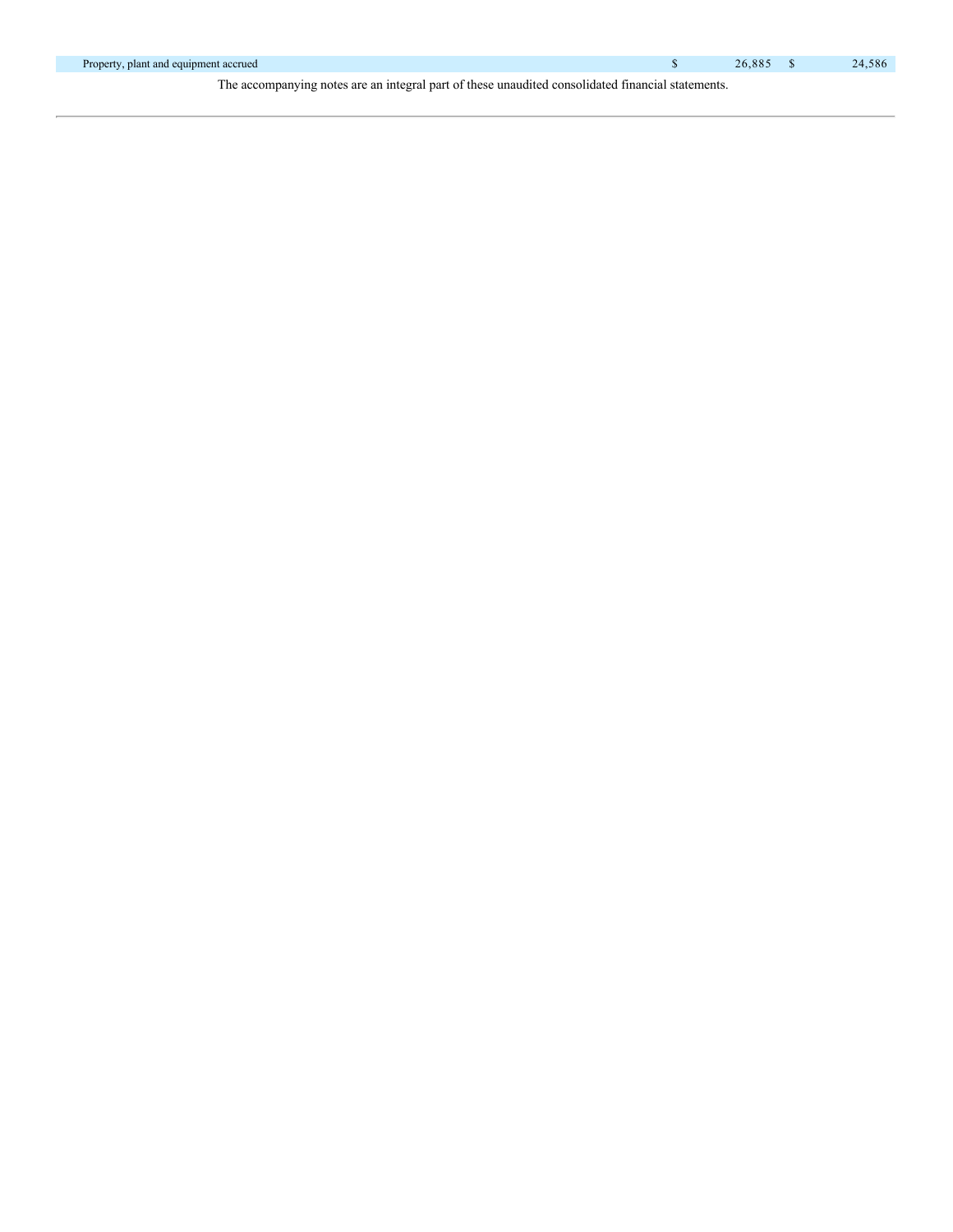| | | |
|---|---|---|
| Property, plant and equipment accrued | $ 26,885 | $ 24,586 |

The accompanying notes are an integral part of these unaudited consolidated financial statements.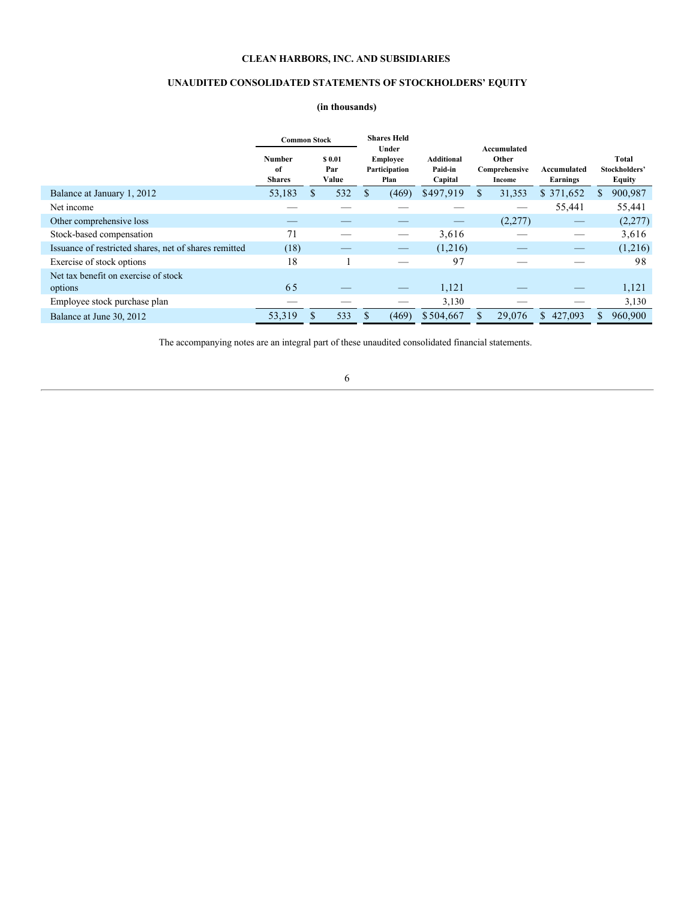**CLEAN HARBORS, INC. AND SUBSIDIARIES**

**UNAUDITED CONSOLIDATED STATEMENTS OF STOCKHOLDERS' EQUITY**

**(in thousands)**

| | Common Stock | | Shares Held Under Employee Participation Plan | Additional Paid-in Capital | Accumulated Other Comprehensive Income | Accumulated Earnings | Total Stockholders' Equity |
|---|---|---|---|---|---|---|---|
| | Number of Shares | $ 0.01 Par Value | | | | | |
| Balance at January 1, 2012 | 53,183 | $ 532 | $ (469) | $497,919 | $ 31,353 | $ 371,652 | $ 900,987 |
| Net income | — | — | — | — | — | 55,441 | 55,441 |
| Other comprehensive loss | — | — | — | — | (2,277) | — | (2,277) |
| Stock-based compensation | 71 | — | — | 3,616 | — | — | 3,616 |
| Issuance of restricted shares, net of shares remitted | (18) | — | — | (1,216) | — | — | (1,216) |
| Exercise of stock options | 18 | 1 | — | 97 | — | — | 98 |
| Net tax benefit on exercise of stock options | 65 | — | — | 1,121 | — | — | 1,121 |
| Employee stock purchase plan | — | — | — | 3,130 | — | — | 3,130 |
| Balance at June 30, 2012 | 53,319 | $ 533 | $ (469) | $504,667 | $ 29,076 | $ 427,093 | $ 960,900 |

The accompanying notes are an integral part of these unaudited consolidated financial statements.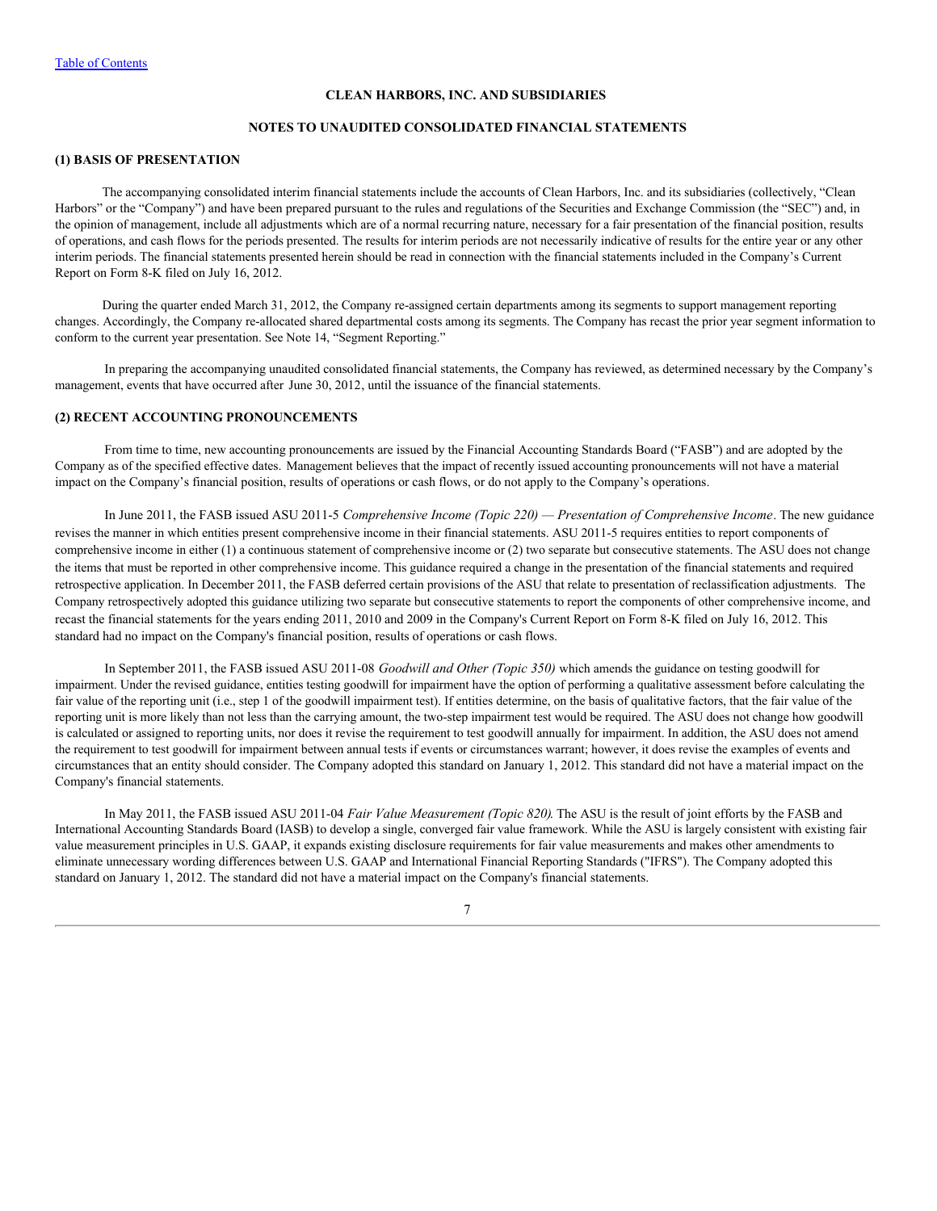**CLEAN HARBORS, INC. AND SUBSIDIARIES**

**NOTES TO UNAUDITED CONSOLIDATED FINANCIAL STATEMENTS**

### (1) BASIS OF PRESENTATION

The accompanying consolidated interim financial statements include the accounts of Clean Harbors, Inc. and its subsidiaries (collectively, "Clean Harbors" or the "Company") and have been prepared pursuant to the rules and regulations of the Securities and Exchange Commission (the "SEC") and, in the opinion of management, include all adjustments which are of a normal recurring nature, necessary for a fair presentation of the financial position, results of operations, and cash flows for the periods presented. The results for interim periods are not necessarily indicative of results for the entire year or any other interim periods. The financial statements presented herein should be read in connection with the financial statements included in the Company's Current Report on Form 8-K filed on July 16, 2012.

During the quarter ended March 31, 2012, the Company re-assigned certain departments among its segments to support management reporting changes. Accordingly, the Company re-allocated shared departmental costs among its segments. The Company has recast the prior year segment information to conform to the current year presentation. See Note 14, "Segment Reporting."

In preparing the accompanying unaudited consolidated financial statements, the Company has reviewed, as determined necessary by the Company's management, events that have occurred after June 30, 2012, until the issuance of the financial statements.

### (2) RECENT ACCOUNTING PRONOUNCEMENTS

From time to time, new accounting pronouncements are issued by the Financial Accounting Standards Board ("FASB") and are adopted by the Company as of the specified effective dates. Management believes that the impact of recently issued accounting pronouncements will not have a material impact on the Company's financial position, results of operations or cash flows, or do not apply to the Company's operations.

In June 2011, the FASB issued ASU 2011-5 *Comprehensive Income (Topic 220) — Presentation of Comprehensive Income*. The new guidance revises the manner in which entities present comprehensive income in their financial statements. ASU 2011-5 requires entities to report components of comprehensive income in either (1) a continuous statement of comprehensive income or (2) two separate but consecutive statements. The ASU does not change the items that must be reported in other comprehensive income. This guidance required a change in the presentation of the financial statements and required retrospective application. In December 2011, the FASB deferred certain provisions of the ASU that relate to presentation of reclassification adjustments. The Company retrospectively adopted this guidance utilizing two separate but consecutive statements to report the components of other comprehensive income, and recast the financial statements for the years ending 2011, 2010 and 2009 in the Company's Current Report on Form 8-K filed on July 16, 2012. This standard had no impact on the Company's financial position, results of operations or cash flows.

In September 2011, the FASB issued ASU 2011-08 *Goodwill and Other (Topic 350)* which amends the guidance on testing goodwill for impairment. Under the revised guidance, entities testing goodwill for impairment have the option of performing a qualitative assessment before calculating the fair value of the reporting unit (i.e., step 1 of the goodwill impairment test). If entities determine, on the basis of qualitative factors, that the fair value of the reporting unit is more likely than not less than the carrying amount, the two-step impairment test would be required. The ASU does not change how goodwill is calculated or assigned to reporting units, nor does it revise the requirement to test goodwill annually for impairment. In addition, the ASU does not amend the requirement to test goodwill for impairment between annual tests if events or circumstances warrant; however, it does revise the examples of events and circumstances that an entity should consider. The Company adopted this standard on January 1, 2012. This standard did not have a material impact on the Company's financial statements.

In May 2011, the FASB issued ASU 2011-04 *Fair Value Measurement (Topic 820).* The ASU is the result of joint efforts by the FASB and International Accounting Standards Board (IASB) to develop a single, converged fair value framework. While the ASU is largely consistent with existing fair value measurement principles in U.S. GAAP, it expands existing disclosure requirements for fair value measurements and makes other amendments to eliminate unnecessary wording differences between U.S. GAAP and International Financial Reporting Standards ("IFRS"). The Company adopted this standard on January 1, 2012. The standard did not have a material impact on the Company's financial statements.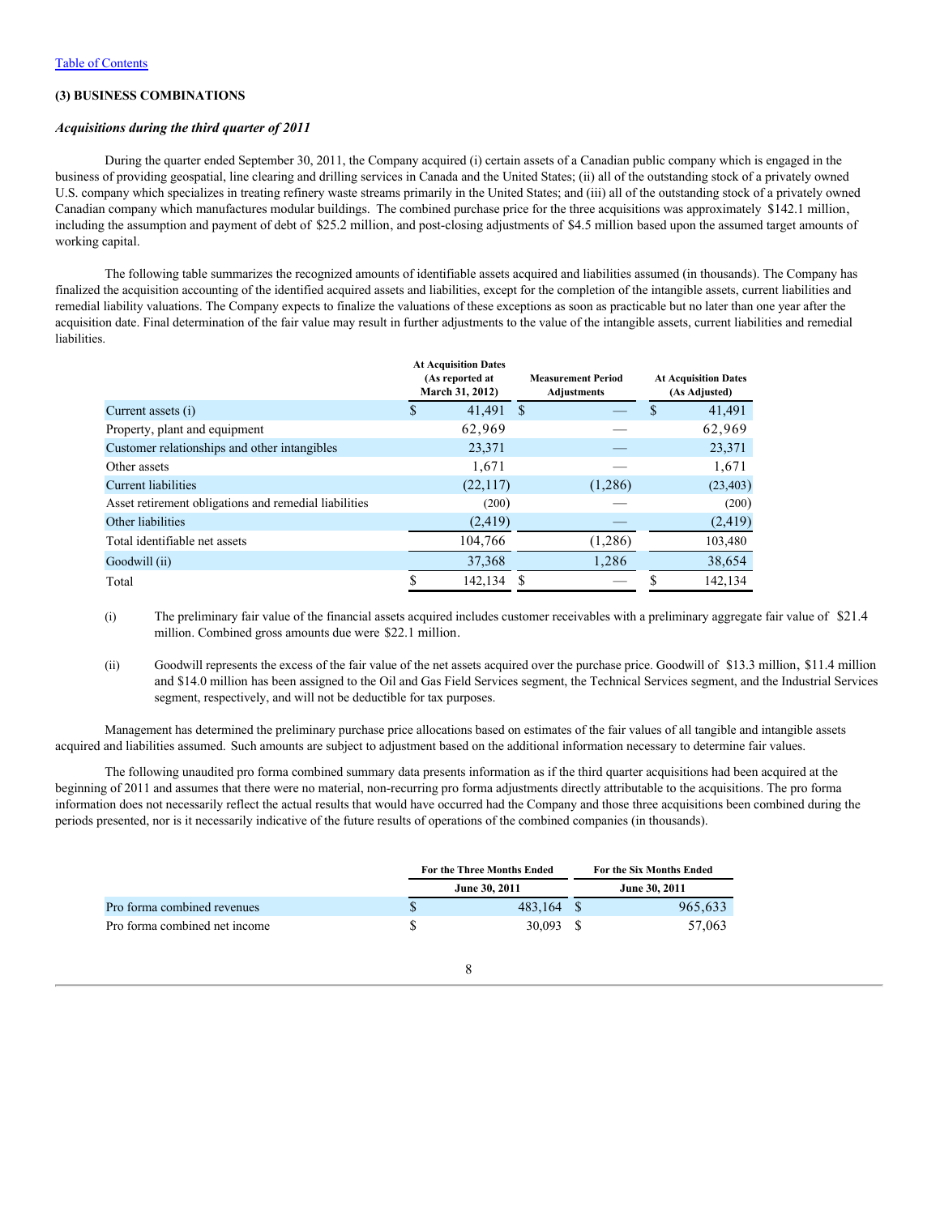[Table of Contents](#)

### (3) BUSINESS COMBINATIONS

*Acquisitions during the third quarter of 2011*

During the quarter ended September 30, 2011, the Company acquired (i) certain assets of a Canadian public company which is engaged in the business of providing geospatial, line clearing and drilling services in Canada and the United States; (ii) all of the outstanding stock of a privately owned U.S. company which specializes in treating refinery waste streams primarily in the United States; and (iii) all of the outstanding stock of a privately owned Canadian company which manufactures modular buildings. The combined purchase price for the three acquisitions was approximately $142.1 million, including the assumption and payment of debt of $25.2 million, and post-closing adjustments of $4.5 million based upon the assumed target amounts of working capital.

The following table summarizes the recognized amounts of identifiable assets acquired and liabilities assumed (in thousands). The Company has finalized the acquisition accounting of the identified acquired assets and liabilities, except for the completion of the intangible assets, current liabilities and remedial liability valuations. The Company expects to finalize the valuations of these exceptions as soon as practicable but no later than one year after the acquisition date. Final determination of the fair value may result in further adjustments to the value of the intangible assets, current liabilities and remedial liabilities.

| | At Acquisition Dates (As reported at March 31, 2012) | Measurement Period Adjustments | At Acquisition Dates (As Adjusted) |
|---|---|---|---|
| Current assets (i) | $ 41,491 | $ — | $ 41,491 |
| Property, plant and equipment | 62,969 | — | 62,969 |
| Customer relationships and other intangibles | 23,371 | — | 23,371 |
| Other assets | 1,671 | — | 1,671 |
| Current liabilities | (22,117) | (1,286) | (23,403) |
| Asset retirement obligations and remedial liabilities | (200) | — | (200) |
| Other liabilities | (2,419) | — | (2,419) |
| Total identifiable net assets | 104,766 | (1,286) | 103,480 |
| Goodwill (ii) | 37,368 | 1,286 | 38,654 |
| Total | $ 142,134 | $ — | $ 142,134 |

(i) The preliminary fair value of the financial assets acquired includes customer receivables with a preliminary aggregate fair value of $21.4 million. Combined gross amounts due were $22.1 million.

(ii) Goodwill represents the excess of the fair value of the net assets acquired over the purchase price. Goodwill of $13.3 million, $11.4 million and $14.0 million has been assigned to the Oil and Gas Field Services segment, the Technical Services segment, and the Industrial Services segment, respectively, and will not be deductible for tax purposes.

Management has determined the preliminary purchase price allocations based on estimates of the fair values of all tangible and intangible assets acquired and liabilities assumed. Such amounts are subject to adjustment based on the additional information necessary to determine fair values.

The following unaudited pro forma combined summary data presents information as if the third quarter acquisitions had been acquired at the beginning of 2011 and assumes that there were no material, non-recurring pro forma adjustments directly attributable to the acquisitions. The pro forma information does not necessarily reflect the actual results that would have occurred had the Company and those three acquisitions been combined during the periods presented, nor is it necessarily indicative of the future results of operations of the combined companies (in thousands).

| | For the Three Months Ended June 30, 2011 | For the Six Months Ended June 30, 2011 |
|---|---|---|
| Pro forma combined revenues | $ 483,164 | $ 965,633 |
| Pro forma combined net income | $ 30,093 | $ 57,063 |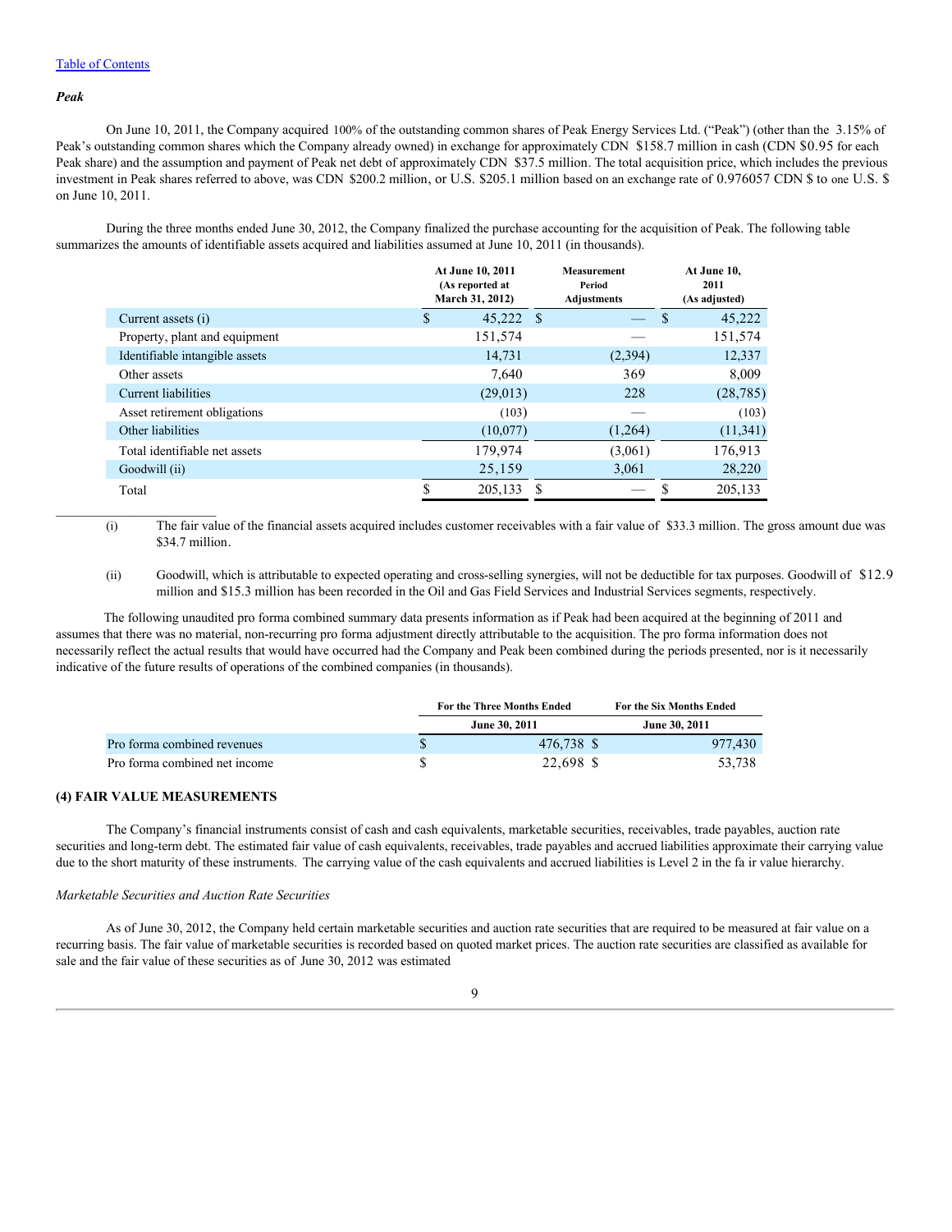[Table of Contents]

***Peak***

On June 10, 2011, the Company acquired 100% of the outstanding common shares of Peak Energy Services Ltd. ("Peak") (other than the 3.15% of Peak's outstanding common shares which the Company already owned) in exchange for approximately CDN $158.7 million in cash (CDN $0.95 for each Peak share) and the assumption and payment of Peak net debt of approximately CDN $37.5 million. The total acquisition price, which includes the previous investment in Peak shares referred to above, was CDN $200.2 million, or U.S. $205.1 million based on an exchange rate of 0.976057 CDN $ to one U.S. $ on June 10, 2011.

During the three months ended June 30, 2012, the Company finalized the purchase accounting for the acquisition of Peak. The following table summarizes the amounts of identifiable assets acquired and liabilities assumed at June 10, 2011 (in thousands).

| | At June 10, 2011 (As reported at March 31, 2012) | Measurement Period Adjustments | At June 10, 2011 (As adjusted) |
|---|---|---|---|
| Current assets (i) | $ 45,222 | $ — | $ 45,222 |
| Property, plant and equipment | 151,574 | — | 151,574 |
| Identifiable intangible assets | 14,731 | (2,394) | 12,337 |
| Other assets | 7,640 | 369 | 8,009 |
| Current liabilities | (29,013) | 228 | (28,785) |
| Asset retirement obligations | (103) | — | (103) |
| Other liabilities | (10,077) | (1,264) | (11,341) |
| Total identifiable net assets | 179,974 | (3,061) | 176,913 |
| Goodwill (ii) | 25,159 | 3,061 | 28,220 |
| Total | $ 205,133 | $ — | $ 205,133 |

(i) The fair value of the financial assets acquired includes customer receivables with a fair value of $33.3 million. The gross amount due was $34.7 million.

(ii) Goodwill, which is attributable to expected operating and cross-selling synergies, will not be deductible for tax purposes. Goodwill of $12.9 million and $15.3 million has been recorded in the Oil and Gas Field Services and Industrial Services segments, respectively.

The following unaudited pro forma combined summary data presents information as if Peak had been acquired at the beginning of 2011 and assumes that there was no material, non-recurring pro forma adjustment directly attributable to the acquisition. The pro forma information does not necessarily reflect the actual results that would have occurred had the Company and Peak been combined during the periods presented, nor is it necessarily indicative of the future results of operations of the combined companies (in thousands).

| | For the Three Months Ended June 30, 2011 | For the Six Months Ended June 30, 2011 |
|---|---|---|
| Pro forma combined revenues | $ 476,738 | $ 977,430 |
| Pro forma combined net income | $ 22,698 | $ 53,738 |

**(4) FAIR VALUE MEASUREMENTS**

The Company's financial instruments consist of cash and cash equivalents, marketable securities, receivables, trade payables, auction rate securities and long-term debt. The estimated fair value of cash equivalents, receivables, trade payables and accrued liabilities approximate their carrying value due to the short maturity of these instruments. The carrying value of the cash equivalents and accrued liabilities is Level 2 in the fa ir value hierarchy.

*Marketable Securities and Auction Rate Securities*

As of June 30, 2012, the Company held certain marketable securities and auction rate securities that are required to be measured at fair value on a recurring basis. The fair value of marketable securities is recorded based on quoted market prices. The auction rate securities are classified as available for sale and the fair value of these securities as of June 30, 2012 was estimated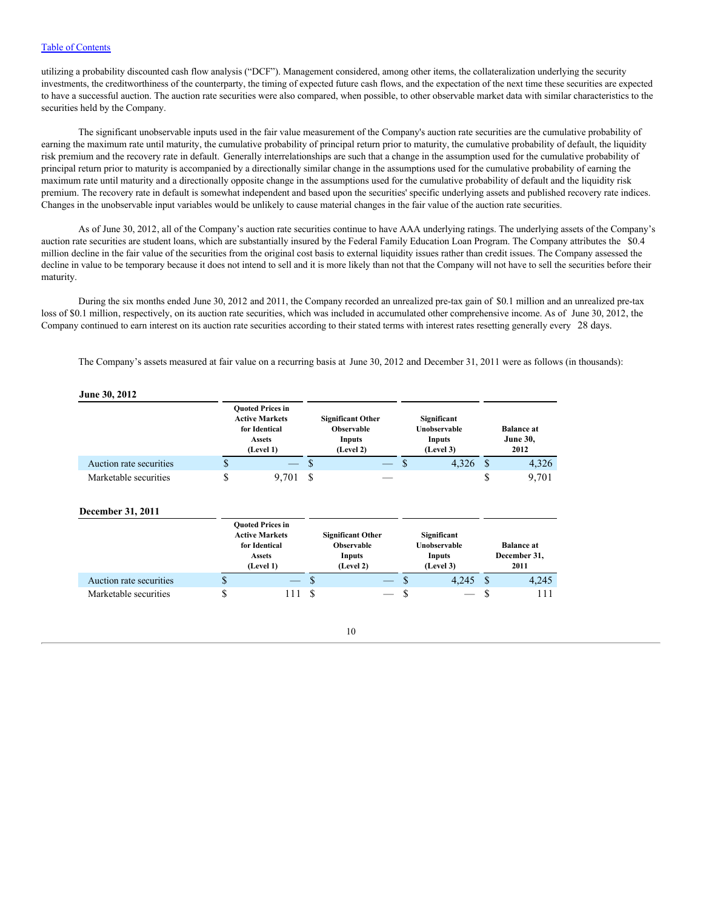utilizing a probability discounted cash flow analysis ("DCF"). Management considered, among other items, the collateralization underlying the security investments, the creditworthiness of the counterparty, the timing of expected future cash flows, and the expectation of the next time these securities are expected to have a successful auction. The auction rate securities were also compared, when possible, to other observable market data with similar characteristics to the securities held by the Company.

The significant unobservable inputs used in the fair value measurement of the Company's auction rate securities are the cumulative probability of earning the maximum rate until maturity, the cumulative probability of principal return prior to maturity, the cumulative probability of default, the liquidity risk premium and the recovery rate in default. Generally interrelationships are such that a change in the assumption used for the cumulative probability of principal return prior to maturity is accompanied by a directionally similar change in the assumptions used for the cumulative probability of earning the maximum rate until maturity and a directionally opposite change in the assumptions used for the cumulative probability of default and the liquidity risk premium. The recovery rate in default is somewhat independent and based upon the securities' specific underlying assets and published recovery rate indices. Changes in the unobservable input variables would be unlikely to cause material changes in the fair value of the auction rate securities.

As of June 30, 2012, all of the Company's auction rate securities continue to have AAA underlying ratings. The underlying assets of the Company's auction rate securities are student loans, which are substantially insured by the Federal Family Education Loan Program. The Company attributes the $0.4 million decline in the fair value of the securities from the original cost basis to external liquidity issues rather than credit issues. The Company assessed the decline in value to be temporary because it does not intend to sell and it is more likely than not that the Company will not have to sell the securities before their maturity.

During the six months ended June 30, 2012 and 2011, the Company recorded an unrealized pre-tax gain of $0.1 million and an unrealized pre-tax loss of $0.1 million, respectively, on its auction rate securities, which was included in accumulated other comprehensive income. As of June 30, 2012, the Company continued to earn interest on its auction rate securities according to their stated terms with interest rates resetting generally every 28 days.

The Company's assets measured at fair value on a recurring basis at June 30, 2012 and December 31, 2011 were as follows (in thousands):

**June 30, 2012**

| | Quoted Prices in Active Markets for Identical Assets (Level 1) | Significant Other Observable Inputs (Level 2) | Significant Unobservable Inputs (Level 3) | Balance at June 30, 2012 |
|---|---|---|---|---|
| Auction rate securities | $ — | $ — | $ 4,326 | $ 4,326 |
| Marketable securities | $ 9,701 | $ — | | $ 9,701 |

**December 31, 2011**

| | Quoted Prices in Active Markets for Identical Assets (Level 1) | Significant Other Observable Inputs (Level 2) | Significant Unobservable Inputs (Level 3) | Balance at December 31, 2011 |
|---|---|---|---|---|
| Auction rate securities | $ — | $ — | $ 4,245 | $ 4,245 |
| Marketable securities | $ 111 | $ — | $ — | $ 111 |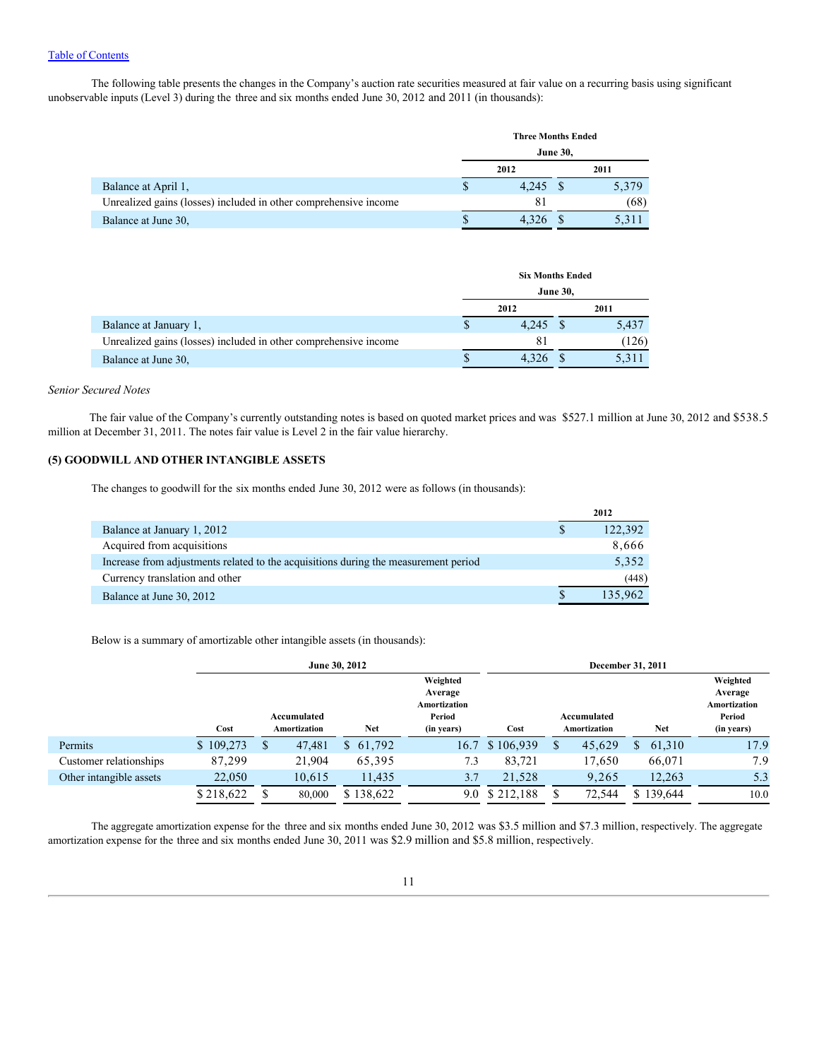[Table of Contents](#)

The following table presents the changes in the Company's auction rate securities measured at fair value on a recurring basis using significant unobservable inputs (Level 3) during the three and six months ended June 30, 2012 and 2011 (in thousands):

| | Three Months Ended June 30, | |
|---|---|---|
| | 2012 | 2011 |
| Balance at April 1, | $ 4,245 | $ 5,379 |
| Unrealized gains (losses) included in other comprehensive income | 81 | (68) |
| Balance at June 30, | $ 4,326 | $ 5,311 |

| | Six Months Ended June 30, | |
|---|---|---|
| | 2012 | 2011 |
| Balance at January 1, | $ 4,245 | $ 5,437 |
| Unrealized gains (losses) included in other comprehensive income | 81 | (126) |
| Balance at June 30, | $ 4,326 | $ 5,311 |

*Senior Secured Notes*

The fair value of the Company's currently outstanding notes is based on quoted market prices and was $527.1 million at June 30, 2012 and $538.5 million at December 31, 2011. The notes fair value is Level 2 in the fair value hierarchy.

**(5) GOODWILL AND OTHER INTANGIBLE ASSETS**

The changes to goodwill for the six months ended June 30, 2012 were as follows (in thousands):

| | 2012 |
|---|---|
| Balance at January 1, 2012 | $ 122,392 |
| Acquired from acquisitions | 8,666 |
| Increase from adjustments related to the acquisitions during the measurement period | 5,352 |
| Currency translation and other | (448) |
| Balance at June 30, 2012 | $ 135,962 |

Below is a summary of amortizable other intangible assets (in thousands):

| | June 30, 2012 | | | | December 31, 2011 | | | |
|---|---|---|---|---|---|---|---|---|
| | Cost | Accumulated Amortization | Net | Weighted Average Amortization Period (in years) | Cost | Accumulated Amortization | Net | Weighted Average Amortization Period (in years) |
| Permits | $ 109,273 | $ 47,481 | $ 61,792 | 16.7 | $ 106,939 | $ 45,629 | $ 61,310 | 17.9 |
| Customer relationships | 87,299 | 21,904 | 65,395 | 7.3 | 83,721 | 17,650 | 66,071 | 7.9 |
| Other intangible assets | 22,050 | 10,615 | 11,435 | 3.7 | 21,528 | 9,265 | 12,263 | 5.3 |
| | $ 218,622 | $ 80,000 | $ 138,622 | 9.0 | $ 212,188 | $ 72,544 | $ 139,644 | 10.0 |

The aggregate amortization expense for the three and six months ended June 30, 2012 was $3.5 million and $7.3 million, respectively. The aggregate amortization expense for the three and six months ended June 30, 2011 was $2.9 million and $5.8 million, respectively.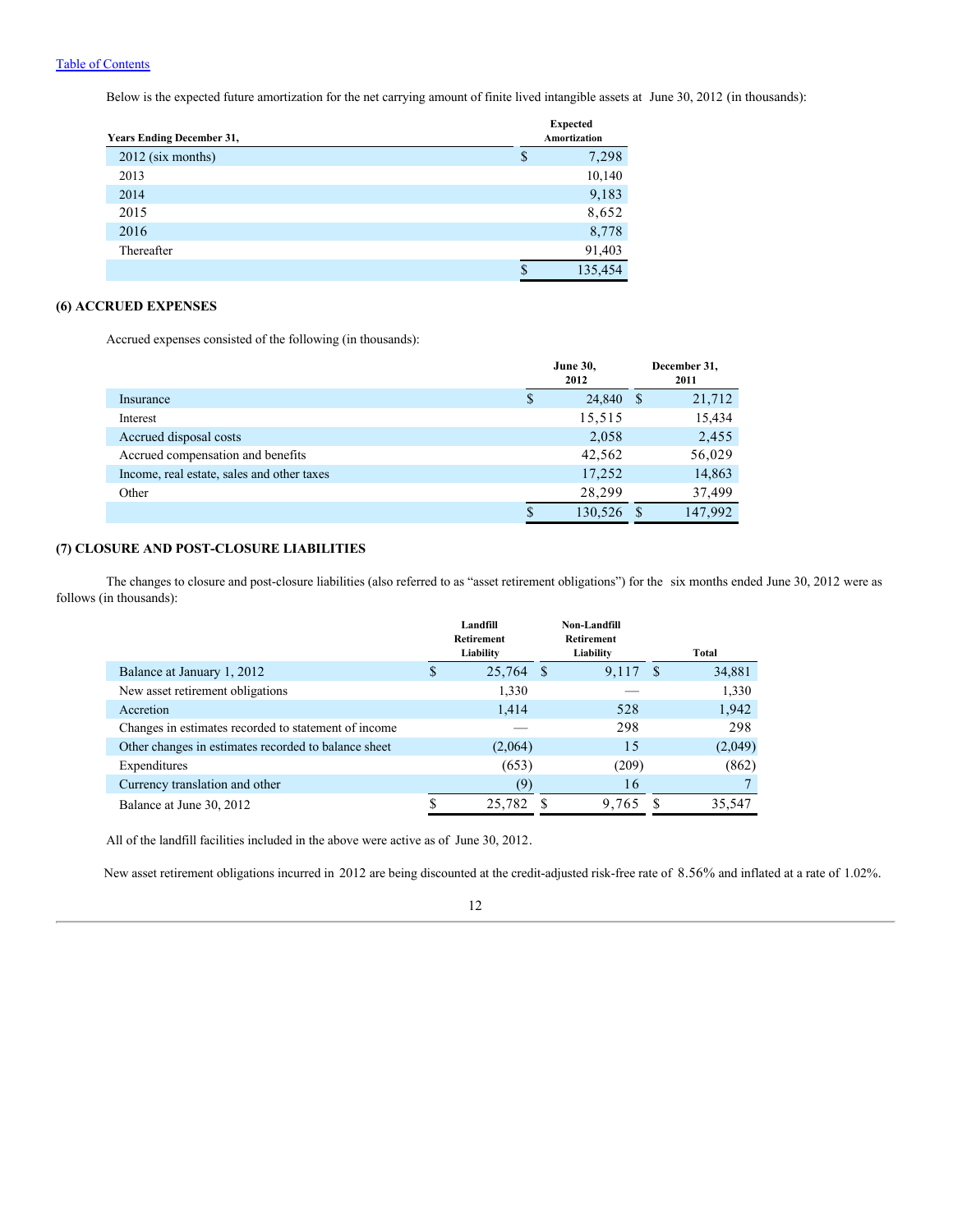Table of Contents

Below is the expected future amortization for the net carrying amount of finite lived intangible assets at June 30, 2012 (in thousands):

| Years Ending December 31, | Expected Amortization |
|---|---|
| 2012 (six months) | $ 7,298 |
| 2013 | 10,140 |
| 2014 | 9,183 |
| 2015 | 8,652 |
| 2016 | 8,778 |
| Thereafter | 91,403 |
| | $ 135,454 |

### (6) ACCRUED EXPENSES

Accrued expenses consisted of the following (in thousands):

| | June 30, 2012 | December 31, 2011 |
|---|---|---|
| Insurance | $ 24,840 | $ 21,712 |
| Interest | 15,515 | 15,434 |
| Accrued disposal costs | 2,058 | 2,455 |
| Accrued compensation and benefits | 42,562 | 56,029 |
| Income, real estate, sales and other taxes | 17,252 | 14,863 |
| Other | 28,299 | 37,499 |
| | $ 130,526 | $ 147,992 |

### (7) CLOSURE AND POST-CLOSURE LIABILITIES

The changes to closure and post-closure liabilities (also referred to as "asset retirement obligations") for the six months ended June 30, 2012 were as follows (in thousands):

| | Landfill Retirement Liability | Non-Landfill Retirement Liability | Total |
|---|---|---|---|
| Balance at January 1, 2012 | $ 25,764 | $ 9,117 | $ 34,881 |
| New asset retirement obligations | 1,330 | — | 1,330 |
| Accretion | 1,414 | 528 | 1,942 |
| Changes in estimates recorded to statement of income | — | 298 | 298 |
| Other changes in estimates recorded to balance sheet | (2,064) | 15 | (2,049) |
| Expenditures | (653) | (209) | (862) |
| Currency translation and other | (9) | 16 | 7 |
| Balance at June 30, 2012 | $ 25,782 | $ 9,765 | $ 35,547 |

All of the landfill facilities included in the above were active as of June 30, 2012.

New asset retirement obligations incurred in 2012 are being discounted at the credit-adjusted risk-free rate of 8.56% and inflated at a rate of 1.02%.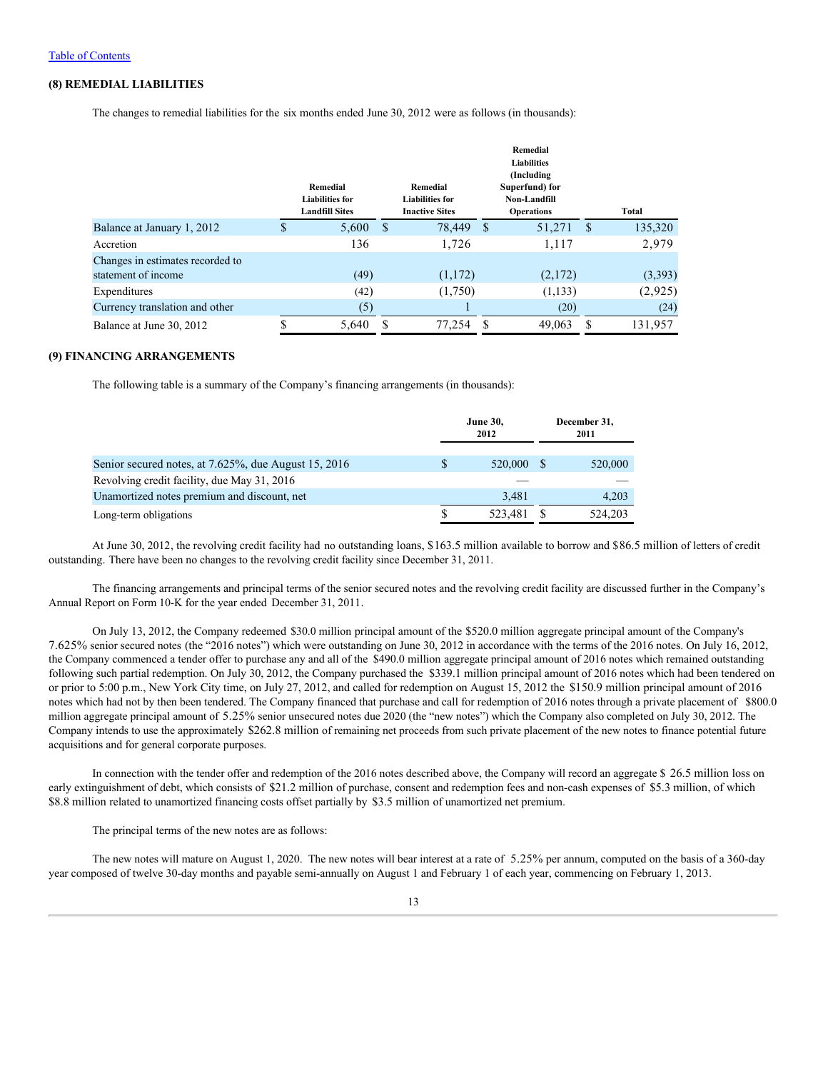[Table of Contents]

### (8) REMEDIAL LIABILITIES

The changes to remedial liabilities for the six months ended June 30, 2012 were as follows (in thousands):

| | Remedial Liabilities for Landfill Sites | Remedial Liabilities for Inactive Sites | Remedial Liabilities (Including Superfund) for Non-Landfill Operations | Total |
|---|---|---|---|---|
| Balance at January 1, 2012 | $ 5,600 | $ 78,449 | $ 51,271 | $ 135,320 |
| Accretion | 136 | 1,726 | 1,117 | 2,979 |
| Changes in estimates recorded to statement of income | (49) | (1,172) | (2,172) | (3,393) |
| Expenditures | (42) | (1,750) | (1,133) | (2,925) |
| Currency translation and other | (5) | 1 | (20) | (24) |
| Balance at June 30, 2012 | $ 5,640 | $ 77,254 | $ 49,063 | $ 131,957 |

### (9) FINANCING ARRANGEMENTS

The following table is a summary of the Company's financing arrangements (in thousands):

| | June 30, 2012 | December 31, 2011 |
|---|---|---|
| Senior secured notes, at 7.625%, due August 15, 2016 | $ 520,000 | $ 520,000 |
| Revolving credit facility, due May 31, 2016 | — | — |
| Unamortized notes premium and discount, net | 3,481 | 4,203 |
| Long-term obligations | $ 523,481 | $ 524,203 |

At June 30, 2012, the revolving credit facility had no outstanding loans, $163.5 million available to borrow and $86.5 million of letters of credit outstanding. There have been no changes to the revolving credit facility since December 31, 2011.

The financing arrangements and principal terms of the senior secured notes and the revolving credit facility are discussed further in the Company's Annual Report on Form 10-K for the year ended December 31, 2011.

On July 13, 2012, the Company redeemed $30.0 million principal amount of the $520.0 million aggregate principal amount of the Company's 7.625% senior secured notes (the "2016 notes") which were outstanding on June 30, 2012 in accordance with the terms of the 2016 notes. On July 16, 2012, the Company commenced a tender offer to purchase any and all of the $490.0 million aggregate principal amount of 2016 notes which remained outstanding following such partial redemption. On July 30, 2012, the Company purchased the $339.1 million principal amount of 2016 notes which had been tendered on or prior to 5:00 p.m., New York City time, on July 27, 2012, and called for redemption on August 15, 2012 the $150.9 million principal amount of 2016 notes which had not by then been tendered. The Company financed that purchase and call for redemption of 2016 notes through a private placement of $800.0 million aggregate principal amount of 5.25% senior unsecured notes due 2020 (the "new notes") which the Company also completed on July 30, 2012. The Company intends to use the approximately $262.8 million of remaining net proceeds from such private placement of the new notes to finance potential future acquisitions and for general corporate purposes.

In connection with the tender offer and redemption of the 2016 notes described above, the Company will record an aggregate $ 26.5 million loss on early extinguishment of debt, which consists of $21.2 million of purchase, consent and redemption fees and non-cash expenses of $5.3 million, of which $8.8 million related to unamortized financing costs offset partially by $3.5 million of unamortized net premium.

The principal terms of the new notes are as follows:

The new notes will mature on August 1, 2020. The new notes will bear interest at a rate of 5.25% per annum, computed on the basis of a 360-day year composed of twelve 30-day months and payable semi-annually on August 1 and February 1 of each year, commencing on February 1, 2013.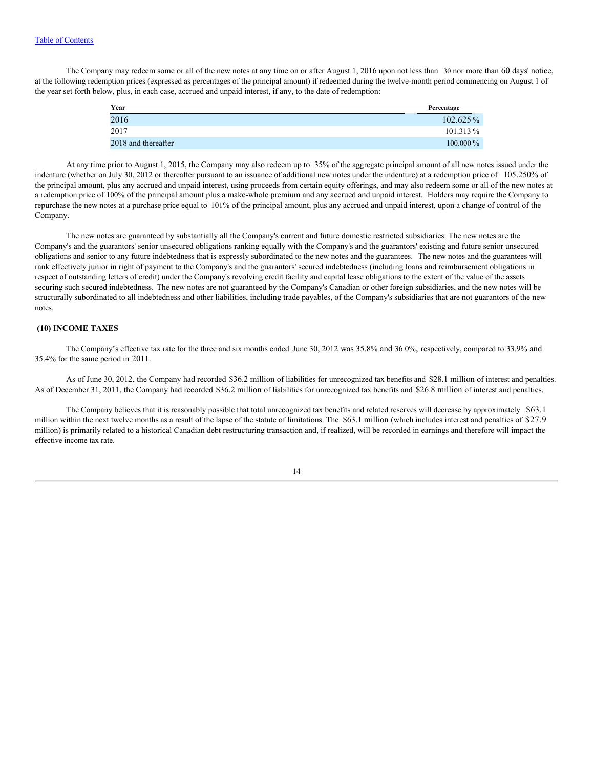The Company may redeem some or all of the new notes at any time on or after August 1, 2016 upon not less than 30 nor more than 60 days' notice, at the following redemption prices (expressed as percentages of the principal amount) if redeemed during the twelve-month period commencing on August 1 of the year set forth below, plus, in each case, accrued and unpaid interest, if any, to the date of redemption:

| Year | Percentage |
|---|---|
| 2016 | 102.625 % |
| 2017 | 101.313 % |
| 2018 and thereafter | 100.000 % |

At any time prior to August 1, 2015, the Company may also redeem up to 35% of the aggregate principal amount of all new notes issued under the indenture (whether on July 30, 2012 or thereafter pursuant to an issuance of additional new notes under the indenture) at a redemption price of 105.250% of the principal amount, plus any accrued and unpaid interest, using proceeds from certain equity offerings, and may also redeem some or all of the new notes at a redemption price of 100% of the principal amount plus a make-whole premium and any accrued and unpaid interest. Holders may require the Company to repurchase the new notes at a purchase price equal to 101% of the principal amount, plus any accrued and unpaid interest, upon a change of control of the Company.

The new notes are guaranteed by substantially all the Company's current and future domestic restricted subsidiaries. The new notes are the Company's and the guarantors' senior unsecured obligations ranking equally with the Company's and the guarantors' existing and future senior unsecured obligations and senior to any future indebtedness that is expressly subordinated to the new notes and the guarantees. The new notes and the guarantees will rank effectively junior in right of payment to the Company's and the guarantors' secured indebtedness (including loans and reimbursement obligations in respect of outstanding letters of credit) under the Company's revolving credit facility and capital lease obligations to the extent of the value of the assets securing such secured indebtedness. The new notes are not guaranteed by the Company's Canadian or other foreign subsidiaries, and the new notes will be structurally subordinated to all indebtedness and other liabilities, including trade payables, of the Company's subsidiaries that are not guarantors of the new notes.

## (10) INCOME TAXES

The Company's effective tax rate for the three and six months ended June 30, 2012 was 35.8% and 36.0%, respectively, compared to 33.9% and 35.4% for the same period in 2011.

As of June 30, 2012, the Company had recorded $36.2 million of liabilities for unrecognized tax benefits and $28.1 million of interest and penalties. As of December 31, 2011, the Company had recorded $36.2 million of liabilities for unrecognized tax benefits and $26.8 million of interest and penalties.

The Company believes that it is reasonably possible that total unrecognized tax benefits and related reserves will decrease by approximately $63.1 million within the next twelve months as a result of the lapse of the statute of limitations. The $63.1 million (which includes interest and penalties of $27.9 million) is primarily related to a historical Canadian debt restructuring transaction and, if realized, will be recorded in earnings and therefore will impact the effective income tax rate.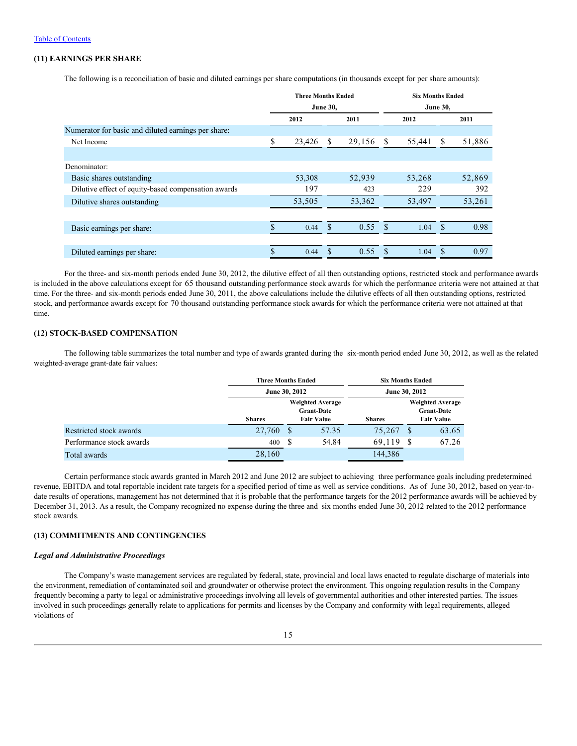[Table of Contents](#)

### (11) EARNINGS PER SHARE

The following is a reconciliation of basic and diluted earnings per share computations (in thousands except for per share amounts):

| | Three Months Ended June 30, | | Six Months Ended June 30, | |
|---|---|---|---|---|
| | 2012 | 2011 | 2012 | 2011 |
| Numerator for basic and diluted earnings per share: | | | | |
| Net Income | $ 23,426 | $ 29,156 | $ 55,441 | $ 51,886 |
| | | | | |
| Denominator: | | | | |
| Basic shares outstanding | 53,308 | 52,939 | 53,268 | 52,869 |
| Dilutive effect of equity-based compensation awards | 197 | 423 | 229 | 392 |
| Dilutive shares outstanding | 53,505 | 53,362 | 53,497 | 53,261 |
| | | | | |
| Basic earnings per share: | $ 0.44 | $ 0.55 | $ 1.04 | $ 0.98 |
| | | | | |
| Diluted earnings per share: | $ 0.44 | $ 0.55 | $ 1.04 | $ 0.97 |

For the three- and six-month periods ended June 30, 2012, the dilutive effect of all then outstanding options, restricted stock and performance awards is included in the above calculations except for 65 thousand outstanding performance stock awards for which the performance criteria were not attained at that time. For the three- and six-month periods ended June 30, 2011, the above calculations include the dilutive effects of all then outstanding options, restricted stock, and performance awards except for 70 thousand outstanding performance stock awards for which the performance criteria were not attained at that time.

### (12) STOCK-BASED COMPENSATION

The following table summarizes the total number and type of awards granted during the six-month period ended June 30, 2012, as well as the related weighted-average grant-date fair values:

| | Three Months Ended June 30, 2012 | | Six Months Ended June 30, 2012 | |
|---|---|---|---|---|
| | Shares | Weighted Average Grant-Date Fair Value | Shares | Weighted Average Grant-Date Fair Value |
| Restricted stock awards | 27,760 | $ 57.35 | 75,267 | $ 63.65 |
| Performance stock awards | 400 | $ 54.84 | 69,119 | $ 67.26 |
| Total awards | 28,160 | | 144,386 | |

Certain performance stock awards granted in March 2012 and June 2012 are subject to achieving three performance goals including predetermined revenue, EBITDA and total reportable incident rate targets for a specified period of time as well as service conditions. As of June 30, 2012, based on year-to-date results of operations, management has not determined that it is probable that the performance targets for the 2012 performance awards will be achieved by December 31, 2013. As a result, the Company recognized no expense during the three and six months ended June 30, 2012 related to the 2012 performance stock awards.

### (13) COMMITMENTS AND CONTINGENCIES

***Legal and Administrative Proceedings***

The Company's waste management services are regulated by federal, state, provincial and local laws enacted to regulate discharge of materials into the environment, remediation of contaminated soil and groundwater or otherwise protect the environment. This ongoing regulation results in the Company frequently becoming a party to legal or administrative proceedings involving all levels of governmental authorities and other interested parties. The issues involved in such proceedings generally relate to applications for permits and licenses by the Company and conformity with legal requirements, alleged violations of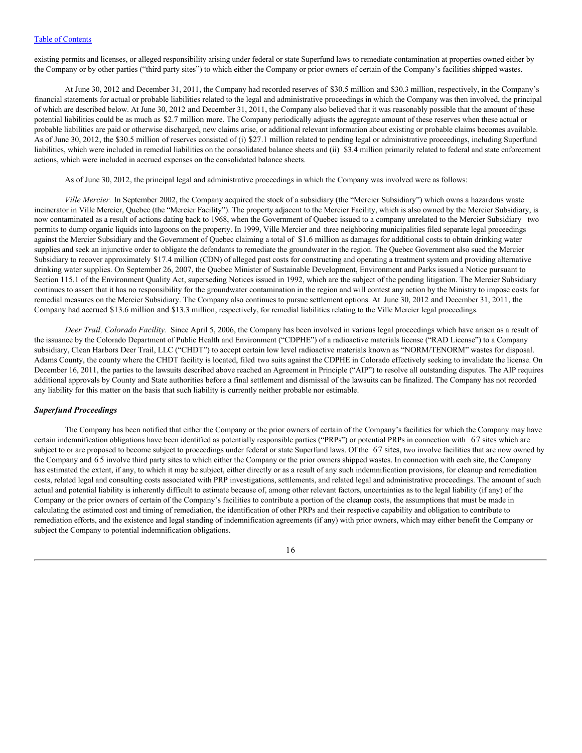existing permits and licenses, or alleged responsibility arising under federal or state Superfund laws to remediate contamination at properties owned either by the Company or by other parties ("third party sites") to which either the Company or prior owners of certain of the Company's facilities shipped wastes.

At June 30, 2012 and December 31, 2011, the Company had recorded reserves of $30.5 million and $30.3 million, respectively, in the Company's financial statements for actual or probable liabilities related to the legal and administrative proceedings in which the Company was then involved, the principal of which are described below. At June 30, 2012 and December 31, 2011, the Company also believed that it was reasonably possible that the amount of these potential liabilities could be as much as $2.7 million more. The Company periodically adjusts the aggregate amount of these reserves when these actual or probable liabilities are paid or otherwise discharged, new claims arise, or additional relevant information about existing or probable claims becomes available. As of June 30, 2012, the $30.5 million of reserves consisted of (i) $27.1 million related to pending legal or administrative proceedings, including Superfund liabilities, which were included in remedial liabilities on the consolidated balance sheets and (ii) $3.4 million primarily related to federal and state enforcement actions, which were included in accrued expenses on the consolidated balance sheets.

As of June 30, 2012, the principal legal and administrative proceedings in which the Company was involved were as follows:

*Ville Mercier.* In September 2002, the Company acquired the stock of a subsidiary (the "Mercier Subsidiary") which owns a hazardous waste incinerator in Ville Mercier, Quebec (the "Mercier Facility"). The property adjacent to the Mercier Facility, which is also owned by the Mercier Subsidiary, is now contaminated as a result of actions dating back to 1968, when the Government of Quebec issued to a company unrelated to the Mercier Subsidiary two permits to dump organic liquids into lagoons on the property. In 1999, Ville Mercier and three neighboring municipalities filed separate legal proceedings against the Mercier Subsidiary and the Government of Quebec claiming a total of $1.6 million as damages for additional costs to obtain drinking water supplies and seek an injunctive order to obligate the defendants to remediate the groundwater in the region. The Quebec Government also sued the Mercier Subsidiary to recover approximately $17.4 million (CDN) of alleged past costs for constructing and operating a treatment system and providing alternative drinking water supplies. On September 26, 2007, the Quebec Minister of Sustainable Development, Environment and Parks issued a Notice pursuant to Section 115.1 of the Environment Quality Act, superseding Notices issued in 1992, which are the subject of the pending litigation. The Mercier Subsidiary continues to assert that it has no responsibility for the groundwater contamination in the region and will contest any action by the Ministry to impose costs for remedial measures on the Mercier Subsidiary. The Company also continues to pursue settlement options. At June 30, 2012 and December 31, 2011, the Company had accrued $13.6 million and $13.3 million, respectively, for remedial liabilities relating to the Ville Mercier legal proceedings.

*Deer Trail, Colorado Facility.* Since April 5, 2006, the Company has been involved in various legal proceedings which have arisen as a result of the issuance by the Colorado Department of Public Health and Environment ("CDPHE") of a radioactive materials license ("RAD License") to a Company subsidiary, Clean Harbors Deer Trail, LLC ("CHDT") to accept certain low level radioactive materials known as "NORM/TENORM" wastes for disposal. Adams County, the county where the CHDT facility is located, filed two suits against the CDPHE in Colorado effectively seeking to invalidate the license. On December 16, 2011, the parties to the lawsuits described above reached an Agreement in Principle ("AIP") to resolve all outstanding disputes. The AIP requires additional approvals by County and State authorities before a final settlement and dismissal of the lawsuits can be finalized. The Company has not recorded any liability for this matter on the basis that such liability is currently neither probable nor estimable.

### *Superfund Proceedings*

The Company has been notified that either the Company or the prior owners of certain of the Company's facilities for which the Company may have certain indemnification obligations have been identified as potentially responsible parties ("PRPs") or potential PRPs in connection with 67 sites which are subject to or are proposed to become subject to proceedings under federal or state Superfund laws. Of the 67 sites, two involve facilities that are now owned by the Company and 65 involve third party sites to which either the Company or the prior owners shipped wastes. In connection with each site, the Company has estimated the extent, if any, to which it may be subject, either directly or as a result of any such indemnification provisions, for cleanup and remediation costs, related legal and consulting costs associated with PRP investigations, settlements, and related legal and administrative proceedings. The amount of such actual and potential liability is inherently difficult to estimate because of, among other relevant factors, uncertainties as to the legal liability (if any) of the Company or the prior owners of certain of the Company's facilities to contribute a portion of the cleanup costs, the assumptions that must be made in calculating the estimated cost and timing of remediation, the identification of other PRPs and their respective capability and obligation to contribute to remediation efforts, and the existence and legal standing of indemnification agreements (if any) with prior owners, which may either benefit the Company or subject the Company to potential indemnification obligations.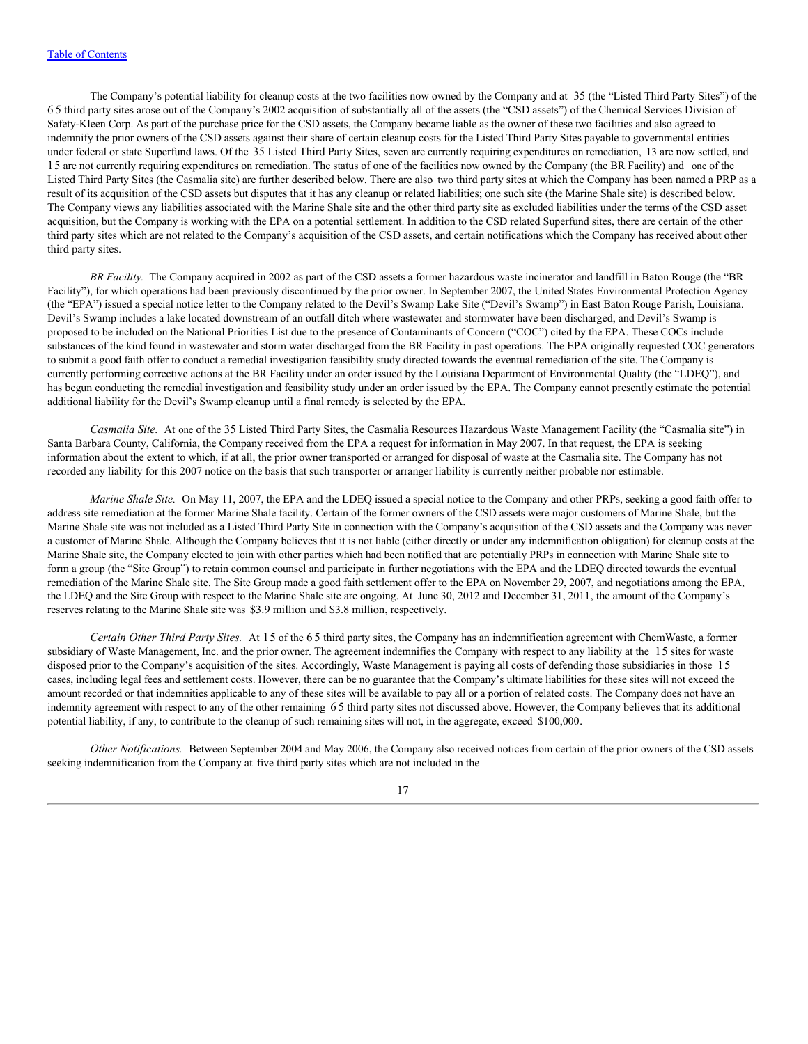[Table of Contents]

The Company's potential liability for cleanup costs at the two facilities now owned by the Company and at 35 (the "Listed Third Party Sites") of the 65 third party sites arose out of the Company's 2002 acquisition of substantially all of the assets (the "CSD assets") of the Chemical Services Division of Safety-Kleen Corp. As part of the purchase price for the CSD assets, the Company became liable as the owner of these two facilities and also agreed to indemnify the prior owners of the CSD assets against their share of certain cleanup costs for the Listed Third Party Sites payable to governmental entities under federal or state Superfund laws. Of the 35 Listed Third Party Sites, seven are currently requiring expenditures on remediation, 13 are now settled, and 15 are not currently requiring expenditures on remediation. The status of one of the facilities now owned by the Company (the BR Facility) and one of the Listed Third Party Sites (the Casmalia site) are further described below. There are also two third party sites at which the Company has been named a PRP as a result of its acquisition of the CSD assets but disputes that it has any cleanup or related liabilities; one such site (the Marine Shale site) is described below. The Company views any liabilities associated with the Marine Shale site and the other third party site as excluded liabilities under the terms of the CSD asset acquisition, but the Company is working with the EPA on a potential settlement. In addition to the CSD related Superfund sites, there are certain of the other third party sites which are not related to the Company's acquisition of the CSD assets, and certain notifications which the Company has received about other third party sites.

*BR Facility.* The Company acquired in 2002 as part of the CSD assets a former hazardous waste incinerator and landfill in Baton Rouge (the "BR Facility"), for which operations had been previously discontinued by the prior owner. In September 2007, the United States Environmental Protection Agency (the "EPA") issued a special notice letter to the Company related to the Devil's Swamp Lake Site ("Devil's Swamp") in East Baton Rouge Parish, Louisiana. Devil's Swamp includes a lake located downstream of an outfall ditch where wastewater and stormwater have been discharged, and Devil's Swamp is proposed to be included on the National Priorities List due to the presence of Contaminants of Concern ("COC") cited by the EPA. These COCs include substances of the kind found in wastewater and storm water discharged from the BR Facility in past operations. The EPA originally requested COC generators to submit a good faith offer to conduct a remedial investigation feasibility study directed towards the eventual remediation of the site. The Company is currently performing corrective actions at the BR Facility under an order issued by the Louisiana Department of Environmental Quality (the "LDEQ"), and has begun conducting the remedial investigation and feasibility study under an order issued by the EPA. The Company cannot presently estimate the potential additional liability for the Devil's Swamp cleanup until a final remedy is selected by the EPA.

*Casmalia Site.* At one of the 35 Listed Third Party Sites, the Casmalia Resources Hazardous Waste Management Facility (the "Casmalia site") in Santa Barbara County, California, the Company received from the EPA a request for information in May 2007. In that request, the EPA is seeking information about the extent to which, if at all, the prior owner transported or arranged for disposal of waste at the Casmalia site. The Company has not recorded any liability for this 2007 notice on the basis that such transporter or arranger liability is currently neither probable nor estimable.

*Marine Shale Site.* On May 11, 2007, the EPA and the LDEQ issued a special notice to the Company and other PRPs, seeking a good faith offer to address site remediation at the former Marine Shale facility. Certain of the former owners of the CSD assets were major customers of Marine Shale, but the Marine Shale site was not included as a Listed Third Party Site in connection with the Company's acquisition of the CSD assets and the Company was never a customer of Marine Shale. Although the Company believes that it is not liable (either directly or under any indemnification obligation) for cleanup costs at the Marine Shale site, the Company elected to join with other parties which had been notified that are potentially PRPs in connection with Marine Shale site to form a group (the "Site Group") to retain common counsel and participate in further negotiations with the EPA and the LDEQ directed towards the eventual remediation of the Marine Shale site. The Site Group made a good faith settlement offer to the EPA on November 29, 2007, and negotiations among the EPA, the LDEQ and the Site Group with respect to the Marine Shale site are ongoing. At June 30, 2012 and December 31, 2011, the amount of the Company's reserves relating to the Marine Shale site was $3.9 million and $3.8 million, respectively.

*Certain Other Third Party Sites.* At 15 of the 65 third party sites, the Company has an indemnification agreement with ChemWaste, a former subsidiary of Waste Management, Inc. and the prior owner. The agreement indemnifies the Company with respect to any liability at the 15 sites for waste disposed prior to the Company's acquisition of the sites. Accordingly, Waste Management is paying all costs of defending those subsidiaries in those 15 cases, including legal fees and settlement costs. However, there can be no guarantee that the Company's ultimate liabilities for these sites will not exceed the amount recorded or that indemnities applicable to any of these sites will be available to pay all or a portion of related costs. The Company does not have an indemnity agreement with respect to any of the other remaining 65 third party sites not discussed above. However, the Company believes that its additional potential liability, if any, to contribute to the cleanup of such remaining sites will not, in the aggregate, exceed $100,000.

*Other Notifications.* Between September 2004 and May 2006, the Company also received notices from certain of the prior owners of the CSD assets seeking indemnification from the Company at five third party sites which are not included in the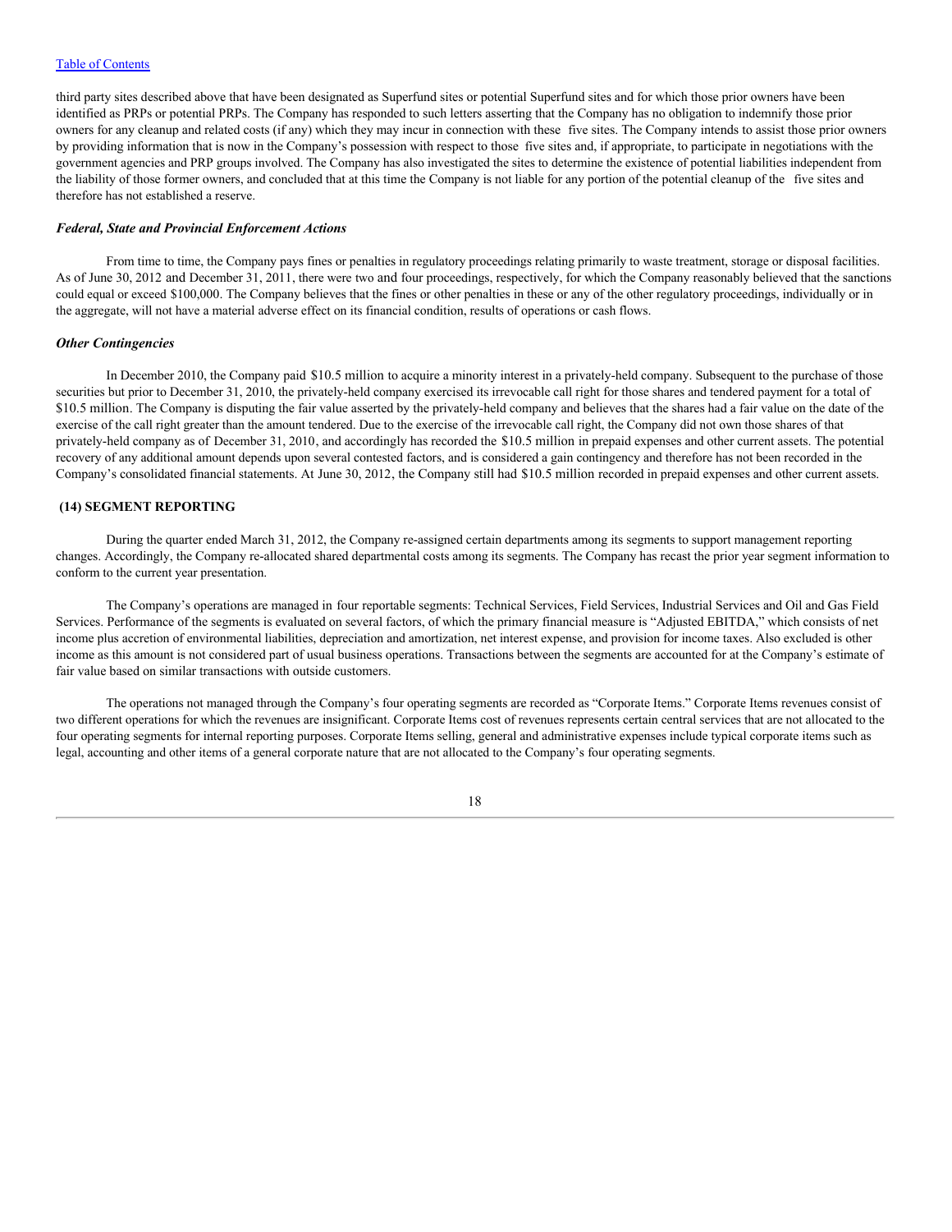third party sites described above that have been designated as Superfund sites or potential Superfund sites and for which those prior owners have been identified as PRPs or potential PRPs. The Company has responded to such letters asserting that the Company has no obligation to indemnify those prior owners for any cleanup and related costs (if any) which they may incur in connection with these five sites. The Company intends to assist those prior owners by providing information that is now in the Company's possession with respect to those five sites and, if appropriate, to participate in negotiations with the government agencies and PRP groups involved. The Company has also investigated the sites to determine the existence of potential liabilities independent from the liability of those former owners, and concluded that at this time the Company is not liable for any portion of the potential cleanup of the five sites and therefore has not established a reserve.

### *Federal, State and Provincial Enforcement Actions*

From time to time, the Company pays fines or penalties in regulatory proceedings relating primarily to waste treatment, storage or disposal facilities. As of June 30, 2012 and December 31, 2011, there were two and four proceedings, respectively, for which the Company reasonably believed that the sanctions could equal or exceed $100,000. The Company believes that the fines or other penalties in these or any of the other regulatory proceedings, individually or in the aggregate, will not have a material adverse effect on its financial condition, results of operations or cash flows.

### *Other Contingencies*

In December 2010, the Company paid $10.5 million to acquire a minority interest in a privately-held company. Subsequent to the purchase of those securities but prior to December 31, 2010, the privately-held company exercised its irrevocable call right for those shares and tendered payment for a total of $10.5 million. The Company is disputing the fair value asserted by the privately-held company and believes that the shares had a fair value on the date of the exercise of the call right greater than the amount tendered. Due to the exercise of the irrevocable call right, the Company did not own those shares of that privately-held company as of December 31, 2010, and accordingly has recorded the $10.5 million in prepaid expenses and other current assets. The potential recovery of any additional amount depends upon several contested factors, and is considered a gain contingency and therefore has not been recorded in the Company's consolidated financial statements. At June 30, 2012, the Company still had $10.5 million recorded in prepaid expenses and other current assets.

## (14) SEGMENT REPORTING

During the quarter ended March 31, 2012, the Company re-assigned certain departments among its segments to support management reporting changes. Accordingly, the Company re-allocated shared departmental costs among its segments. The Company has recast the prior year segment information to conform to the current year presentation.

The Company's operations are managed in four reportable segments: Technical Services, Field Services, Industrial Services and Oil and Gas Field Services. Performance of the segments is evaluated on several factors, of which the primary financial measure is "Adjusted EBITDA," which consists of net income plus accretion of environmental liabilities, depreciation and amortization, net interest expense, and provision for income taxes. Also excluded is other income as this amount is not considered part of usual business operations. Transactions between the segments are accounted for at the Company's estimate of fair value based on similar transactions with outside customers.

The operations not managed through the Company's four operating segments are recorded as "Corporate Items." Corporate Items revenues consist of two different operations for which the revenues are insignificant. Corporate Items cost of revenues represents certain central services that are not allocated to the four operating segments for internal reporting purposes. Corporate Items selling, general and administrative expenses include typical corporate items such as legal, accounting and other items of a general corporate nature that are not allocated to the Company's four operating segments.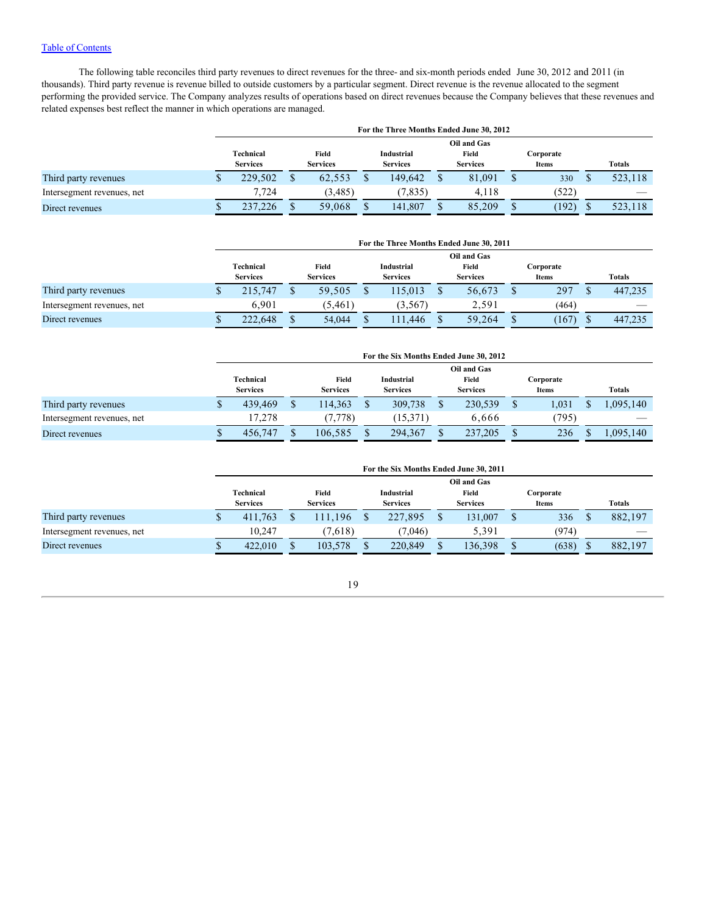[Table of Contents](#)

The following table reconciles third party revenues to direct revenues for the three- and six-month periods ended June 30, 2012 and 2011 (in thousands). Third party revenue is revenue billed to outside customers by a particular segment. Direct revenue is the revenue allocated to the segment performing the provided service. The Company analyzes results of operations based on direct revenues because the Company believes that these revenues and related expenses best reflect the manner in which operations are managed.

| For the Three Months Ended June 30, 2012 | Technical Services | Field Services | Industrial Services | Oil and Gas Field Services | Corporate Items | Totals |
|---|---|---|---|---|---|---|
| Third party revenues | $ 229,502 | $ 62,553 | $ 149,642 | $ 81,091 | $ 330 | $ 523,118 |
| Intersegment revenues, net | 7,724 | (3,485) | (7,835) | 4,118 | (522) | — |
| Direct revenues | $ 237,226 | $ 59,068 | $ 141,807 | $ 85,209 | $ (192) | $ 523,118 |

| For the Three Months Ended June 30, 2011 | Technical Services | Field Services | Industrial Services | Oil and Gas Field Services | Corporate Items | Totals |
|---|---|---|---|---|---|---|
| Third party revenues | $ 215,747 | $ 59,505 | $ 115,013 | $ 56,673 | $ 297 | $ 447,235 |
| Intersegment revenues, net | 6,901 | (5,461) | (3,567) | 2,591 | (464) | — |
| Direct revenues | $ 222,648 | $ 54,044 | $ 111,446 | $ 59,264 | $ (167) | $ 447,235 |

| For the Six Months Ended June 30, 2012 | Technical Services | Field Services | Industrial Services | Oil and Gas Field Services | Corporate Items | Totals |
|---|---|---|---|---|---|---|
| Third party revenues | $ 439,469 | $ 114,363 | $ 309,738 | $ 230,539 | $ 1,031 | $ 1,095,140 |
| Intersegment revenues, net | 17,278 | (7,778) | (15,371) | 6,666 | (795) | — |
| Direct revenues | $ 456,747 | $ 106,585 | $ 294,367 | $ 237,205 | $ 236 | $ 1,095,140 |

| For the Six Months Ended June 30, 2011 | Technical Services | Field Services | Industrial Services | Oil and Gas Field Services | Corporate Items | Totals |
|---|---|---|---|---|---|---|
| Third party revenues | $ 411,763 | $ 111,196 | $ 227,895 | $ 131,007 | $ 336 | $ 882,197 |
| Intersegment revenues, net | 10,247 | (7,618) | (7,046) | 5,391 | (974) | — |
| Direct revenues | $ 422,010 | $ 103,578 | $ 220,849 | $ 136,398 | $ (638) | $ 882,197 |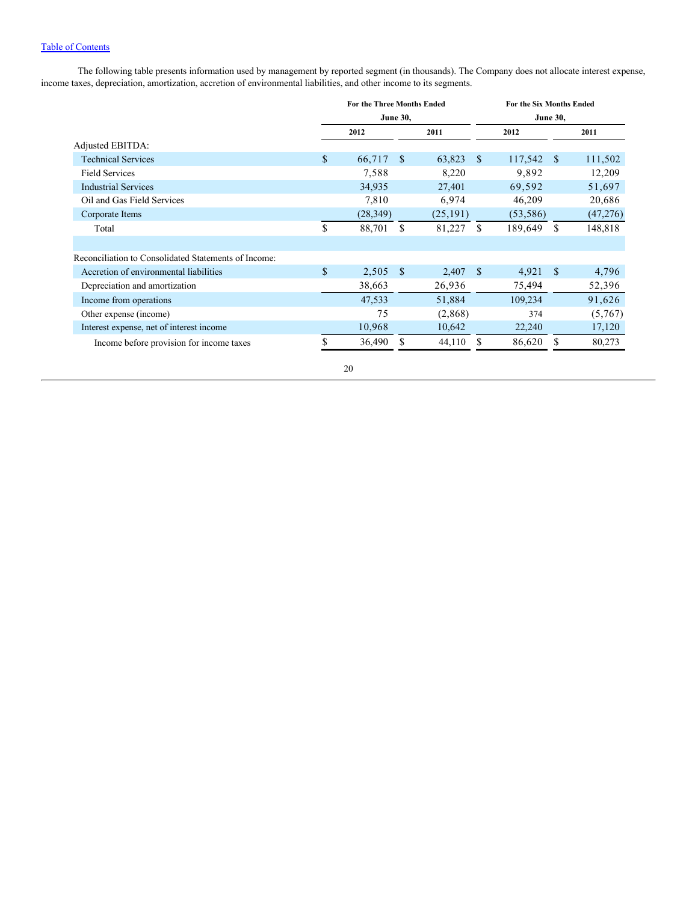[Table of Contents](#)

The following table presents information used by management by reported segment (in thousands). The Company does not allocate interest expense, income taxes, depreciation, amortization, accretion of environmental liabilities, and other income to its segments.

| | For the Three Months Ended June 30, | | For the Six Months Ended June 30, | |
|---|---|---|---|---|
| | 2012 | 2011 | 2012 | 2011 |
| Adjusted EBITDA: | | | | |
| Technical Services | $ 66,717 | $ 63,823 | $ 117,542 | $ 111,502 |
| Field Services | 7,588 | 8,220 | 9,892 | 12,209 |
| Industrial Services | 34,935 | 27,401 | 69,592 | 51,697 |
| Oil and Gas Field Services | 7,810 | 6,974 | 46,209 | 20,686 |
| Corporate Items | (28,349) | (25,191) | (53,586) | (47,276) |
| Total | $ 88,701 | $ 81,227 | $ 189,649 | $ 148,818 |
| | | | | |
| Reconciliation to Consolidated Statements of Income: | | | | |
| Accretion of environmental liabilities | $ 2,505 | $ 2,407 | $ 4,921 | $ 4,796 |
| Depreciation and amortization | 38,663 | 26,936 | 75,494 | 52,396 |
| Income from operations | 47,533 | 51,884 | 109,234 | 91,626 |
| Other expense (income) | 75 | (2,868) | 374 | (5,767) |
| Interest expense, net of interest income | 10,968 | 10,642 | 22,240 | 17,120 |
| Income before provision for income taxes | $ 36,490 | $ 44,110 | $ 86,620 | $ 80,273 |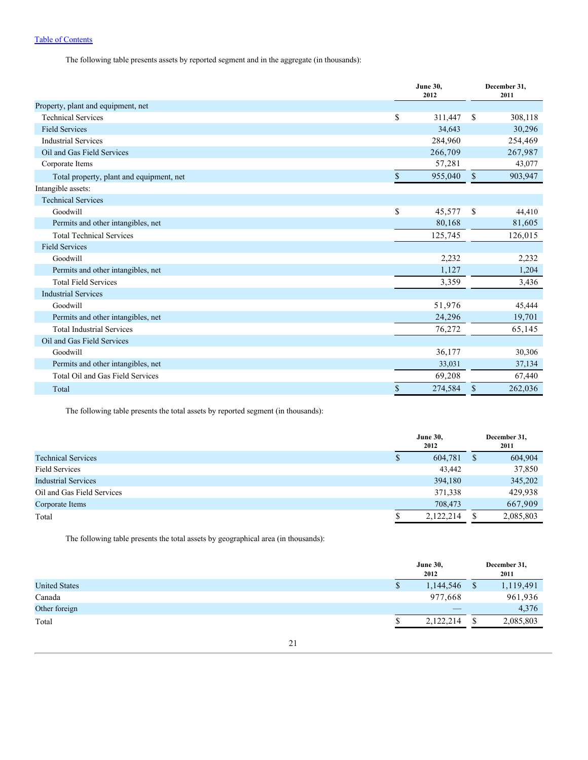[Table of Contents](#)

The following table presents assets by reported segment and in the aggregate (in thousands):

| | June 30, 2012 | December 31, 2011 |
|---|---|---|
| Property, plant and equipment, net | | |
| Technical Services | $ 311,447 | $ 308,118 |
| Field Services | 34,643 | 30,296 |
| Industrial Services | 284,960 | 254,469 |
| Oil and Gas Field Services | 266,709 | 267,987 |
| Corporate Items | 57,281 | 43,077 |
| Total property, plant and equipment, net | $ 955,040 | $ 903,947 |
| Intangible assets: | | |
| Technical Services | | |
| Goodwill | $ 45,577 | $ 44,410 |
| Permits and other intangibles, net | 80,168 | 81,605 |
| Total Technical Services | 125,745 | 126,015 |
| Field Services | | |
| Goodwill | 2,232 | 2,232 |
| Permits and other intangibles, net | 1,127 | 1,204 |
| Total Field Services | 3,359 | 3,436 |
| Industrial Services | | |
| Goodwill | 51,976 | 45,444 |
| Permits and other intangibles, net | 24,296 | 19,701 |
| Total Industrial Services | 76,272 | 65,145 |
| Oil and Gas Field Services | | |
| Goodwill | 36,177 | 30,306 |
| Permits and other intangibles, net | 33,031 | 37,134 |
| Total Oil and Gas Field Services | 69,208 | 67,440 |
| Total | $ 274,584 | $ 262,036 |

The following table presents the total assets by reported segment (in thousands):

| | June 30, 2012 | December 31, 2011 |
|---|---|---|
| Technical Services | $ 604,781 | $ 604,904 |
| Field Services | 43,442 | 37,850 |
| Industrial Services | 394,180 | 345,202 |
| Oil and Gas Field Services | 371,338 | 429,938 |
| Corporate Items | 708,473 | 667,909 |
| Total | $ 2,122,214 | $ 2,085,803 |

The following table presents the total assets by geographical area (in thousands):

| | June 30, 2012 | December 31, 2011 |
|---|---|---|
| United States | $ 1,144,546 | $ 1,119,491 |
| Canada | 977,668 | 961,936 |
| Other foreign | — | 4,376 |
| Total | $ 2,122,214 | $ 2,085,803 |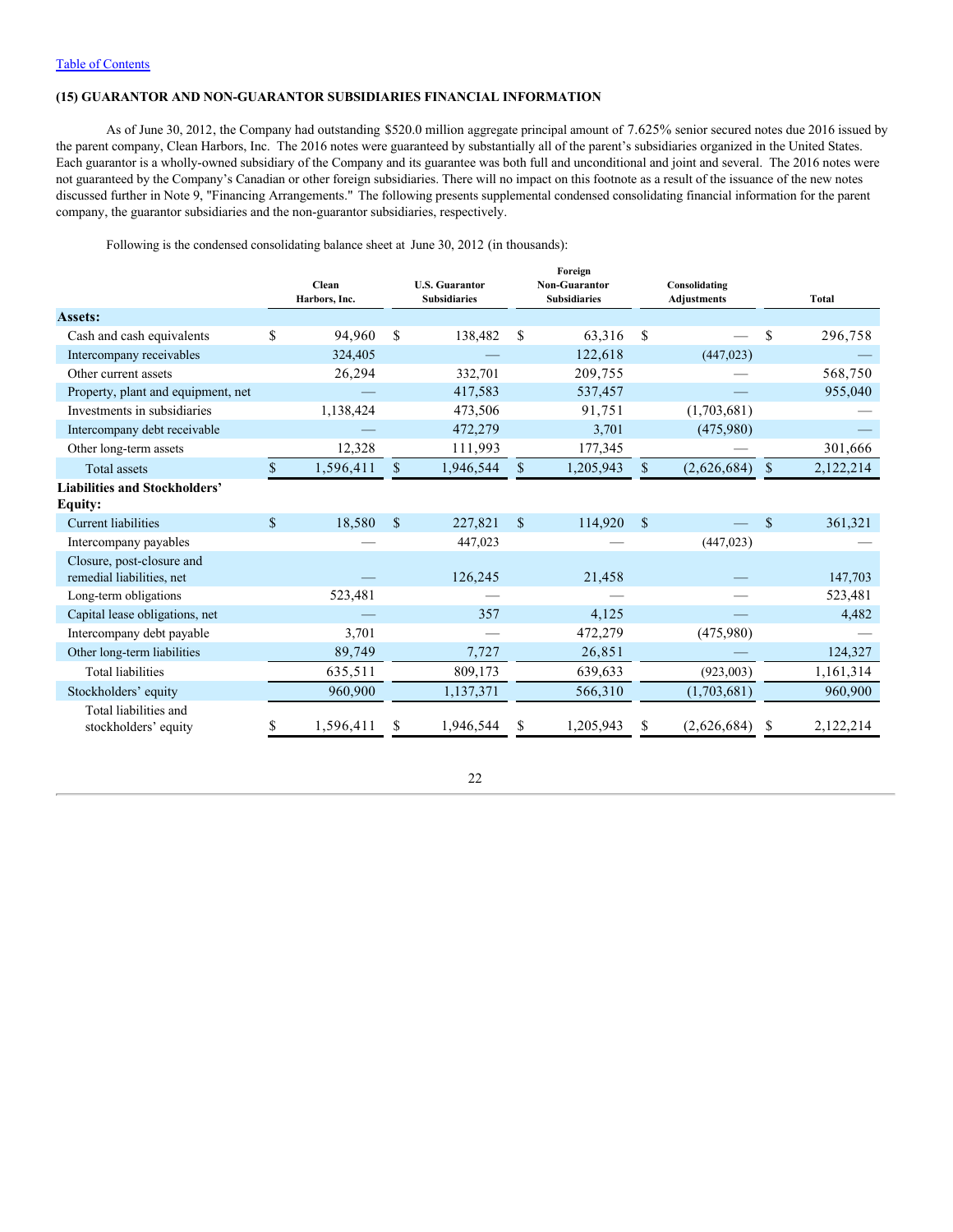[Table of Contents]

**(15) GUARANTOR AND NON-GUARANTOR SUBSIDIARIES FINANCIAL INFORMATION**

As of June 30, 2012, the Company had outstanding $520.0 million aggregate principal amount of 7.625% senior secured notes due 2016 issued by the parent company, Clean Harbors, Inc. The 2016 notes were guaranteed by substantially all of the parent's subsidiaries organized in the United States. Each guarantor is a wholly-owned subsidiary of the Company and its guarantee was both full and unconditional and joint and several. The 2016 notes were not guaranteed by the Company's Canadian or other foreign subsidiaries. There will no impact on this footnote as a result of the issuance of the new notes discussed further in Note 9, "Financing Arrangements." The following presents supplemental condensed consolidating financial information for the parent company, the guarantor subsidiaries and the non-guarantor subsidiaries, respectively.

Following is the condensed consolidating balance sheet at June 30, 2012 (in thousands):

| | Clean Harbors, Inc. | U.S. Guarantor Subsidiaries | Foreign Non-Guarantor Subsidiaries | Consolidating Adjustments | Total |
|---|---|---|---|---|---|
| **Assets:** | | | | | |
| Cash and cash equivalents | $ 94,960 | $ 138,482 | $ 63,316 | $ — | $ 296,758 |
| Intercompany receivables | 324,405 | — | 122,618 | (447,023) | — |
| Other current assets | 26,294 | 332,701 | 209,755 | — | 568,750 |
| Property, plant and equipment, net | — | 417,583 | 537,457 | — | 955,040 |
| Investments in subsidiaries | 1,138,424 | 473,506 | 91,751 | (1,703,681) | — |
| Intercompany debt receivable | — | 472,279 | 3,701 | (475,980) | — |
| Other long-term assets | 12,328 | 111,993 | 177,345 | — | 301,666 |
| Total assets | $ 1,596,411 | $ 1,946,544 | $ 1,205,943 | $ (2,626,684) | $ 2,122,214 |
| **Liabilities and Stockholders' Equity:** | | | | | |
| Current liabilities | $ 18,580 | $ 227,821 | $ 114,920 | $ — | $ 361,321 |
| Intercompany payables | — | 447,023 | — | (447,023) | — |
| Closure, post-closure and remedial liabilities, net | — | 126,245 | 21,458 | — | 147,703 |
| Long-term obligations | 523,481 | — | — | — | 523,481 |
| Capital lease obligations, net | — | 357 | 4,125 | — | 4,482 |
| Intercompany debt payable | 3,701 | — | 472,279 | (475,980) | — |
| Other long-term liabilities | 89,749 | 7,727 | 26,851 | — | 124,327 |
| Total liabilities | 635,511 | 809,173 | 639,633 | (923,003) | 1,161,314 |
| Stockholders' equity | 960,900 | 1,137,371 | 566,310 | (1,703,681) | 960,900 |
| Total liabilities and stockholders' equity | $ 1,596,411 | $ 1,946,544 | $ 1,205,943 | $ (2,626,684) | $ 2,122,214 |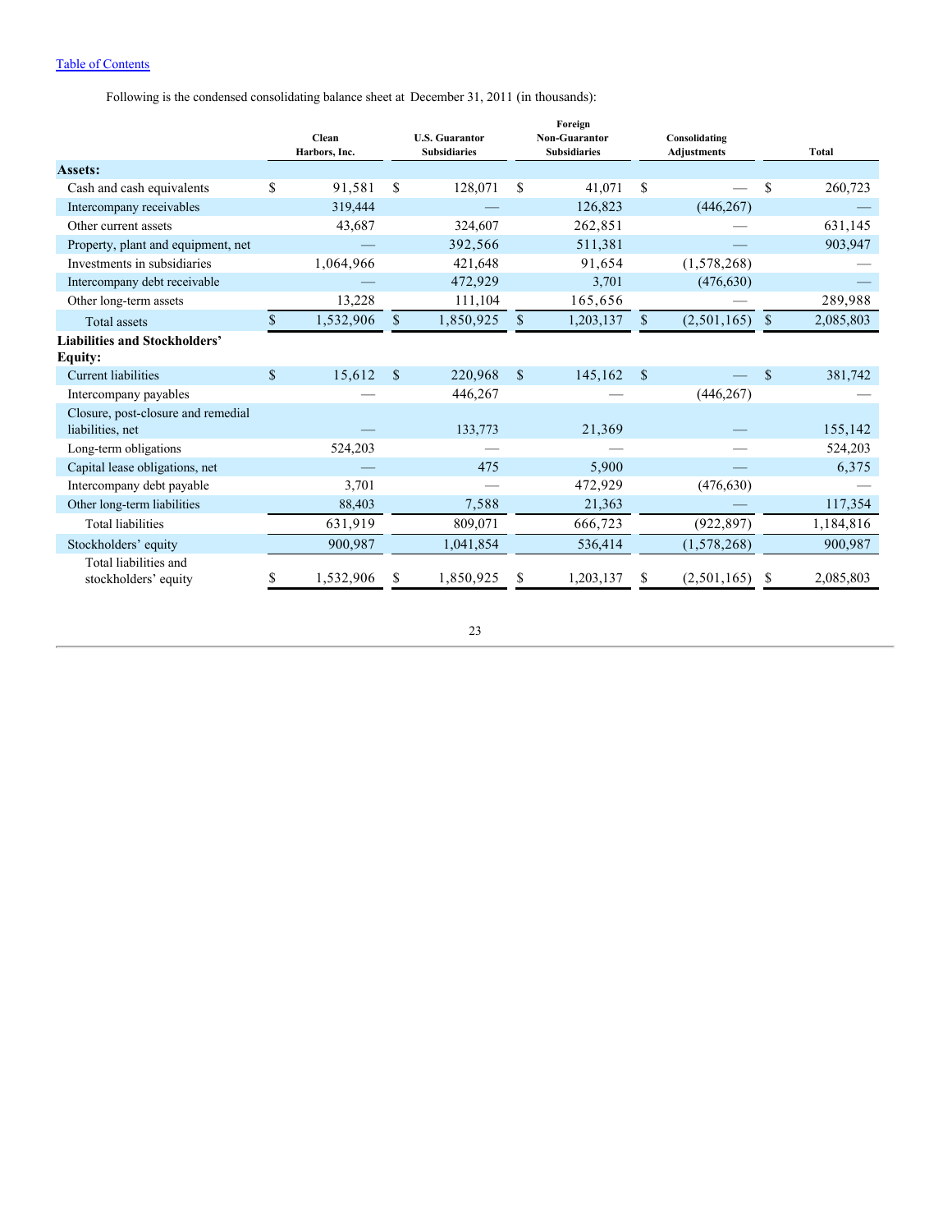Following is the condensed consolidating balance sheet at December 31, 2011 (in thousands):

| | Clean Harbors, Inc. | U.S. Guarantor Subsidiaries | Foreign Non-Guarantor Subsidiaries | Consolidating Adjustments | Total |
|---|---|---|---|---|---|
| **Assets:** | | | | | |
| Cash and cash equivalents | $ 91,581 | $ 128,071 | $ 41,071 | $ — | $ 260,723 |
| Intercompany receivables | 319,444 | — | 126,823 | (446,267) | — |
| Other current assets | 43,687 | 324,607 | 262,851 | — | 631,145 |
| Property, plant and equipment, net | — | 392,566 | 511,381 | — | 903,947 |
| Investments in subsidiaries | 1,064,966 | 421,648 | 91,654 | (1,578,268) | — |
| Intercompany debt receivable | — | 472,929 | 3,701 | (476,630) | — |
| Other long-term assets | 13,228 | 111,104 | 165,656 | — | 289,988 |
| Total assets | $ 1,532,906 | $ 1,850,925 | $ 1,203,137 | $ (2,501,165) | $ 2,085,803 |
| **Liabilities and Stockholders' Equity:** | | | | | |
| Current liabilities | $ 15,612 | $ 220,968 | $ 145,162 | $ — | $ 381,742 |
| Intercompany payables | — | 446,267 | — | (446,267) | — |
| Closure, post-closure and remedial liabilities, net | — | 133,773 | 21,369 | — | 155,142 |
| Long-term obligations | 524,203 | — | — | — | 524,203 |
| Capital lease obligations, net | — | 475 | 5,900 | — | 6,375 |
| Intercompany debt payable | 3,701 | — | 472,929 | (476,630) | — |
| Other long-term liabilities | 88,403 | 7,588 | 21,363 | — | 117,354 |
| Total liabilities | 631,919 | 809,071 | 666,723 | (922,897) | 1,184,816 |
| Stockholders' equity | 900,987 | 1,041,854 | 536,414 | (1,578,268) | 900,987 |
| Total liabilities and stockholders' equity | $ 1,532,906 | $ 1,850,925 | $ 1,203,137 | $ (2,501,165) | $ 2,085,803 |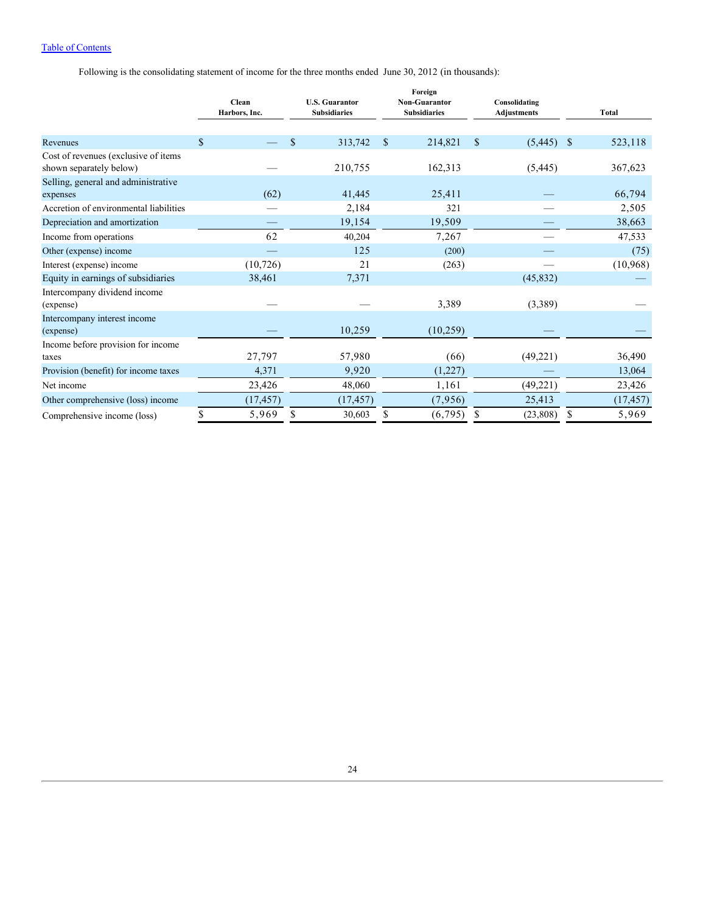Following is the consolidating statement of income for the three months ended June 30, 2012 (in thousands):

| | Clean Harbors, Inc. | U.S. Guarantor Subsidiaries | Foreign Non-Guarantor Subsidiaries | Consolidating Adjustments | Total |
|---|---|---|---|---|---|
| Revenues | $ — | $ 313,742 | $ 214,821 | $ (5,445) | $ 523,118 |
| Cost of revenues (exclusive of items shown separately below) | — | 210,755 | 162,313 | (5,445) | 367,623 |
| Selling, general and administrative expenses | (62) | 41,445 | 25,411 | — | 66,794 |
| Accretion of environmental liabilities | — | 2,184 | 321 | — | 2,505 |
| Depreciation and amortization | — | 19,154 | 19,509 | — | 38,663 |
| Income from operations | 62 | 40,204 | 7,267 | — | 47,533 |
| Other (expense) income | — | 125 | (200) | — | (75) |
| Interest (expense) income | (10,726) | 21 | (263) | — | (10,968) |
| Equity in earnings of subsidiaries | 38,461 | 7,371 | | (45,832) | — |
| Intercompany dividend income (expense) | — | — | 3,389 | (3,389) | — |
| Intercompany interest income (expense) | — | 10,259 | (10,259) | — | — |
| Income before provision for income taxes | 27,797 | 57,980 | (66) | (49,221) | 36,490 |
| Provision (benefit) for income taxes | 4,371 | 9,920 | (1,227) | — | 13,064 |
| Net income | 23,426 | 48,060 | 1,161 | (49,221) | 23,426 |
| Other comprehensive (loss) income | (17,457) | (17,457) | (7,956) | 25,413 | (17,457) |
| Comprehensive income (loss) | $ 5,969 | $ 30,603 | $ (6,795) | $ (23,808) | $ 5,969 |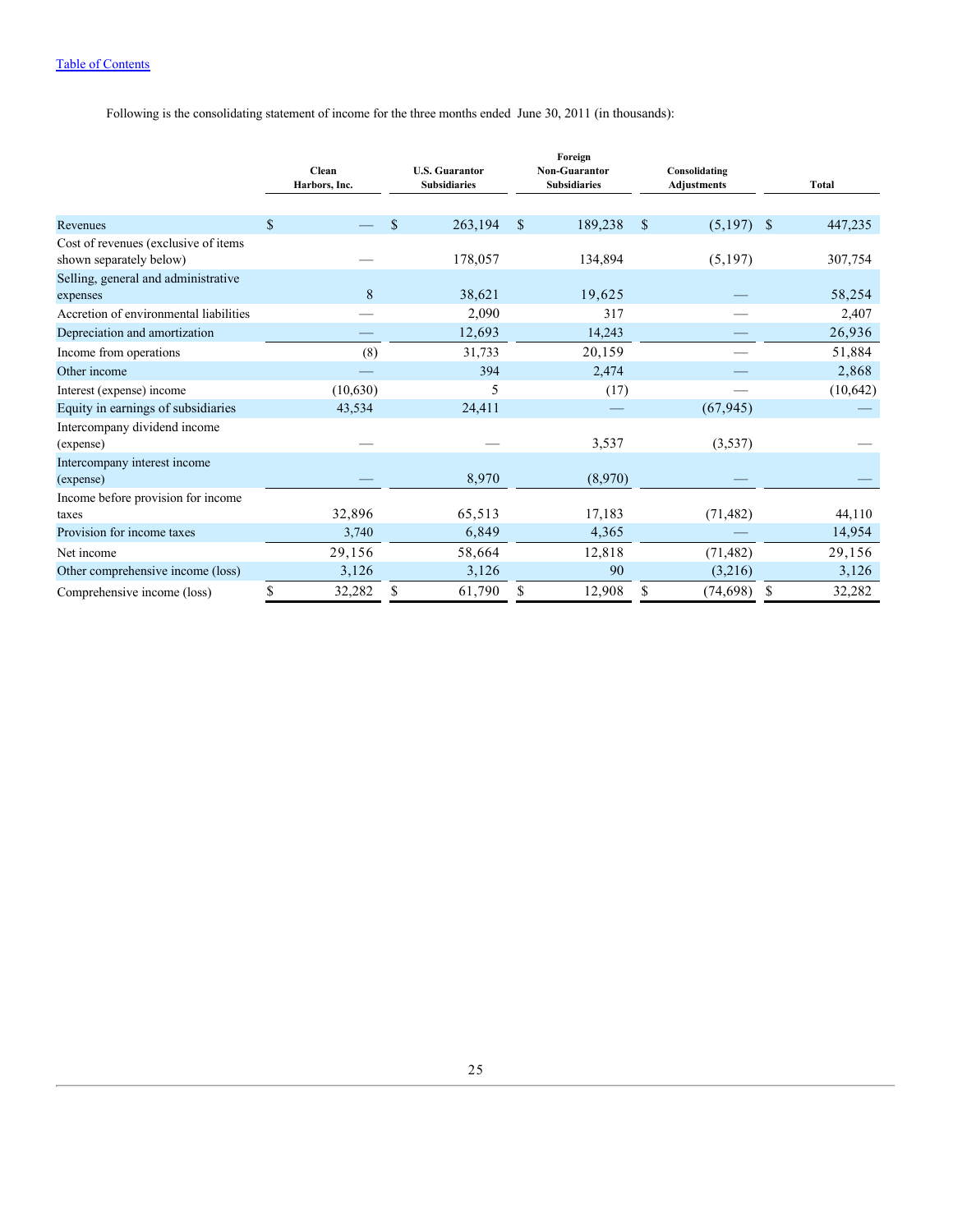Following is the consolidating statement of income for the three months ended June 30, 2011 (in thousands):

| | Clean Harbors, Inc. | U.S. Guarantor Subsidiaries | Foreign Non-Guarantor Subsidiaries | Consolidating Adjustments | Total |
|---|---|---|---|---|---|
| Revenues | $ — | $ 263,194 | $ 189,238 | $ (5,197) | $ 447,235 |
| Cost of revenues (exclusive of items shown separately below) | — | 178,057 | 134,894 | (5,197) | 307,754 |
| Selling, general and administrative expenses | 8 | 38,621 | 19,625 | — | 58,254 |
| Accretion of environmental liabilities | — | 2,090 | 317 | — | 2,407 |
| Depreciation and amortization | — | 12,693 | 14,243 | — | 26,936 |
| Income from operations | (8) | 31,733 | 20,159 | — | 51,884 |
| Other income | — | 394 | 2,474 | — | 2,868 |
| Interest (expense) income | (10,630) | 5 | (17) | — | (10,642) |
| Equity in earnings of subsidiaries | 43,534 | 24,411 | — | (67,945) | — |
| Intercompany dividend income (expense) | — | — | 3,537 | (3,537) | — |
| Intercompany interest income (expense) | — | 8,970 | (8,970) | — | — |
| Income before provision for income taxes | 32,896 | 65,513 | 17,183 | (71,482) | 44,110 |
| Provision for income taxes | 3,740 | 6,849 | 4,365 | — | 14,954 |
| Net income | 29,156 | 58,664 | 12,818 | (71,482) | 29,156 |
| Other comprehensive income (loss) | 3,126 | 3,126 | 90 | (3,216) | 3,126 |
| Comprehensive income (loss) | $ 32,282 | $ 61,790 | $ 12,908 | $ (74,698) | $ 32,282 |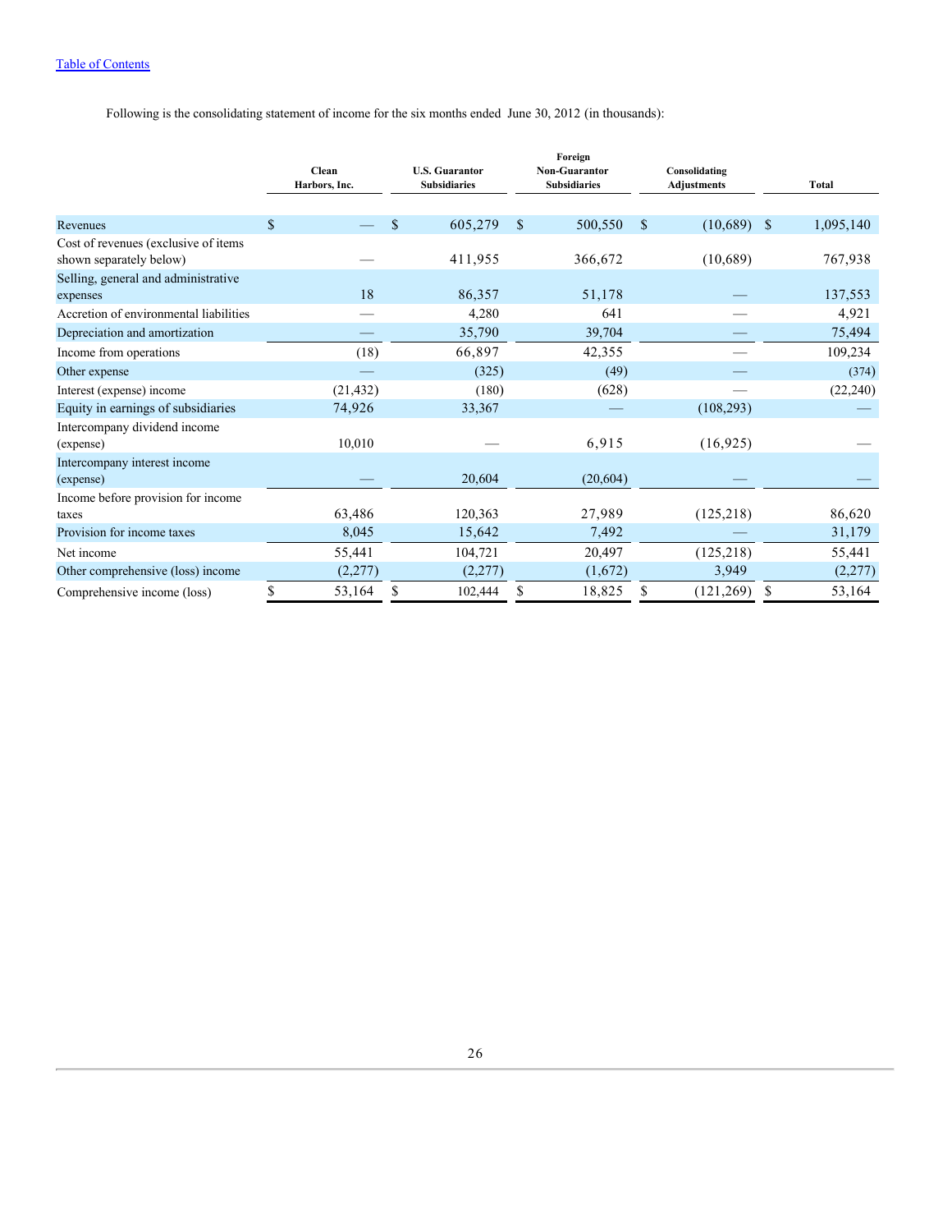Following is the consolidating statement of income for the six months ended June 30, 2012 (in thousands):

| | Clean Harbors, Inc. | U.S. Guarantor Subsidiaries | Foreign Non-Guarantor Subsidiaries | Consolidating Adjustments | Total |
|---|---|---|---|---|---|
| Revenues | $ — | $ 605,279 | $ 500,550 | $ (10,689) | $ 1,095,140 |
| Cost of revenues (exclusive of items shown separately below) | — | 411,955 | 366,672 | (10,689) | 767,938 |
| Selling, general and administrative expenses | 18 | 86,357 | 51,178 | — | 137,553 |
| Accretion of environmental liabilities | — | 4,280 | 641 | — | 4,921 |
| Depreciation and amortization | — | 35,790 | 39,704 | — | 75,494 |
| Income from operations | (18) | 66,897 | 42,355 | — | 109,234 |
| Other expense | — | (325) | (49) | — | (374) |
| Interest (expense) income | (21,432) | (180) | (628) | — | (22,240) |
| Equity in earnings of subsidiaries | 74,926 | 33,367 | — | (108,293) | — |
| Intercompany dividend income (expense) | 10,010 | — | 6,915 | (16,925) | — |
| Intercompany interest income (expense) | — | 20,604 | (20,604) | — | — |
| Income before provision for income taxes | 63,486 | 120,363 | 27,989 | (125,218) | 86,620 |
| Provision for income taxes | 8,045 | 15,642 | 7,492 | — | 31,179 |
| Net income | 55,441 | 104,721 | 20,497 | (125,218) | 55,441 |
| Other comprehensive (loss) income | (2,277) | (2,277) | (1,672) | 3,949 | (2,277) |
| Comprehensive income (loss) | $ 53,164 | $ 102,444 | $ 18,825 | $ (121,269) | $ 53,164 |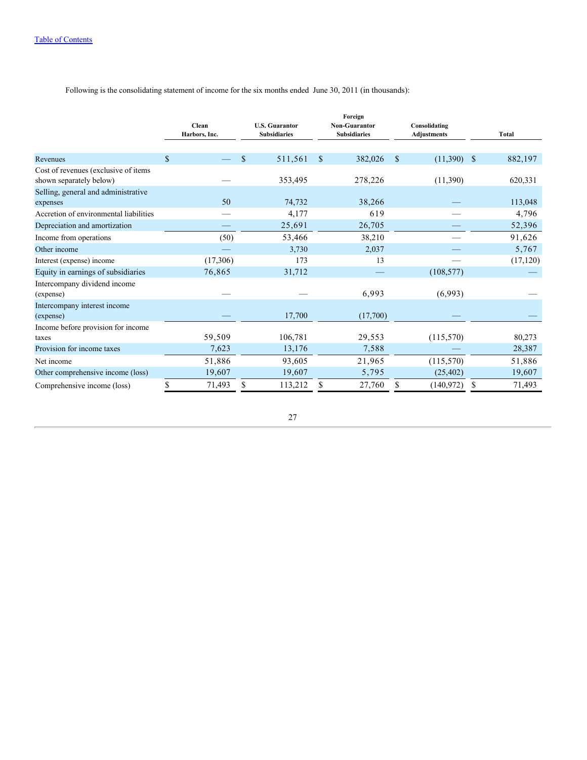[Table of Contents](#)

Following is the consolidating statement of income for the six months ended June 30, 2011 (in thousands):

| | Clean Harbors, Inc. | U.S. Guarantor Subsidiaries | Foreign Non-Guarantor Subsidiaries | Consolidating Adjustments | Total |
|---|---|---|---|---|---|
| Revenues | $ — | $ 511,561 | $ 382,026 | $ (11,390) | $ 882,197 |
| Cost of revenues (exclusive of items shown separately below) | — | 353,495 | 278,226 | (11,390) | 620,331 |
| Selling, general and administrative expenses | 50 | 74,732 | 38,266 | — | 113,048 |
| Accretion of environmental liabilities | — | 4,177 | 619 | — | 4,796 |
| Depreciation and amortization | — | 25,691 | 26,705 | — | 52,396 |
| Income from operations | (50) | 53,466 | 38,210 | — | 91,626 |
| Other income | — | 3,730 | 2,037 | — | 5,767 |
| Interest (expense) income | (17,306) | 173 | 13 | — | (17,120) |
| Equity in earnings of subsidiaries | 76,865 | 31,712 | — | (108,577) | — |
| Intercompany dividend income (expense) | — | — | 6,993 | (6,993) | — |
| Intercompany interest income (expense) | — | 17,700 | (17,700) | — | — |
| Income before provision for income taxes | 59,509 | 106,781 | 29,553 | (115,570) | 80,273 |
| Provision for income taxes | 7,623 | 13,176 | 7,588 | — | 28,387 |
| Net income | 51,886 | 93,605 | 21,965 | (115,570) | 51,886 |
| Other comprehensive income (loss) | 19,607 | 19,607 | 5,795 | (25,402) | 19,607 |
| Comprehensive income (loss) | $ 71,493 | $ 113,212 | $ 27,760 | $ (140,972) | $ 71,493 |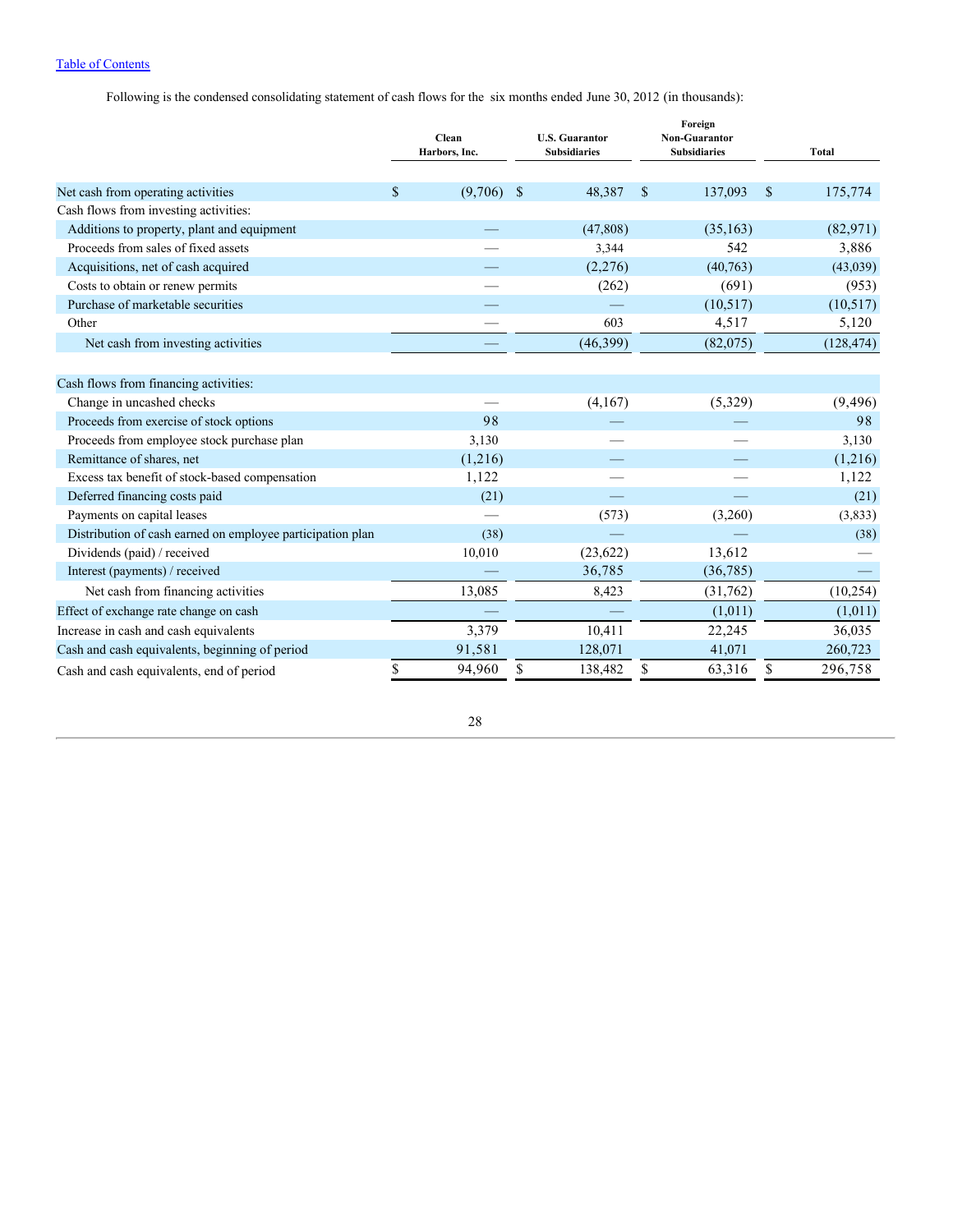Following is the condensed consolidating statement of cash flows for the six months ended June 30, 2012 (in thousands):

| | Clean Harbors, Inc. | U.S. Guarantor Subsidiaries | Foreign Non-Guarantor Subsidiaries | Total |
|---|---|---|---|---|
| Net cash from operating activities | $ (9,706) | $ 48,387 | $ 137,093 | $ 175,774 |
| Cash flows from investing activities: | | | | |
| Additions to property, plant and equipment | — | (47,808) | (35,163) | (82,971) |
| Proceeds from sales of fixed assets | — | 3,344 | 542 | 3,886 |
| Acquisitions, net of cash acquired | — | (2,276) | (40,763) | (43,039) |
| Costs to obtain or renew permits | — | (262) | (691) | (953) |
| Purchase of marketable securities | — | — | (10,517) | (10,517) |
| Other | — | 603 | 4,517 | 5,120 |
| Net cash from investing activities | — | (46,399) | (82,075) | (128,474) |
| Cash flows from financing activities: | | | | |
| Change in uncashed checks | — | (4,167) | (5,329) | (9,496) |
| Proceeds from exercise of stock options | 98 | — | — | 98 |
| Proceeds from employee stock purchase plan | 3,130 | — | — | 3,130 |
| Remittance of shares, net | (1,216) | — | — | (1,216) |
| Excess tax benefit of stock-based compensation | 1,122 | — | — | 1,122 |
| Deferred financing costs paid | (21) | — | — | (21) |
| Payments on capital leases | — | (573) | (3,260) | (3,833) |
| Distribution of cash earned on employee participation plan | (38) | — | — | (38) |
| Dividends (paid) / received | 10,010 | (23,622) | 13,612 | — |
| Interest (payments) / received | — | 36,785 | (36,785) | — |
| Net cash from financing activities | 13,085 | 8,423 | (31,762) | (10,254) |
| Effect of exchange rate change on cash | — | — | (1,011) | (1,011) |
| Increase in cash and cash equivalents | 3,379 | 10,411 | 22,245 | 36,035 |
| Cash and cash equivalents, beginning of period | 91,581 | 128,071 | 41,071 | 260,723 |
| Cash and cash equivalents, end of period | $ 94,960 | $ 138,482 | $ 63,316 | $ 296,758 |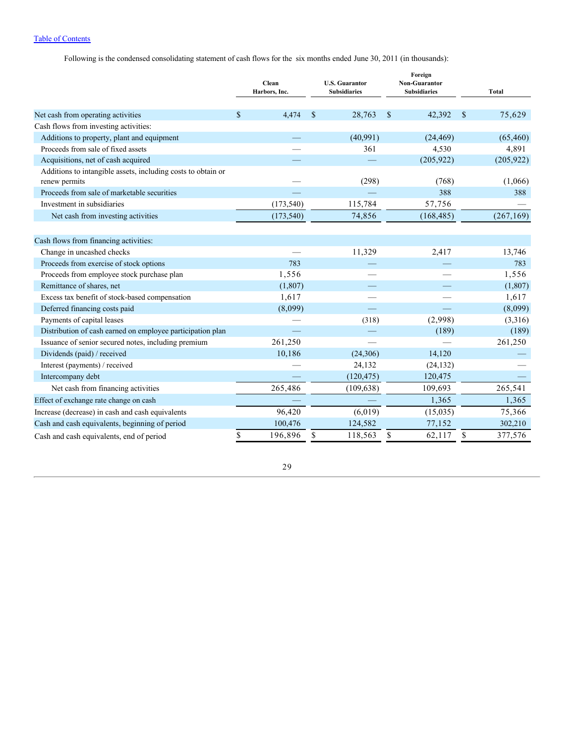[Table of Contents]

Following is the condensed consolidating statement of cash flows for the six months ended June 30, 2011 (in thousands):

| | Clean Harbors, Inc. | U.S. Guarantor Subsidiaries | Foreign Non-Guarantor Subsidiaries | Total |
|---|---|---|---|---|
| Net cash from operating activities | $ 4,474 | $ 28,763 | $ 42,392 | $ 75,629 |
| Cash flows from investing activities: | | | | |
| Additions to property, plant and equipment | — | (40,991) | (24,469) | (65,460) |
| Proceeds from sale of fixed assets | — | 361 | 4,530 | 4,891 |
| Acquisitions, net of cash acquired | — | — | (205,922) | (205,922) |
| Additions to intangible assets, including costs to obtain or renew permits | — | (298) | (768) | (1,066) |
| Proceeds from sale of marketable securities | — | — | 388 | 388 |
| Investment in subsidiaries | (173,540) | 115,784 | 57,756 | — |
| Net cash from investing activities | (173,540) | 74,856 | (168,485) | (267,169) |
| Cash flows from financing activities: | | | | |
| Change in uncashed checks | — | 11,329 | 2,417 | 13,746 |
| Proceeds from exercise of stock options | 783 | — | — | 783 |
| Proceeds from employee stock purchase plan | 1,556 | — | — | 1,556 |
| Remittance of shares, net | (1,807) | — | — | (1,807) |
| Excess tax benefit of stock-based compensation | 1,617 | — | — | 1,617 |
| Deferred financing costs paid | (8,099) | — | — | (8,099) |
| Payments of capital leases | — | (318) | (2,998) | (3,316) |
| Distribution of cash earned on employee participation plan | — | — | (189) | (189) |
| Issuance of senior secured notes, including premium | 261,250 | — | — | 261,250 |
| Dividends (paid) / received | 10,186 | (24,306) | 14,120 | — |
| Interest (payments) / received | — | 24,132 | (24,132) | — |
| Intercompany debt | — | (120,475) | 120,475 | — |
| Net cash from financing activities | 265,486 | (109,638) | 109,693 | 265,541 |
| Effect of exchange rate change on cash | — | — | 1,365 | 1,365 |
| Increase (decrease) in cash and cash equivalents | 96,420 | (6,019) | (15,035) | 75,366 |
| Cash and cash equivalents, beginning of period | 100,476 | 124,582 | 77,152 | 302,210 |
| Cash and cash equivalents, end of period | $ 196,896 | $ 118,563 | $ 62,117 | $ 377,576 |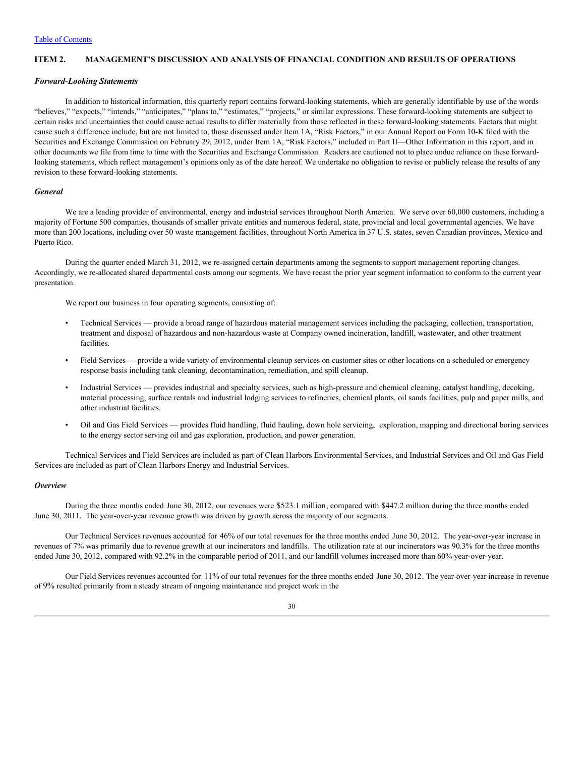## ITEM 2. MANAGEMENT'S DISCUSSION AND ANALYSIS OF FINANCIAL CONDITION AND RESULTS OF OPERATIONS

### *Forward-Looking Statements*

In addition to historical information, this quarterly report contains forward-looking statements, which are generally identifiable by use of the words "believes," "expects," "intends," "anticipates," "plans to," "estimates," "projects," or similar expressions. These forward-looking statements are subject to certain risks and uncertainties that could cause actual results to differ materially from those reflected in these forward-looking statements. Factors that might cause such a difference include, but are not limited to, those discussed under Item 1A, "Risk Factors," in our Annual Report on Form 10-K filed with the Securities and Exchange Commission on February 29, 2012, under Item 1A, "Risk Factors," included in Part II—Other Information in this report, and in other documents we file from time to time with the Securities and Exchange Commission. Readers are cautioned not to place undue reliance on these forward-looking statements, which reflect management's opinions only as of the date hereof. We undertake no obligation to revise or publicly release the results of any revision to these forward-looking statements.

### *General*

We are a leading provider of environmental, energy and industrial services throughout North America. We serve over 60,000 customers, including a majority of Fortune 500 companies, thousands of smaller private entities and numerous federal, state, provincial and local governmental agencies. We have more than 200 locations, including over 50 waste management facilities, throughout North America in 37 U.S. states, seven Canadian provinces, Mexico and Puerto Rico.

During the quarter ended March 31, 2012, we re-assigned certain departments among the segments to support management reporting changes. Accordingly, we re-allocated shared departmental costs among our segments. We have recast the prior year segment information to conform to the current year presentation.

We report our business in four operating segments, consisting of:

- Technical Services — provide a broad range of hazardous material management services including the packaging, collection, transportation, treatment and disposal of hazardous and non-hazardous waste at Company owned incineration, landfill, wastewater, and other treatment facilities.
- Field Services — provide a wide variety of environmental cleanup services on customer sites or other locations on a scheduled or emergency response basis including tank cleaning, decontamination, remediation, and spill cleanup.
- Industrial Services — provides industrial and specialty services, such as high-pressure and chemical cleaning, catalyst handling, decoking, material processing, surface rentals and industrial lodging services to refineries, chemical plants, oil sands facilities, pulp and paper mills, and other industrial facilities.
- Oil and Gas Field Services — provides fluid handling, fluid hauling, down hole servicing, exploration, mapping and directional boring services to the energy sector serving oil and gas exploration, production, and power generation.

Technical Services and Field Services are included as part of Clean Harbors Environmental Services, and Industrial Services and Oil and Gas Field Services are included as part of Clean Harbors Energy and Industrial Services.

### *Overview*

During the three months ended June 30, 2012, our revenues were $523.1 million, compared with $447.2 million during the three months ended June 30, 2011. The year-over-year revenue growth was driven by growth across the majority of our segments.

Our Technical Services revenues accounted for 46% of our total revenues for the three months ended June 30, 2012. The year-over-year increase in revenues of 7% was primarily due to revenue growth at our incinerators and landfills. The utilization rate at our incinerators was 90.3% for the three months ended June 30, 2012, compared with 92.2% in the comparable period of 2011, and our landfill volumes increased more than 60% year-over-year.

Our Field Services revenues accounted for 11% of our total revenues for the three months ended June 30, 2012. The year-over-year increase in revenue of 9% resulted primarily from a steady stream of ongoing maintenance and project work in the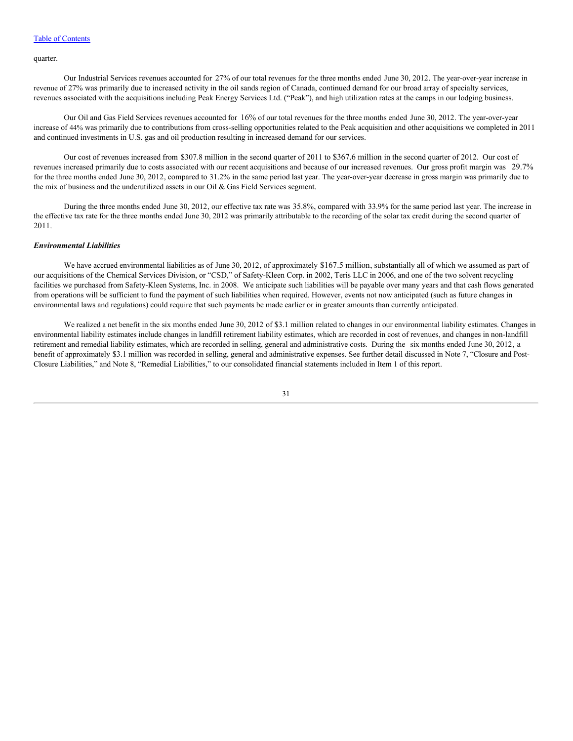quarter.

Our Industrial Services revenues accounted for 27% of our total revenues for the three months ended June 30, 2012. The year-over-year increase in revenue of 27% was primarily due to increased activity in the oil sands region of Canada, continued demand for our broad array of specialty services, revenues associated with the acquisitions including Peak Energy Services Ltd. ("Peak"), and high utilization rates at the camps in our lodging business.

Our Oil and Gas Field Services revenues accounted for 16% of our total revenues for the three months ended June 30, 2012. The year-over-year increase of 44% was primarily due to contributions from cross-selling opportunities related to the Peak acquisition and other acquisitions we completed in 2011 and continued investments in U.S. gas and oil production resulting in increased demand for our services.

Our cost of revenues increased from $307.8 million in the second quarter of 2011 to $367.6 million in the second quarter of 2012. Our cost of revenues increased primarily due to costs associated with our recent acquisitions and because of our increased revenues. Our gross profit margin was 29.7% for the three months ended June 30, 2012, compared to 31.2% in the same period last year. The year-over-year decrease in gross margin was primarily due to the mix of business and the underutilized assets in our Oil & Gas Field Services segment.

During the three months ended June 30, 2012, our effective tax rate was 35.8%, compared with 33.9% for the same period last year. The increase in the effective tax rate for the three months ended June 30, 2012 was primarily attributable to the recording of the solar tax credit during the second quarter of 2011.

### *Environmental Liabilities*

We have accrued environmental liabilities as of June 30, 2012, of approximately $167.5 million, substantially all of which we assumed as part of our acquisitions of the Chemical Services Division, or "CSD," of Safety-Kleen Corp. in 2002, Teris LLC in 2006, and one of the two solvent recycling facilities we purchased from Safety-Kleen Systems, Inc. in 2008. We anticipate such liabilities will be payable over many years and that cash flows generated from operations will be sufficient to fund the payment of such liabilities when required. However, events not now anticipated (such as future changes in environmental laws and regulations) could require that such payments be made earlier or in greater amounts than currently anticipated.

We realized a net benefit in the six months ended June 30, 2012 of $3.1 million related to changes in our environmental liability estimates. Changes in environmental liability estimates include changes in landfill retirement liability estimates, which are recorded in cost of revenues, and changes in non-landfill retirement and remedial liability estimates, which are recorded in selling, general and administrative costs. During the six months ended June 30, 2012, a benefit of approximately $3.1 million was recorded in selling, general and administrative expenses. See further detail discussed in Note 7, "Closure and Post-Closure Liabilities," and Note 8, "Remedial Liabilities," to our consolidated financial statements included in Item 1 of this report.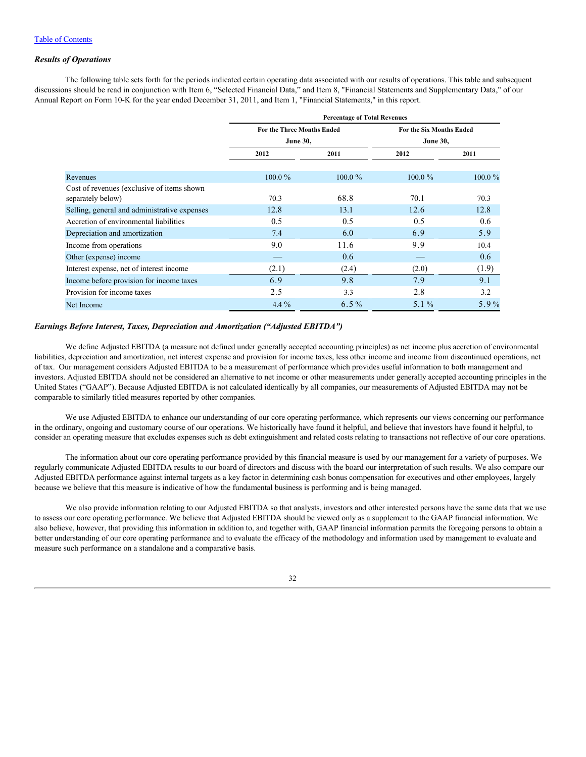Table of Contents

### *Results of Operations*

The following table sets forth for the periods indicated certain operating data associated with our results of operations. This table and subsequent discussions should be read in conjunction with Item 6, "Selected Financial Data," and Item 8, "Financial Statements and Supplementary Data," of our Annual Report on Form 10-K for the year ended December 31, 2011, and Item 1, "Financial Statements," in this report.

| | Percentage of Total Revenues | | | |
|---|---|---|---|---|
| | For the Three Months Ended June 30, | | For the Six Months Ended June 30, | |
| | 2012 | 2011 | 2012 | 2011 |
| Revenues | 100.0 % | 100.0 % | 100.0 % | 100.0 % |
| Cost of revenues (exclusive of items shown separately below) | 70.3 | 68.8 | 70.1 | 70.3 |
| Selling, general and administrative expenses | 12.8 | 13.1 | 12.6 | 12.8 |
| Accretion of environmental liabilities | 0.5 | 0.5 | 0.5 | 0.6 |
| Depreciation and amortization | 7.4 | 6.0 | 6.9 | 5.9 |
| Income from operations | 9.0 | 11.6 | 9.9 | 10.4 |
| Other (expense) income | — | 0.6 | — | 0.6 |
| Interest expense, net of interest income | (2.1) | (2.4) | (2.0) | (1.9) |
| Income before provision for income taxes | 6.9 | 9.8 | 7.9 | 9.1 |
| Provision for income taxes | 2.5 | 3.3 | 2.8 | 3.2 |
| Net Income | 4.4 % | 6.5 % | 5.1 % | 5.9 % |

### *Earnings Before Interest, Taxes, Depreciation and Amortization ("Adjusted EBITDA")*

We define Adjusted EBITDA (a measure not defined under generally accepted accounting principles) as net income plus accretion of environmental liabilities, depreciation and amortization, net interest expense and provision for income taxes, less other income and income from discontinued operations, net of tax. Our management considers Adjusted EBITDA to be a measurement of performance which provides useful information to both management and investors. Adjusted EBITDA should not be considered an alternative to net income or other measurements under generally accepted accounting principles in the United States ("GAAP"). Because Adjusted EBITDA is not calculated identically by all companies, our measurements of Adjusted EBITDA may not be comparable to similarly titled measures reported by other companies.

We use Adjusted EBITDA to enhance our understanding of our core operating performance, which represents our views concerning our performance in the ordinary, ongoing and customary course of our operations. We historically have found it helpful, and believe that investors have found it helpful, to consider an operating measure that excludes expenses such as debt extinguishment and related costs relating to transactions not reflective of our core operations.

The information about our core operating performance provided by this financial measure is used by our management for a variety of purposes. We regularly communicate Adjusted EBITDA results to our board of directors and discuss with the board our interpretation of such results. We also compare our Adjusted EBITDA performance against internal targets as a key factor in determining cash bonus compensation for executives and other employees, largely because we believe that this measure is indicative of how the fundamental business is performing and is being managed.

We also provide information relating to our Adjusted EBITDA so that analysts, investors and other interested persons have the same data that we use to assess our core operating performance. We believe that Adjusted EBITDA should be viewed only as a supplement to the GAAP financial information. We also believe, however, that providing this information in addition to, and together with, GAAP financial information permits the foregoing persons to obtain a better understanding of our core operating performance and to evaluate the efficacy of the methodology and information used by management to evaluate and measure such performance on a standalone and a comparative basis.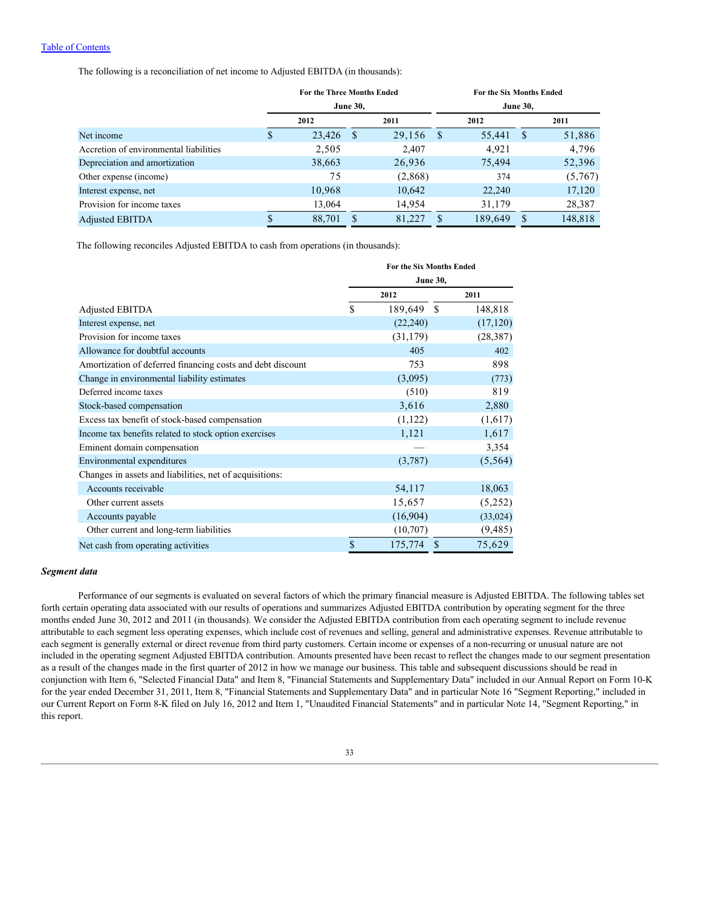The following is a reconciliation of net income to Adjusted EBITDA (in thousands):

| | For the Three Months Ended June 30, | | For the Six Months Ended June 30, | |
|---|---|---|---|---|
| | 2012 | 2011 | 2012 | 2011 |
| Net income | $ 23,426 | $ 29,156 | $ 55,441 | $ 51,886 |
| Accretion of environmental liabilities | 2,505 | 2,407 | 4,921 | 4,796 |
| Depreciation and amortization | 38,663 | 26,936 | 75,494 | 52,396 |
| Other expense (income) | 75 | (2,868) | 374 | (5,767) |
| Interest expense, net | 10,968 | 10,642 | 22,240 | 17,120 |
| Provision for income taxes | 13,064 | 14,954 | 31,179 | 28,387 |
| Adjusted EBITDA | $ 88,701 | $ 81,227 | $ 189,649 | $ 148,818 |

The following reconciles Adjusted EBITDA to cash from operations (in thousands):

| | For the Six Months Ended June 30, | |
|---|---|---|
| | 2012 | 2011 |
| Adjusted EBITDA | $ 189,649 | $ 148,818 |
| Interest expense, net | (22,240) | (17,120) |
| Provision for income taxes | (31,179) | (28,387) |
| Allowance for doubtful accounts | 405 | 402 |
| Amortization of deferred financing costs and debt discount | 753 | 898 |
| Change in environmental liability estimates | (3,095) | (773) |
| Deferred income taxes | (510) | 819 |
| Stock-based compensation | 3,616 | 2,880 |
| Excess tax benefit of stock-based compensation | (1,122) | (1,617) |
| Income tax benefits related to stock option exercises | 1,121 | 1,617 |
| Eminent domain compensation | — | 3,354 |
| Environmental expenditures | (3,787) | (5,564) |
| Changes in assets and liabilities, net of acquisitions: | | |
| Accounts receivable | 54,117 | 18,063 |
| Other current assets | 15,657 | (5,252) |
| Accounts payable | (16,904) | (33,024) |
| Other current and long-term liabilities | (10,707) | (9,485) |
| Net cash from operating activities | $ 175,774 | $ 75,629 |

***Segment data***

Performance of our segments is evaluated on several factors of which the primary financial measure is Adjusted EBITDA. The following tables set forth certain operating data associated with our results of operations and summarizes Adjusted EBITDA contribution by operating segment for the three months ended June 30, 2012 and 2011 (in thousands). We consider the Adjusted EBITDA contribution from each operating segment to include revenue attributable to each segment less operating expenses, which include cost of revenues and selling, general and administrative expenses. Revenue attributable to each segment is generally external or direct revenue from third party customers. Certain income or expenses of a non-recurring or unusual nature are not included in the operating segment Adjusted EBITDA contribution. Amounts presented have been recast to reflect the changes made to our segment presentation as a result of the changes made in the first quarter of 2012 in how we manage our business. This table and subsequent discussions should be read in conjunction with Item 6, "Selected Financial Data" and Item 8, "Financial Statements and Supplementary Data" included in our Annual Report on Form 10-K for the year ended December 31, 2011, Item 8, "Financial Statements and Supplementary Data" and in particular Note 16 "Segment Reporting," included in our Current Report on Form 8-K filed on July 16, 2012 and Item 1, "Unaudited Financial Statements" and in particular Note 14, "Segment Reporting," in this report.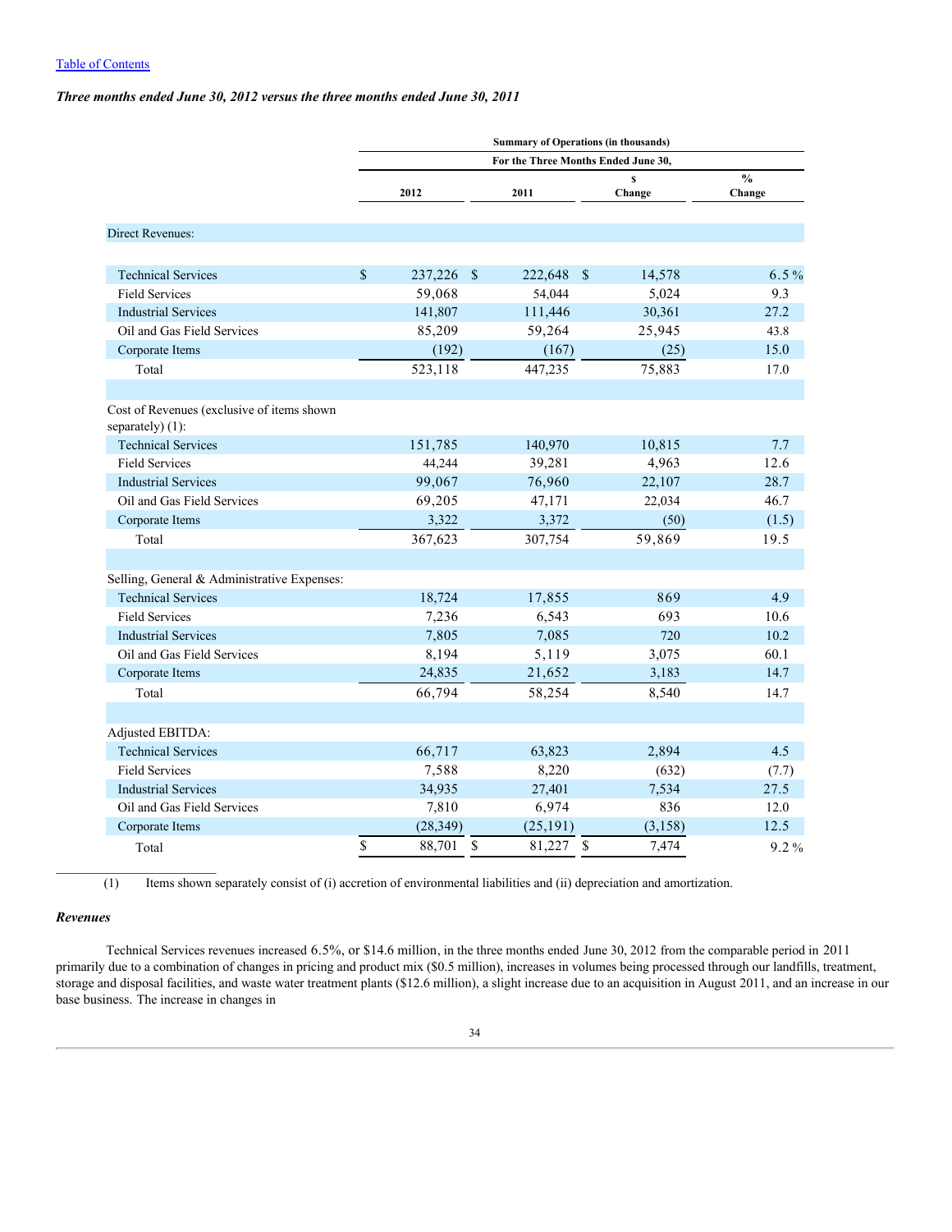[Table of Contents](#)

***Three months ended June 30, 2012 versus the three months ended June 30, 2011***

| | Summary of Operations (in thousands) | | | |
|---|---|---|---|---|
| | For the Three Months Ended June 30, | | | |
| | 2012 | 2011 | $ Change | % Change |
| Direct Revenues: | | | | |
| Technical Services | $ 237,226 | $ 222,648 | $ 14,578 | 6.5 % |
| Field Services | 59,068 | 54,044 | 5,024 | 9.3 |
| Industrial Services | 141,807 | 111,446 | 30,361 | 27.2 |
| Oil and Gas Field Services | 85,209 | 59,264 | 25,945 | 43.8 |
| Corporate Items | (192) | (167) | (25) | 15.0 |
| Total | 523,118 | 447,235 | 75,883 | 17.0 |
| Cost of Revenues (exclusive of items shown separately) (1): | | | | |
| Technical Services | 151,785 | 140,970 | 10,815 | 7.7 |
| Field Services | 44,244 | 39,281 | 4,963 | 12.6 |
| Industrial Services | 99,067 | 76,960 | 22,107 | 28.7 |
| Oil and Gas Field Services | 69,205 | 47,171 | 22,034 | 46.7 |
| Corporate Items | 3,322 | 3,372 | (50) | (1.5) |
| Total | 367,623 | 307,754 | 59,869 | 19.5 |
| Selling, General & Administrative Expenses: | | | | |
| Technical Services | 18,724 | 17,855 | 869 | 4.9 |
| Field Services | 7,236 | 6,543 | 693 | 10.6 |
| Industrial Services | 7,805 | 7,085 | 720 | 10.2 |
| Oil and Gas Field Services | 8,194 | 5,119 | 3,075 | 60.1 |
| Corporate Items | 24,835 | 21,652 | 3,183 | 14.7 |
| Total | 66,794 | 58,254 | 8,540 | 14.7 |
| Adjusted EBITDA: | | | | |
| Technical Services | 66,717 | 63,823 | 2,894 | 4.5 |
| Field Services | 7,588 | 8,220 | (632) | (7.7) |
| Industrial Services | 34,935 | 27,401 | 7,534 | 27.5 |
| Oil and Gas Field Services | 7,810 | 6,974 | 836 | 12.0 |
| Corporate Items | (28,349) | (25,191) | (3,158) | 12.5 |
| Total | $ 88,701 | $ 81,227 | $ 7,474 | 9.2 % |

(1) Items shown separately consist of (i) accretion of environmental liabilities and (ii) depreciation and amortization.

***Revenues***

Technical Services revenues increased 6.5%, or $14.6 million, in the three months ended June 30, 2012 from the comparable period in 2011 primarily due to a combination of changes in pricing and product mix ($0.5 million), increases in volumes being processed through our landfills, treatment, storage and disposal facilities, and waste water treatment plants ($12.6 million), a slight increase due to an acquisition in August 2011, and an increase in our base business. The increase in changes in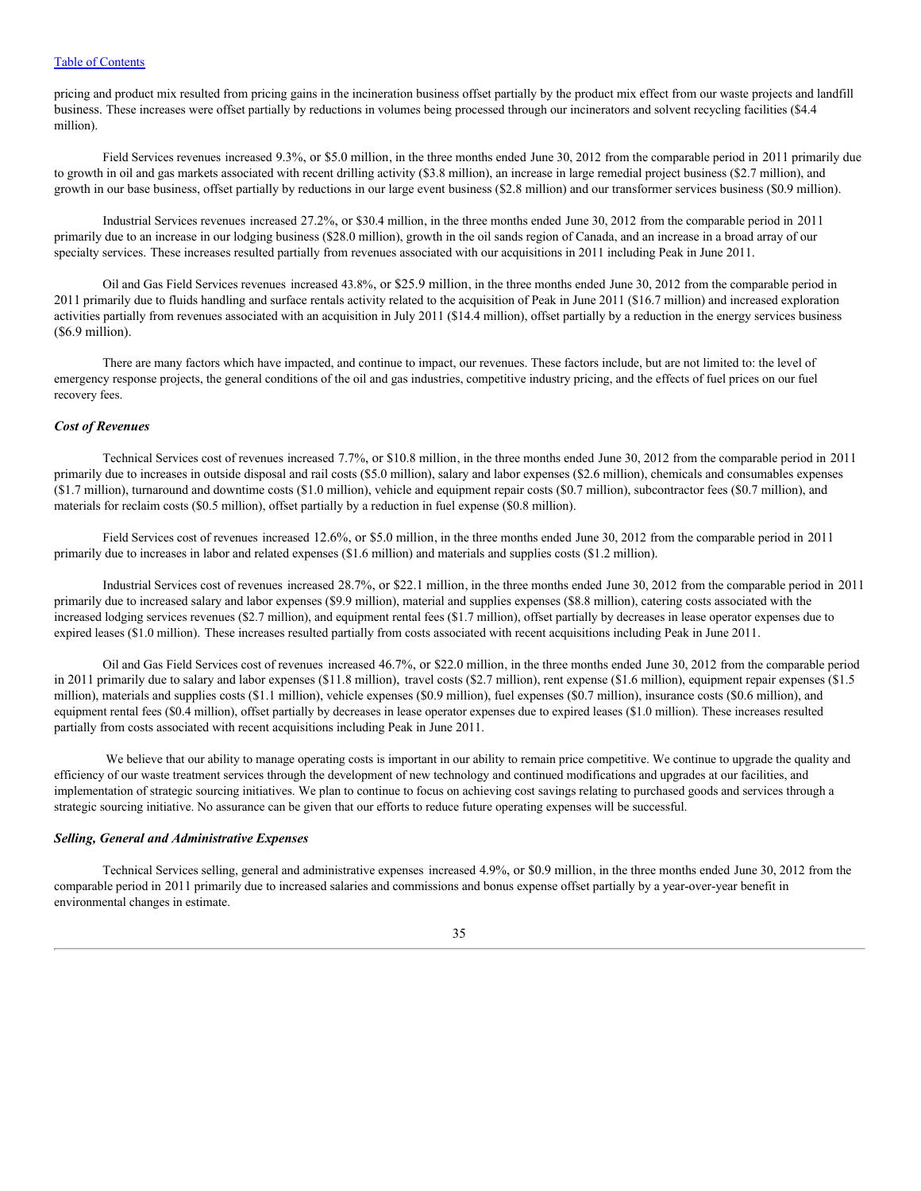pricing and product mix resulted from pricing gains in the incineration business offset partially by the product mix effect from our waste projects and landfill business. These increases were offset partially by reductions in volumes being processed through our incinerators and solvent recycling facilities ($4.4 million).

Field Services revenues increased 9.3%, or $5.0 million, in the three months ended June 30, 2012 from the comparable period in 2011 primarily due to growth in oil and gas markets associated with recent drilling activity ($3.8 million), an increase in large remedial project business ($2.7 million), and growth in our base business, offset partially by reductions in our large event business ($2.8 million) and our transformer services business ($0.9 million).

Industrial Services revenues increased 27.2%, or $30.4 million, in the three months ended June 30, 2012 from the comparable period in 2011 primarily due to an increase in our lodging business ($28.0 million), growth in the oil sands region of Canada, and an increase in a broad array of our specialty services. These increases resulted partially from revenues associated with our acquisitions in 2011 including Peak in June 2011.

Oil and Gas Field Services revenues increased 43.8%, or $25.9 million, in the three months ended June 30, 2012 from the comparable period in 2011 primarily due to fluids handling and surface rentals activity related to the acquisition of Peak in June 2011 ($16.7 million) and increased exploration activities partially from revenues associated with an acquisition in July 2011 ($14.4 million), offset partially by a reduction in the energy services business ($6.9 million).

There are many factors which have impacted, and continue to impact, our revenues. These factors include, but are not limited to: the level of emergency response projects, the general conditions of the oil and gas industries, competitive industry pricing, and the effects of fuel prices on our fuel recovery fees.

***Cost of Revenues***

Technical Services cost of revenues increased 7.7%, or $10.8 million, in the three months ended June 30, 2012 from the comparable period in 2011 primarily due to increases in outside disposal and rail costs ($5.0 million), salary and labor expenses ($2.6 million), chemicals and consumables expenses ($1.7 million), turnaround and downtime costs ($1.0 million), vehicle and equipment repair costs ($0.7 million), subcontractor fees ($0.7 million), and materials for reclaim costs ($0.5 million), offset partially by a reduction in fuel expense ($0.8 million).

Field Services cost of revenues increased 12.6%, or $5.0 million, in the three months ended June 30, 2012 from the comparable period in 2011 primarily due to increases in labor and related expenses ($1.6 million) and materials and supplies costs ($1.2 million).

Industrial Services cost of revenues increased 28.7%, or $22.1 million, in the three months ended June 30, 2012 from the comparable period in 2011 primarily due to increased salary and labor expenses ($9.9 million), material and supplies expenses ($8.8 million), catering costs associated with the increased lodging services revenues ($2.7 million), and equipment rental fees ($1.7 million), offset partially by decreases in lease operator expenses due to expired leases ($1.0 million). These increases resulted partially from costs associated with recent acquisitions including Peak in June 2011.

Oil and Gas Field Services cost of revenues increased 46.7%, or $22.0 million, in the three months ended June 30, 2012 from the comparable period in 2011 primarily due to salary and labor expenses ($11.8 million), travel costs ($2.7 million), rent expense ($1.6 million), equipment repair expenses ($1.5 million), materials and supplies costs ($1.1 million), vehicle expenses ($0.9 million), fuel expenses ($0.7 million), insurance costs ($0.6 million), and equipment rental fees ($0.4 million), offset partially by decreases in lease operator expenses due to expired leases ($1.0 million). These increases resulted partially from costs associated with recent acquisitions including Peak in June 2011.

We believe that our ability to manage operating costs is important in our ability to remain price competitive. We continue to upgrade the quality and efficiency of our waste treatment services through the development of new technology and continued modifications and upgrades at our facilities, and implementation of strategic sourcing initiatives. We plan to continue to focus on achieving cost savings relating to purchased goods and services through a strategic sourcing initiative. No assurance can be given that our efforts to reduce future operating expenses will be successful.

***Selling, General and Administrative Expenses***

Technical Services selling, general and administrative expenses increased 4.9%, or $0.9 million, in the three months ended June 30, 2012 from the comparable period in 2011 primarily due to increased salaries and commissions and bonus expense offset partially by a year-over-year benefit in environmental changes in estimate.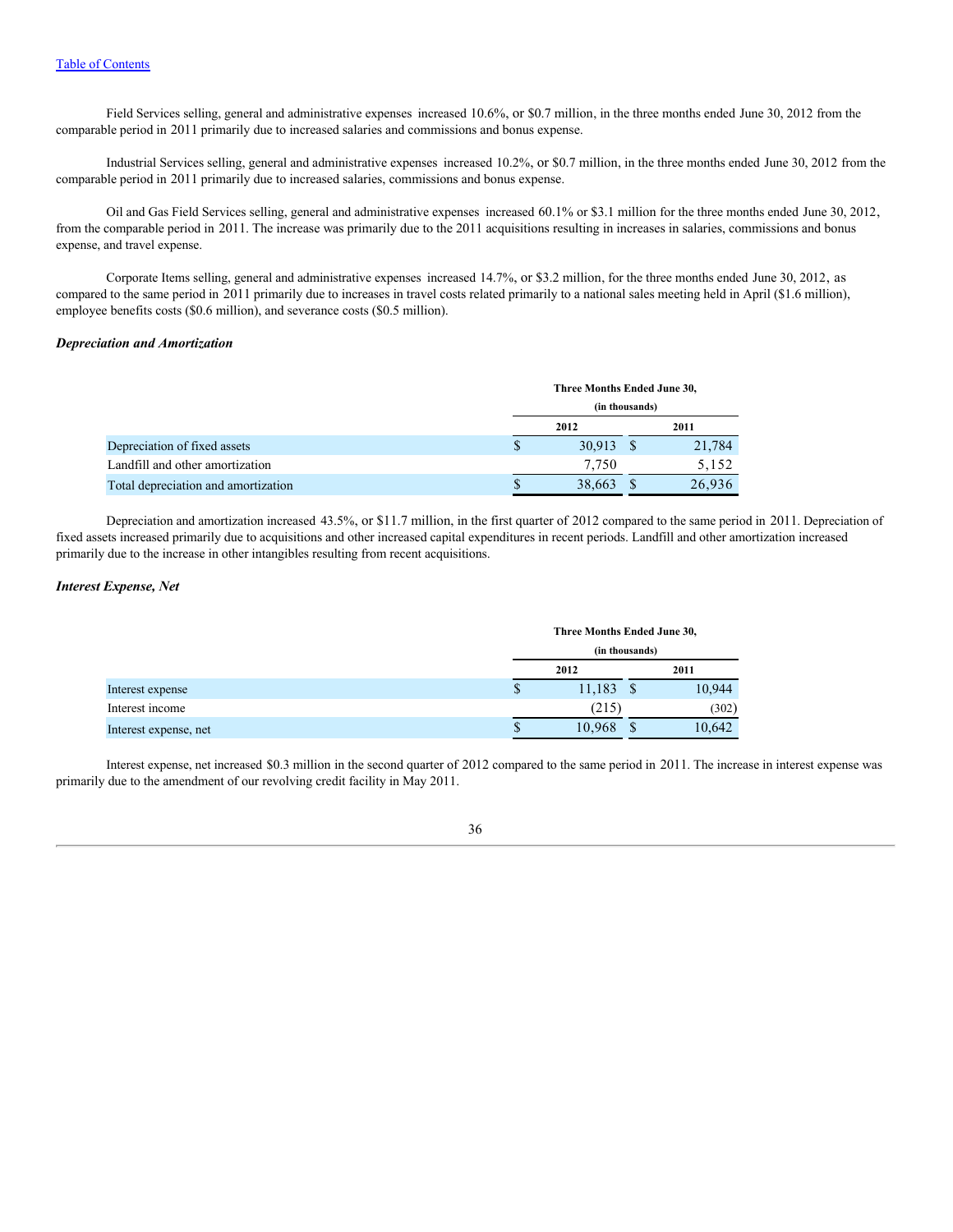[Table of Contents](#)

Field Services selling, general and administrative expenses increased 10.6%, or $0.7 million, in the three months ended June 30, 2012 from the comparable period in 2011 primarily due to increased salaries and commissions and bonus expense.

Industrial Services selling, general and administrative expenses increased 10.2%, or $0.7 million, in the three months ended June 30, 2012 from the comparable period in 2011 primarily due to increased salaries, commissions and bonus expense.

Oil and Gas Field Services selling, general and administrative expenses increased 60.1% or $3.1 million for the three months ended June 30, 2012, from the comparable period in 2011. The increase was primarily due to the 2011 acquisitions resulting in increases in salaries, commissions and bonus expense, and travel expense.

Corporate Items selling, general and administrative expenses increased 14.7%, or $3.2 million, for the three months ended June 30, 2012, as compared to the same period in 2011 primarily due to increases in travel costs related primarily to a national sales meeting held in April ($1.6 million), employee benefits costs ($0.6 million), and severance costs ($0.5 million).

***Depreciation and Amortization***

| | Three Months Ended June 30, (in thousands) | |
|---|---|---|
| | 2012 | 2011 |
| Depreciation of fixed assets | $ 30,913 | $ 21,784 |
| Landfill and other amortization | 7,750 | 5,152 |
| Total depreciation and amortization | $ 38,663 | $ 26,936 |

Depreciation and amortization increased 43.5%, or $11.7 million, in the first quarter of 2012 compared to the same period in 2011. Depreciation of fixed assets increased primarily due to acquisitions and other increased capital expenditures in recent periods. Landfill and other amortization increased primarily due to the increase in other intangibles resulting from recent acquisitions.

***Interest Expense, Net***

| | Three Months Ended June 30, (in thousands) | |
|---|---|---|
| | 2012 | 2011 |
| Interest expense | $ 11,183 | $ 10,944 |
| Interest income | (215) | (302) |
| Interest expense, net | $ 10,968 | $ 10,642 |

Interest expense, net increased $0.3 million in the second quarter of 2012 compared to the same period in 2011. The increase in interest expense was primarily due to the amendment of our revolving credit facility in May 2011.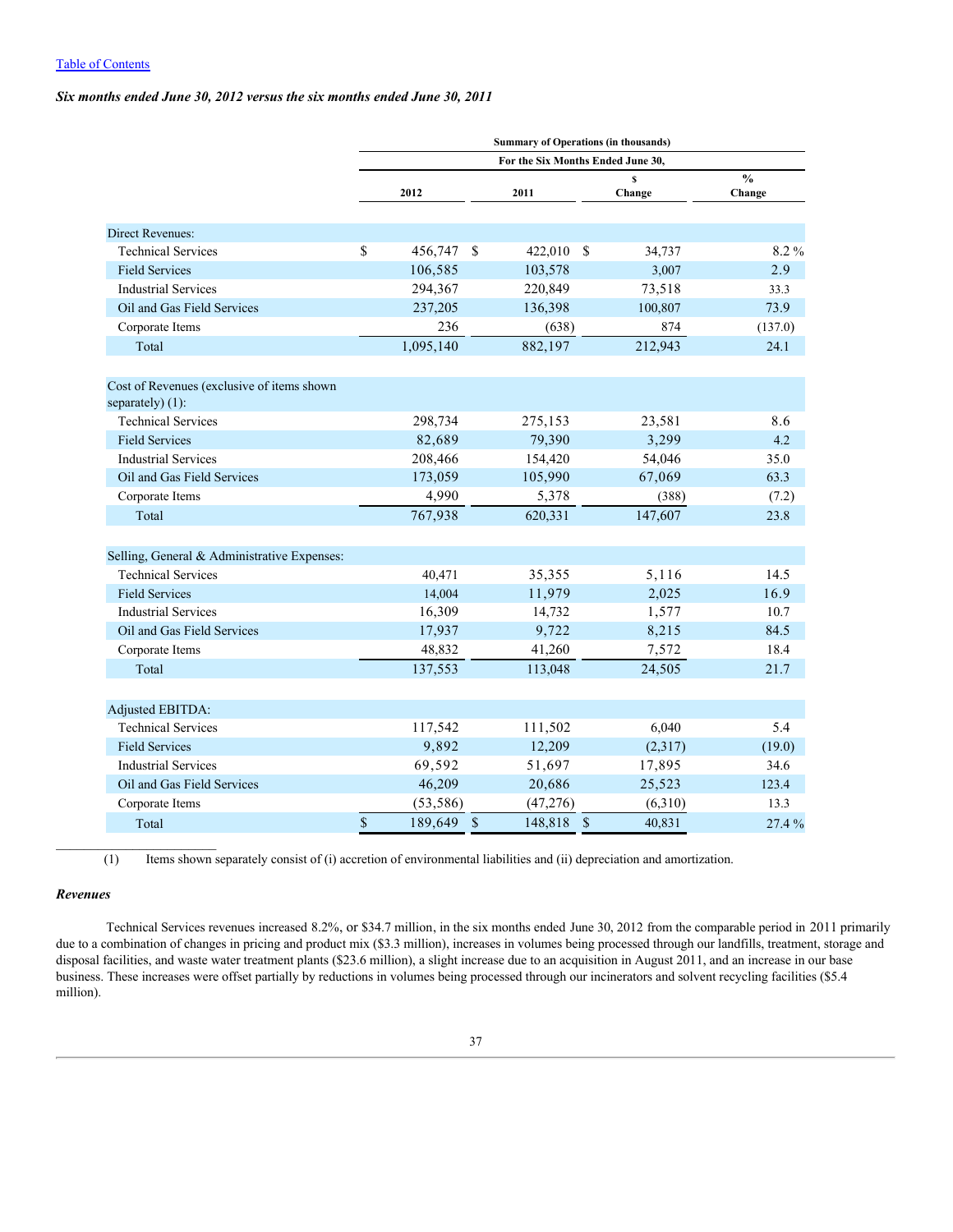Table of Contents

***Six months ended June 30, 2012 versus the six months ended June 30, 2011***

| | Summary of Operations (in thousands) | | | |
|---|---|---|---|---|
| | For the Six Months Ended June 30, | | | |
| | 2012 | 2011 | $ Change | % Change |
| Direct Revenues: | | | | |
| Technical Services | $ 456,747 | $ 422,010 | $ 34,737 | 8.2 % |
| Field Services | 106,585 | 103,578 | 3,007 | 2.9 |
| Industrial Services | 294,367 | 220,849 | 73,518 | 33.3 |
| Oil and Gas Field Services | 237,205 | 136,398 | 100,807 | 73.9 |
| Corporate Items | 236 | (638) | 874 | (137.0) |
| Total | 1,095,140 | 882,197 | 212,943 | 24.1 |
| Cost of Revenues (exclusive of items shown separately) (1): | | | | |
| Technical Services | 298,734 | 275,153 | 23,581 | 8.6 |
| Field Services | 82,689 | 79,390 | 3,299 | 4.2 |
| Industrial Services | 208,466 | 154,420 | 54,046 | 35.0 |
| Oil and Gas Field Services | 173,059 | 105,990 | 67,069 | 63.3 |
| Corporate Items | 4,990 | 5,378 | (388) | (7.2) |
| Total | 767,938 | 620,331 | 147,607 | 23.8 |
| Selling, General & Administrative Expenses: | | | | |
| Technical Services | 40,471 | 35,355 | 5,116 | 14.5 |
| Field Services | 14,004 | 11,979 | 2,025 | 16.9 |
| Industrial Services | 16,309 | 14,732 | 1,577 | 10.7 |
| Oil and Gas Field Services | 17,937 | 9,722 | 8,215 | 84.5 |
| Corporate Items | 48,832 | 41,260 | 7,572 | 18.4 |
| Total | 137,553 | 113,048 | 24,505 | 21.7 |
| Adjusted EBITDA: | | | | |
| Technical Services | 117,542 | 111,502 | 6,040 | 5.4 |
| Field Services | 9,892 | 12,209 | (2,317) | (19.0) |
| Industrial Services | 69,592 | 51,697 | 17,895 | 34.6 |
| Oil and Gas Field Services | 46,209 | 20,686 | 25,523 | 123.4 |
| Corporate Items | (53,586) | (47,276) | (6,310) | 13.3 |
| Total | $ 189,649 | $ 148,818 | $ 40,831 | 27.4 % |

(1) Items shown separately consist of (i) accretion of environmental liabilities and (ii) depreciation and amortization.

***Revenues***

Technical Services revenues increased 8.2%, or $34.7 million, in the six months ended June 30, 2012 from the comparable period in 2011 primarily due to a combination of changes in pricing and product mix ($3.3 million), increases in volumes being processed through our landfills, treatment, storage and disposal facilities, and waste water treatment plants ($23.6 million), a slight increase due to an acquisition in August 2011, and an increase in our base business. These increases were offset partially by reductions in volumes being processed through our incinerators and solvent recycling facilities ($5.4 million).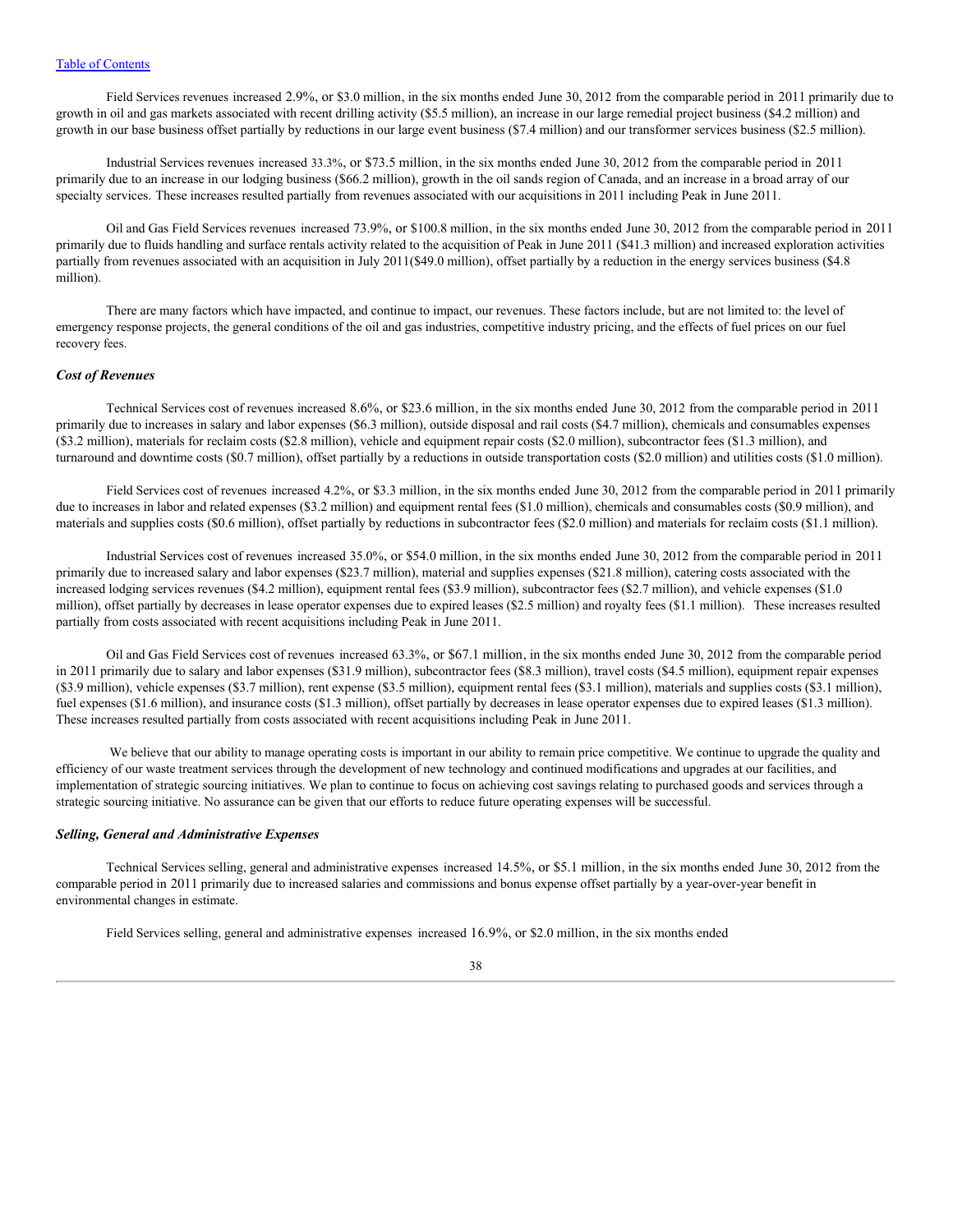Field Services revenues increased 2.9%, or $3.0 million, in the six months ended June 30, 2012 from the comparable period in 2011 primarily due to growth in oil and gas markets associated with recent drilling activity ($5.5 million), an increase in our large remedial project business ($4.2 million) and growth in our base business offset partially by reductions in our large event business ($7.4 million) and our transformer services business ($2.5 million).

Industrial Services revenues increased 33.3%, or $73.5 million, in the six months ended June 30, 2012 from the comparable period in 2011 primarily due to an increase in our lodging business ($66.2 million), growth in the oil sands region of Canada, and an increase in a broad array of our specialty services. These increases resulted partially from revenues associated with our acquisitions in 2011 including Peak in June 2011.

Oil and Gas Field Services revenues increased 73.9%, or $100.8 million, in the six months ended June 30, 2012 from the comparable period in 2011 primarily due to fluids handling and surface rentals activity related to the acquisition of Peak in June 2011 ($41.3 million) and increased exploration activities partially from revenues associated with an acquisition in July 2011($49.0 million), offset partially by a reduction in the energy services business ($4.8 million).

There are many factors which have impacted, and continue to impact, our revenues. These factors include, but are not limited to: the level of emergency response projects, the general conditions of the oil and gas industries, competitive industry pricing, and the effects of fuel prices on our fuel recovery fees.

### *Cost of Revenues*

Technical Services cost of revenues increased 8.6%, or $23.6 million, in the six months ended June 30, 2012 from the comparable period in 2011 primarily due to increases in salary and labor expenses ($6.3 million), outside disposal and rail costs ($4.7 million), chemicals and consumables expenses ($3.2 million), materials for reclaim costs ($2.8 million), vehicle and equipment repair costs ($2.0 million), subcontractor fees ($1.3 million), and turnaround and downtime costs ($0.7 million), offset partially by a reductions in outside transportation costs ($2.0 million) and utilities costs ($1.0 million).

Field Services cost of revenues increased 4.2%, or $3.3 million, in the six months ended June 30, 2012 from the comparable period in 2011 primarily due to increases in labor and related expenses ($3.2 million) and equipment rental fees ($1.0 million), chemicals and consumables costs ($0.9 million), and materials and supplies costs ($0.6 million), offset partially by reductions in subcontractor fees ($2.0 million) and materials for reclaim costs ($1.1 million).

Industrial Services cost of revenues increased 35.0%, or $54.0 million, in the six months ended June 30, 2012 from the comparable period in 2011 primarily due to increased salary and labor expenses ($23.7 million), material and supplies expenses ($21.8 million), catering costs associated with the increased lodging services revenues ($4.2 million), equipment rental fees ($3.9 million), subcontractor fees ($2.7 million), and vehicle expenses ($1.0 million), offset partially by decreases in lease operator expenses due to expired leases ($2.5 million) and royalty fees ($1.1 million). These increases resulted partially from costs associated with recent acquisitions including Peak in June 2011.

Oil and Gas Field Services cost of revenues increased 63.3%, or $67.1 million, in the six months ended June 30, 2012 from the comparable period in 2011 primarily due to salary and labor expenses ($31.9 million), subcontractor fees ($8.3 million), travel costs ($4.5 million), equipment repair expenses ($3.9 million), vehicle expenses ($3.7 million), rent expense ($3.5 million), equipment rental fees ($3.1 million), materials and supplies costs ($3.1 million), fuel expenses ($1.6 million), and insurance costs ($1.3 million), offset partially by decreases in lease operator expenses due to expired leases ($1.3 million). These increases resulted partially from costs associated with recent acquisitions including Peak in June 2011.

We believe that our ability to manage operating costs is important in our ability to remain price competitive. We continue to upgrade the quality and efficiency of our waste treatment services through the development of new technology and continued modifications and upgrades at our facilities, and implementation of strategic sourcing initiatives. We plan to continue to focus on achieving cost savings relating to purchased goods and services through a strategic sourcing initiative. No assurance can be given that our efforts to reduce future operating expenses will be successful.

### *Selling, General and Administrative Expenses*

Technical Services selling, general and administrative expenses increased 14.5%, or $5.1 million, in the six months ended June 30, 2012 from the comparable period in 2011 primarily due to increased salaries and commissions and bonus expense offset partially by a year-over-year benefit in environmental changes in estimate.

Field Services selling, general and administrative expenses increased 16.9%, or $2.0 million, in the six months ended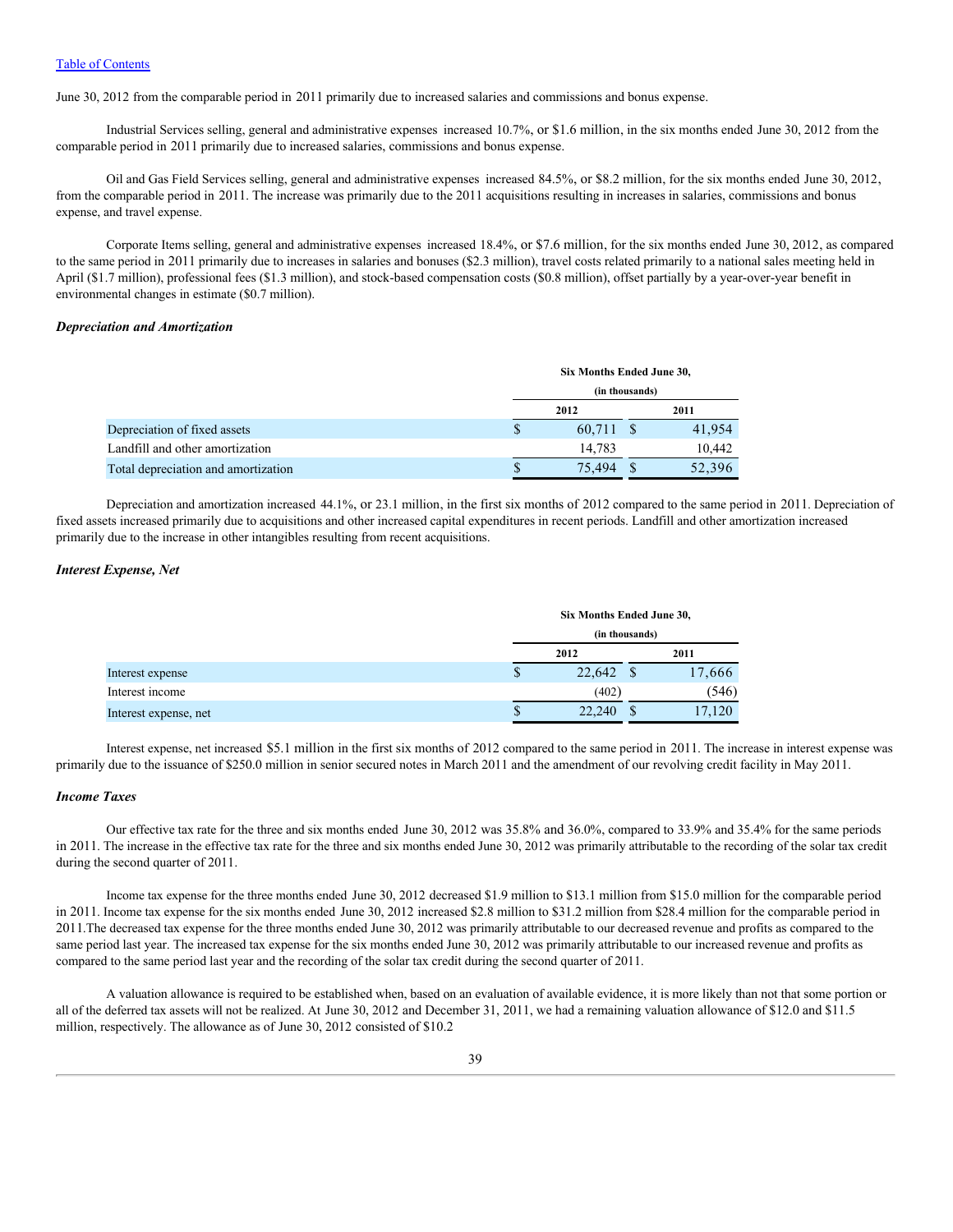June 30, 2012 from the comparable period in 2011 primarily due to increased salaries and commissions and bonus expense.

Industrial Services selling, general and administrative expenses increased 10.7%, or $1.6 million, in the six months ended June 30, 2012 from the comparable period in 2011 primarily due to increased salaries, commissions and bonus expense.

Oil and Gas Field Services selling, general and administrative expenses increased 84.5%, or $8.2 million, for the six months ended June 30, 2012, from the comparable period in 2011. The increase was primarily due to the 2011 acquisitions resulting in increases in salaries, commissions and bonus expense, and travel expense.

Corporate Items selling, general and administrative expenses increased 18.4%, or $7.6 million, for the six months ended June 30, 2012, as compared to the same period in 2011 primarily due to increases in salaries and bonuses ($2.3 million), travel costs related primarily to a national sales meeting held in April ($1.7 million), professional fees ($1.3 million), and stock-based compensation costs ($0.8 million), offset partially by a year-over-year benefit in environmental changes in estimate ($0.7 million).

***Depreciation and Amortization***

| | Six Months Ended June 30, (in thousands) | |
|---|---|---|
| | 2012 | 2011 |
| Depreciation of fixed assets | $ 60,711 | $ 41,954 |
| Landfill and other amortization | 14,783 | 10,442 |
| Total depreciation and amortization | $ 75,494 | $ 52,396 |

Depreciation and amortization increased 44.1%, or 23.1 million, in the first six months of 2012 compared to the same period in 2011. Depreciation of fixed assets increased primarily due to acquisitions and other increased capital expenditures in recent periods. Landfill and other amortization increased primarily due to the increase in other intangibles resulting from recent acquisitions.

***Interest Expense, Net***

| | Six Months Ended June 30, (in thousands) | |
|---|---|---|
| | 2012 | 2011 |
| Interest expense | $ 22,642 | $ 17,666 |
| Interest income | (402) | (546) |
| Interest expense, net | $ 22,240 | $ 17,120 |

Interest expense, net increased $5.1 million in the first six months of 2012 compared to the same period in 2011. The increase in interest expense was primarily due to the issuance of $250.0 million in senior secured notes in March 2011 and the amendment of our revolving credit facility in May 2011.

***Income Taxes***

Our effective tax rate for the three and six months ended June 30, 2012 was 35.8% and 36.0%, compared to 33.9% and 35.4% for the same periods in 2011. The increase in the effective tax rate for the three and six months ended June 30, 2012 was primarily attributable to the recording of the solar tax credit during the second quarter of 2011.

Income tax expense for the three months ended June 30, 2012 decreased $1.9 million to $13.1 million from $15.0 million for the comparable period in 2011. Income tax expense for the six months ended June 30, 2012 increased $2.8 million to $31.2 million from $28.4 million for the comparable period in 2011.The decreased tax expense for the three months ended June 30, 2012 was primarily attributable to our decreased revenue and profits as compared to the same period last year. The increased tax expense for the six months ended June 30, 2012 was primarily attributable to our increased revenue and profits as compared to the same period last year and the recording of the solar tax credit during the second quarter of 2011.

A valuation allowance is required to be established when, based on an evaluation of available evidence, it is more likely than not that some portion or all of the deferred tax assets will not be realized. At June 30, 2012 and December 31, 2011, we had a remaining valuation allowance of $12.0 and $11.5 million, respectively. The allowance as of June 30, 2012 consisted of $10.2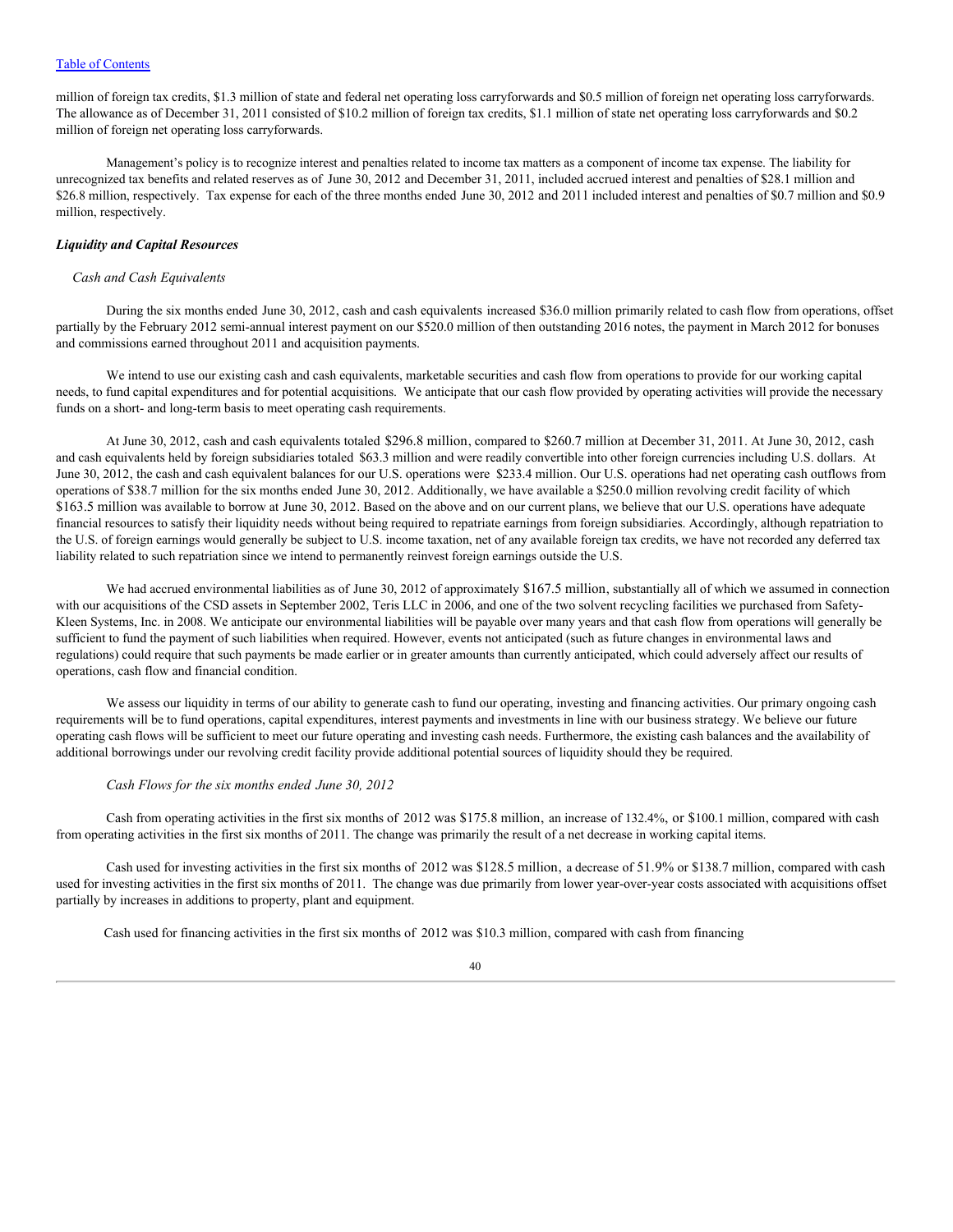million of foreign tax credits, $1.3 million of state and federal net operating loss carryforwards and $0.5 million of foreign net operating loss carryforwards. The allowance as of December 31, 2011 consisted of $10.2 million of foreign tax credits, $1.1 million of state net operating loss carryforwards and $0.2 million of foreign net operating loss carryforwards.

Management's policy is to recognize interest and penalties related to income tax matters as a component of income tax expense. The liability for unrecognized tax benefits and related reserves as of June 30, 2012 and December 31, 2011, included accrued interest and penalties of $28.1 million and $26.8 million, respectively. Tax expense for each of the three months ended June 30, 2012 and 2011 included interest and penalties of $0.7 million and $0.9 million, respectively.

### *Liquidity and Capital Resources*

#### *Cash and Cash Equivalents*

During the six months ended June 30, 2012, cash and cash equivalents increased $36.0 million primarily related to cash flow from operations, offset partially by the February 2012 semi-annual interest payment on our $520.0 million of then outstanding 2016 notes, the payment in March 2012 for bonuses and commissions earned throughout 2011 and acquisition payments.

We intend to use our existing cash and cash equivalents, marketable securities and cash flow from operations to provide for our working capital needs, to fund capital expenditures and for potential acquisitions. We anticipate that our cash flow provided by operating activities will provide the necessary funds on a short- and long-term basis to meet operating cash requirements.

At June 30, 2012, cash and cash equivalents totaled $296.8 million, compared to $260.7 million at December 31, 2011. At June 30, 2012, cash and cash equivalents held by foreign subsidiaries totaled $63.3 million and were readily convertible into other foreign currencies including U.S. dollars. At June 30, 2012, the cash and cash equivalent balances for our U.S. operations were $233.4 million. Our U.S. operations had net operating cash outflows from operations of $38.7 million for the six months ended June 30, 2012. Additionally, we have available a $250.0 million revolving credit facility of which $163.5 million was available to borrow at June 30, 2012. Based on the above and on our current plans, we believe that our U.S. operations have adequate financial resources to satisfy their liquidity needs without being required to repatriate earnings from foreign subsidiaries. Accordingly, although repatriation to the U.S. of foreign earnings would generally be subject to U.S. income taxation, net of any available foreign tax credits, we have not recorded any deferred tax liability related to such repatriation since we intend to permanently reinvest foreign earnings outside the U.S.

We had accrued environmental liabilities as of June 30, 2012 of approximately $167.5 million, substantially all of which we assumed in connection with our acquisitions of the CSD assets in September 2002, Teris LLC in 2006, and one of the two solvent recycling facilities we purchased from Safety-Kleen Systems, Inc. in 2008. We anticipate our environmental liabilities will be payable over many years and that cash flow from operations will generally be sufficient to fund the payment of such liabilities when required. However, events not anticipated (such as future changes in environmental laws and regulations) could require that such payments be made earlier or in greater amounts than currently anticipated, which could adversely affect our results of operations, cash flow and financial condition.

We assess our liquidity in terms of our ability to generate cash to fund our operating, investing and financing activities. Our primary ongoing cash requirements will be to fund operations, capital expenditures, interest payments and investments in line with our business strategy. We believe our future operating cash flows will be sufficient to meet our future operating and investing cash needs. Furthermore, the existing cash balances and the availability of additional borrowings under our revolving credit facility provide additional potential sources of liquidity should they be required.

#### *Cash Flows for the six months ended June 30, 2012*

Cash from operating activities in the first six months of 2012 was $175.8 million, an increase of 132.4%, or $100.1 million, compared with cash from operating activities in the first six months of 2011. The change was primarily the result of a net decrease in working capital items.

Cash used for investing activities in the first six months of 2012 was $128.5 million, a decrease of 51.9% or $138.7 million, compared with cash used for investing activities in the first six months of 2011. The change was due primarily from lower year-over-year costs associated with acquisitions offset partially by increases in additions to property, plant and equipment.

Cash used for financing activities in the first six months of 2012 was $10.3 million, compared with cash from financing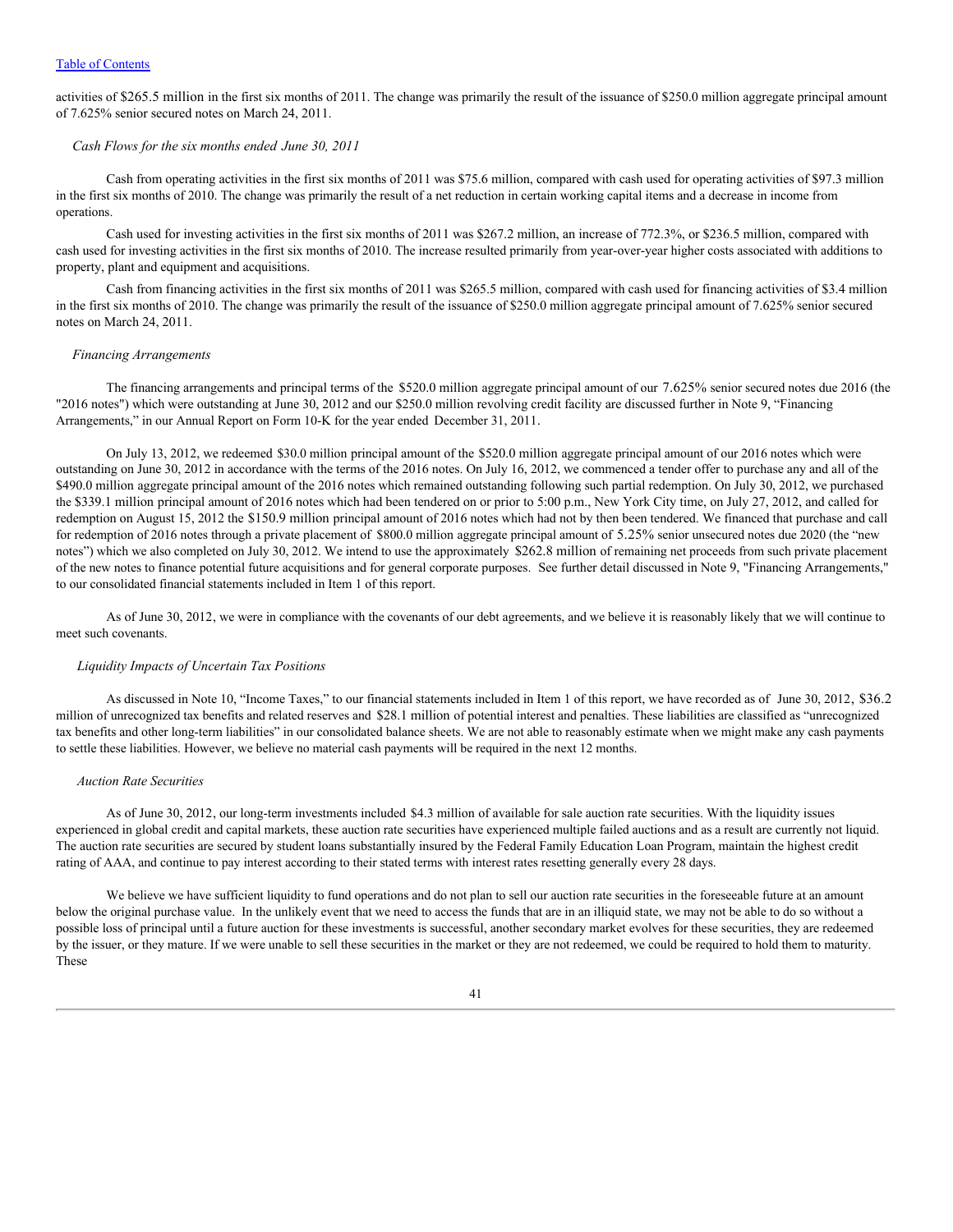activities of $265.5 million in the first six months of 2011. The change was primarily the result of the issuance of $250.0 million aggregate principal amount of 7.625% senior secured notes on March 24, 2011.

*Cash Flows for the six months ended June 30, 2011*

Cash from operating activities in the first six months of 2011 was $75.6 million, compared with cash used for operating activities of $97.3 million in the first six months of 2010. The change was primarily the result of a net reduction in certain working capital items and a decrease in income from operations.

Cash used for investing activities in the first six months of 2011 was $267.2 million, an increase of 772.3%, or $236.5 million, compared with cash used for investing activities in the first six months of 2010. The increase resulted primarily from year-over-year higher costs associated with additions to property, plant and equipment and acquisitions.

Cash from financing activities in the first six months of 2011 was $265.5 million, compared with cash used for financing activities of $3.4 million in the first six months of 2010. The change was primarily the result of the issuance of $250.0 million aggregate principal amount of 7.625% senior secured notes on March 24, 2011.

*Financing Arrangements*

The financing arrangements and principal terms of the $520.0 million aggregate principal amount of our 7.625% senior secured notes due 2016 (the "2016 notes") which were outstanding at June 30, 2012 and our $250.0 million revolving credit facility are discussed further in Note 9, "Financing Arrangements," in our Annual Report on Form 10-K for the year ended December 31, 2011.

On July 13, 2012, we redeemed $30.0 million principal amount of the $520.0 million aggregate principal amount of our 2016 notes which were outstanding on June 30, 2012 in accordance with the terms of the 2016 notes. On July 16, 2012, we commenced a tender offer to purchase any and all of the $490.0 million aggregate principal amount of the 2016 notes which remained outstanding following such partial redemption. On July 30, 2012, we purchased the $339.1 million principal amount of 2016 notes which had been tendered on or prior to 5:00 p.m., New York City time, on July 27, 2012, and called for redemption on August 15, 2012 the $150.9 million principal amount of 2016 notes which had not by then been tendered. We financed that purchase and call for redemption of 2016 notes through a private placement of $800.0 million aggregate principal amount of 5.25% senior unsecured notes due 2020 (the "new notes") which we also completed on July 30, 2012. We intend to use the approximately $262.8 million of remaining net proceeds from such private placement of the new notes to finance potential future acquisitions and for general corporate purposes. See further detail discussed in Note 9, "Financing Arrangements," to our consolidated financial statements included in Item 1 of this report.

As of June 30, 2012, we were in compliance with the covenants of our debt agreements, and we believe it is reasonably likely that we will continue to meet such covenants.

*Liquidity Impacts of Uncertain Tax Positions*

As discussed in Note 10, "Income Taxes," to our financial statements included in Item 1 of this report, we have recorded as of June 30, 2012, $36.2 million of unrecognized tax benefits and related reserves and $28.1 million of potential interest and penalties. These liabilities are classified as "unrecognized tax benefits and other long-term liabilities" in our consolidated balance sheets. We are not able to reasonably estimate when we might make any cash payments to settle these liabilities. However, we believe no material cash payments will be required in the next 12 months.

*Auction Rate Securities*

As of June 30, 2012, our long-term investments included $4.3 million of available for sale auction rate securities. With the liquidity issues experienced in global credit and capital markets, these auction rate securities have experienced multiple failed auctions and as a result are currently not liquid. The auction rate securities are secured by student loans substantially insured by the Federal Family Education Loan Program, maintain the highest credit rating of AAA, and continue to pay interest according to their stated terms with interest rates resetting generally every 28 days.

We believe we have sufficient liquidity to fund operations and do not plan to sell our auction rate securities in the foreseeable future at an amount below the original purchase value. In the unlikely event that we need to access the funds that are in an illiquid state, we may not be able to do so without a possible loss of principal until a future auction for these investments is successful, another secondary market evolves for these securities, they are redeemed by the issuer, or they mature. If we were unable to sell these securities in the market or they are not redeemed, we could be required to hold them to maturity. These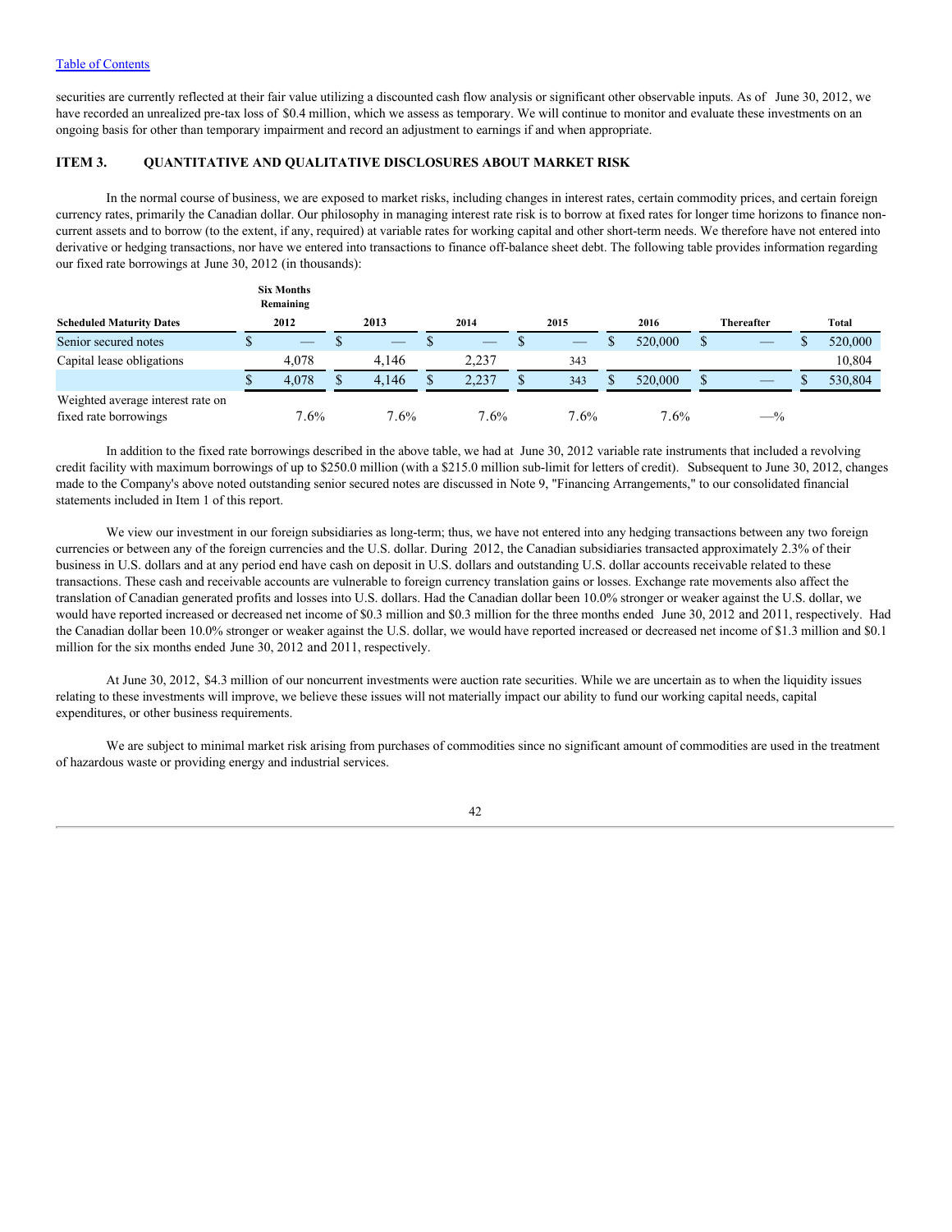securities are currently reflected at their fair value utilizing a discounted cash flow analysis or significant other observable inputs. As of June 30, 2012, we have recorded an unrealized pre-tax loss of $0.4 million, which we assess as temporary. We will continue to monitor and evaluate these investments on an ongoing basis for other than temporary impairment and record an adjustment to earnings if and when appropriate.

## ITEM 3. QUANTITATIVE AND QUALITATIVE DISCLOSURES ABOUT MARKET RISK

In the normal course of business, we are exposed to market risks, including changes in interest rates, certain commodity prices, and certain foreign currency rates, primarily the Canadian dollar. Our philosophy in managing interest rate risk is to borrow at fixed rates for longer time horizons to finance non-current assets and to borrow (to the extent, if any, required) at variable rates for working capital and other short-term needs. We therefore have not entered into derivative or hedging transactions, nor have we entered into transactions to finance off-balance sheet debt. The following table provides information regarding our fixed rate borrowings at June 30, 2012 (in thousands):

| Scheduled Maturity Dates | Six Months Remaining 2012 | 2013 | 2014 | 2015 | 2016 | Thereafter | Total |
|---|---|---|---|---|---|---|---|
| Senior secured notes | $ — | $ — | $ — | $ — | $ 520,000 | $ — | $ 520,000 |
| Capital lease obligations | 4,078 | 4,146 | 2,237 | 343 | | | 10,804 |
| | $ 4,078 | $ 4,146 | $ 2,237 | $ 343 | $ 520,000 | $ — | $ 530,804 |
| Weighted average interest rate on fixed rate borrowings | 7.6% | 7.6% | 7.6% | 7.6% | 7.6% | —% | |

In addition to the fixed rate borrowings described in the above table, we had at June 30, 2012 variable rate instruments that included a revolving credit facility with maximum borrowings of up to $250.0 million (with a $215.0 million sub-limit for letters of credit). Subsequent to June 30, 2012, changes made to the Company's above noted outstanding senior secured notes are discussed in Note 9, "Financing Arrangements," to our consolidated financial statements included in Item 1 of this report.

We view our investment in our foreign subsidiaries as long-term; thus, we have not entered into any hedging transactions between any two foreign currencies or between any of the foreign currencies and the U.S. dollar. During 2012, the Canadian subsidiaries transacted approximately 2.3% of their business in U.S. dollars and at any period end have cash on deposit in U.S. dollars and outstanding U.S. dollar accounts receivable related to these transactions. These cash and receivable accounts are vulnerable to foreign currency translation gains or losses. Exchange rate movements also affect the translation of Canadian generated profits and losses into U.S. dollars. Had the Canadian dollar been 10.0% stronger or weaker against the U.S. dollar, we would have reported increased or decreased net income of $0.3 million and $0.3 million for the three months ended June 30, 2012 and 2011, respectively. Had the Canadian dollar been 10.0% stronger or weaker against the U.S. dollar, we would have reported increased or decreased net income of $1.3 million and $0.1 million for the six months ended June 30, 2012 and 2011, respectively.

At June 30, 2012, $4.3 million of our noncurrent investments were auction rate securities. While we are uncertain as to when the liquidity issues relating to these investments will improve, we believe these issues will not materially impact our ability to fund our working capital needs, capital expenditures, or other business requirements.

We are subject to minimal market risk arising from purchases of commodities since no significant amount of commodities are used in the treatment of hazardous waste or providing energy and industrial services.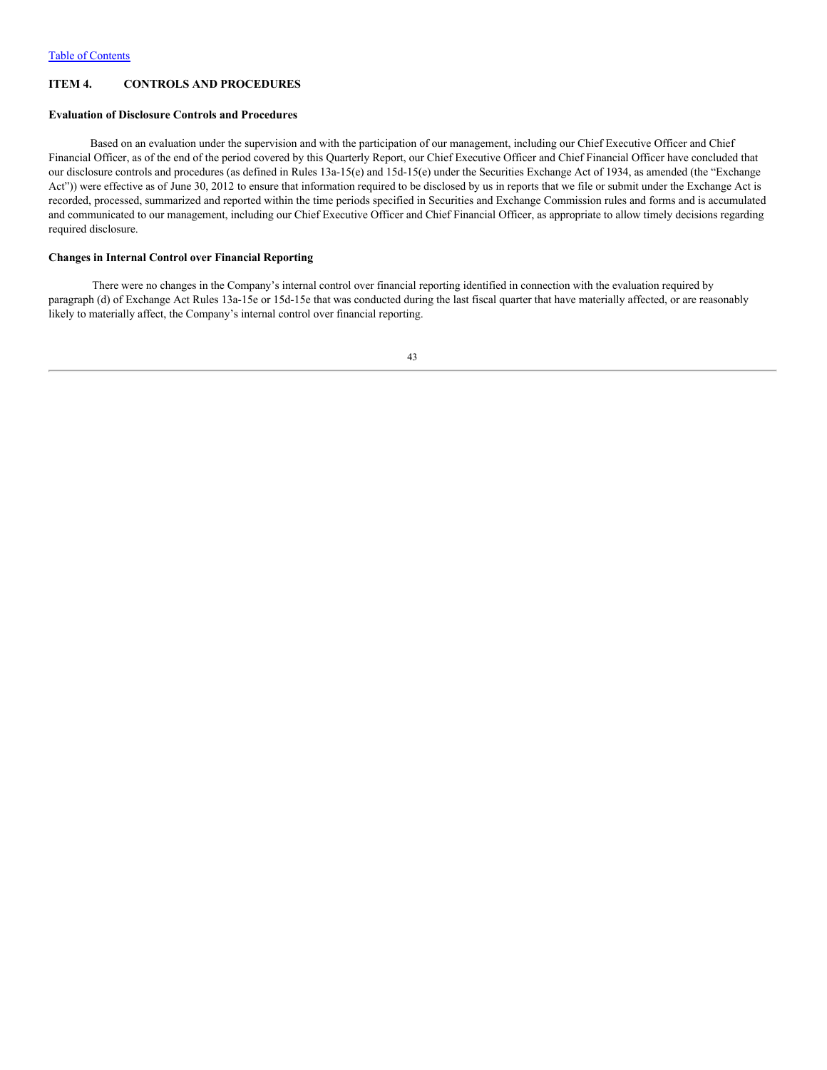## ITEM 4. CONTROLS AND PROCEDURES

### Evaluation of Disclosure Controls and Procedures

Based on an evaluation under the supervision and with the participation of our management, including our Chief Executive Officer and Chief Financial Officer, as of the end of the period covered by this Quarterly Report, our Chief Executive Officer and Chief Financial Officer have concluded that our disclosure controls and procedures (as defined in Rules 13a-15(e) and 15d-15(e) under the Securities Exchange Act of 1934, as amended (the "Exchange Act")) were effective as of June 30, 2012 to ensure that information required to be disclosed by us in reports that we file or submit under the Exchange Act is recorded, processed, summarized and reported within the time periods specified in Securities and Exchange Commission rules and forms and is accumulated and communicated to our management, including our Chief Executive Officer and Chief Financial Officer, as appropriate to allow timely decisions regarding required disclosure.

### Changes in Internal Control over Financial Reporting

There were no changes in the Company's internal control over financial reporting identified in connection with the evaluation required by paragraph (d) of Exchange Act Rules 13a-15e or 15d-15e that was conducted during the last fiscal quarter that have materially affected, or are reasonably likely to materially affect, the Company's internal control over financial reporting.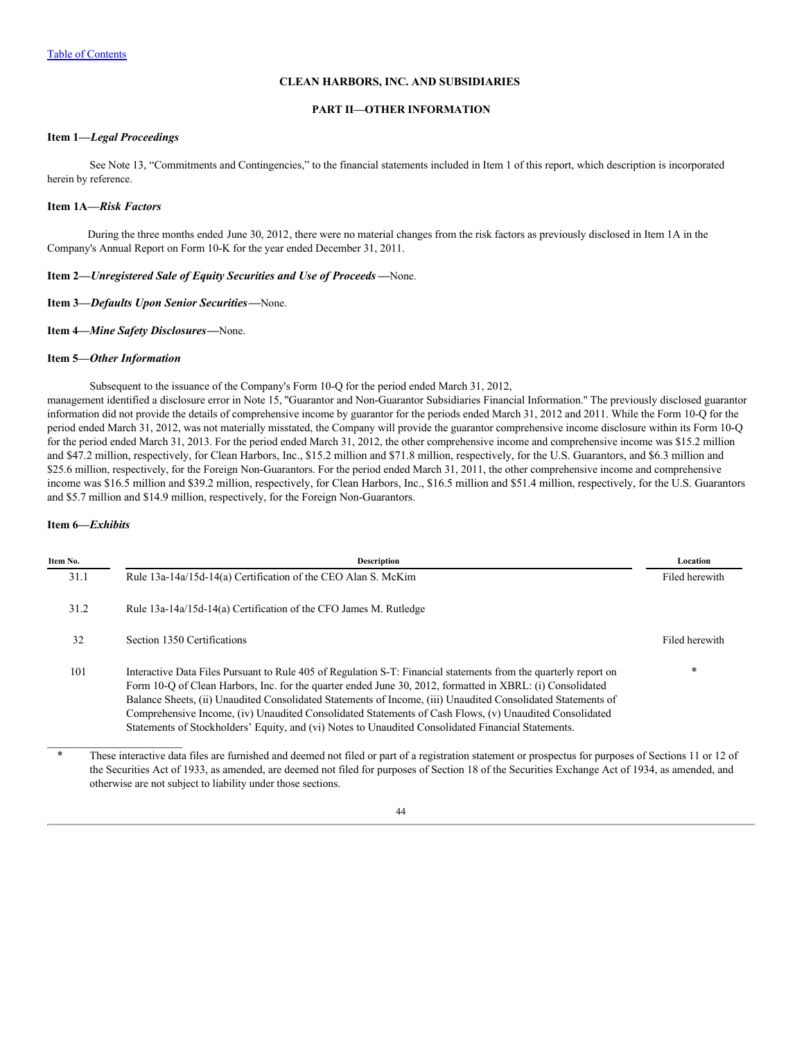[Table of Contents](#)

**CLEAN HARBORS, INC. AND SUBSIDIARIES**

**PART II—OTHER INFORMATION**

**Item 1—*Legal Proceedings***

See Note 13, "Commitments and Contingencies," to the financial statements included in Item 1 of this report, which description is incorporated herein by reference.

**Item 1A—*Risk Factors***

During the three months ended June 30, 2012, there were no material changes from the risk factors as previously disclosed in Item 1A in the Company's Annual Report on Form 10-K for the year ended December 31, 2011.

**Item 2—*Unregistered Sale of Equity Securities and Use of Proceeds*—**None.

**Item 3—*Defaults Upon Senior Securities*—**None.

**Item 4—*Mine Safety Disclosures*—**None.

**Item 5—*Other Information***

Subsequent to the issuance of the Company's Form 10-Q for the period ended March 31, 2012, management identified a disclosure error in Note 15, "Guarantor and Non-Guarantor Subsidiaries Financial Information." The previously disclosed guarantor information did not provide the details of comprehensive income by guarantor for the periods ended March 31, 2012 and 2011. While the Form 10-Q for the period ended March 31, 2012, was not materially misstated, the Company will provide the guarantor comprehensive income disclosure within its Form 10-Q for the period ended March 31, 2013. For the period ended March 31, 2012, the other comprehensive income and comprehensive income was $15.2 million and $47.2 million, respectively, for Clean Harbors, Inc., $15.2 million and $71.8 million, respectively, for the U.S. Guarantors, and $6.3 million and $25.6 million, respectively, for the Foreign Non-Guarantors. For the period ended March 31, 2011, the other comprehensive income and comprehensive income was $16.5 million and $39.2 million, respectively, for Clean Harbors, Inc., $16.5 million and $51.4 million, respectively, for the U.S. Guarantors and $5.7 million and $14.9 million, respectively, for the Foreign Non-Guarantors.

**Item 6—*Exhibits***

| Item No. | Description | Location |
|---|---|---|
| 31.1 | Rule 13a-14a/15d-14(a) Certification of the CEO Alan S. McKim | Filed herewith |
| 31.2 | Rule 13a-14a/15d-14(a) Certification of the CFO James M. Rutledge | |
| 32 | Section 1350 Certifications | Filed herewith |
| 101 | Interactive Data Files Pursuant to Rule 405 of Regulation S-T: Financial statements from the quarterly report on Form 10-Q of Clean Harbors, Inc. for the quarter ended June 30, 2012, formatted in XBRL: (i) Consolidated Balance Sheets, (ii) Unaudited Consolidated Statements of Income, (iii) Unaudited Consolidated Statements of Comprehensive Income, (iv) Unaudited Consolidated Statements of Cash Flows, (v) Unaudited Consolidated Statements of Stockholders' Equity, and (vi) Notes to Unaudited Consolidated Financial Statements. | * |

\* These interactive data files are furnished and deemed not filed or part of a registration statement or prospectus for purposes of Sections 11 or 12 of the Securities Act of 1933, as amended, are deemed not filed for purposes of Section 18 of the Securities Exchange Act of 1934, as amended, and otherwise are not subject to liability under those sections.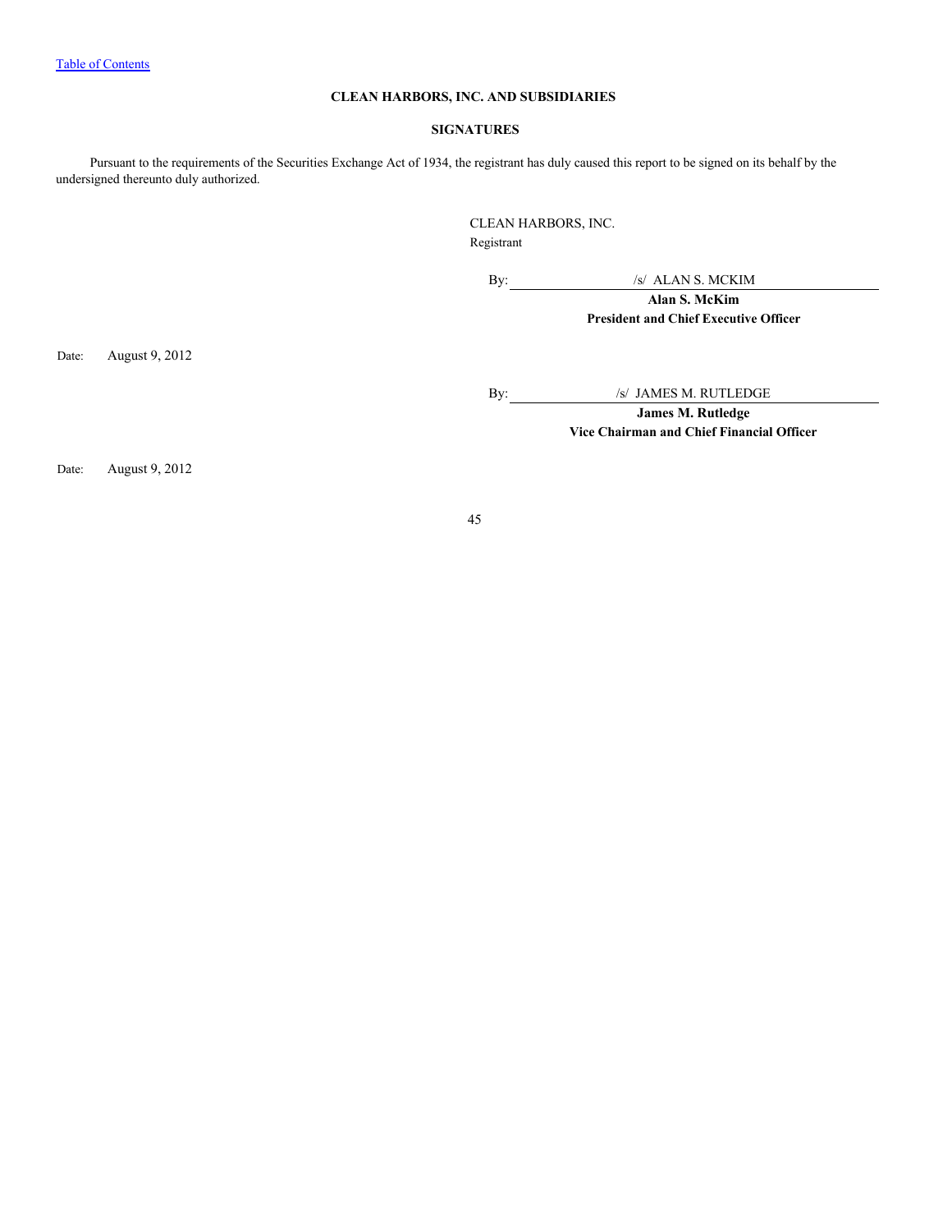**CLEAN HARBORS, INC. AND SUBSIDIARIES**

**SIGNATURES**

Pursuant to the requirements of the Securities Exchange Act of 1934, the registrant has duly caused this report to be signed on its behalf by the undersigned thereunto duly authorized.

CLEAN HARBORS, INC.
Registrant

By: /s/ ALAN S. MCKIM
**Alan S. McKim**
**President and Chief Executive Officer**

Date: August 9, 2012

By: /s/ JAMES M. RUTLEDGE
**James M. Rutledge**
**Vice Chairman and Chief Financial Officer**

Date: August 9, 2012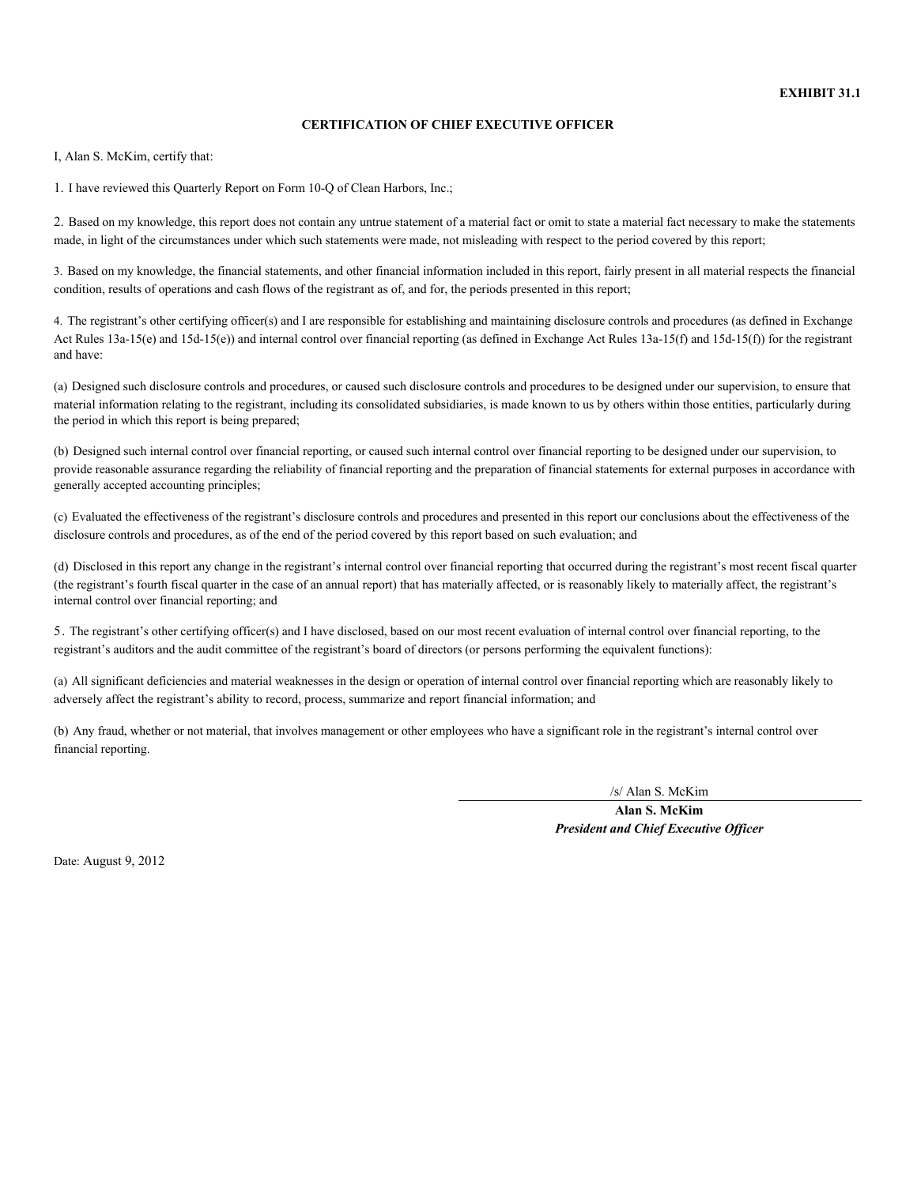**EXHIBIT 31.1**

## CERTIFICATION OF CHIEF EXECUTIVE OFFICER

I, Alan S. McKim, certify that:

1. I have reviewed this Quarterly Report on Form 10-Q of Clean Harbors, Inc.;

2. Based on my knowledge, this report does not contain any untrue statement of a material fact or omit to state a material fact necessary to make the statements made, in light of the circumstances under which such statements were made, not misleading with respect to the period covered by this report;

3. Based on my knowledge, the financial statements, and other financial information included in this report, fairly present in all material respects the financial condition, results of operations and cash flows of the registrant as of, and for, the periods presented in this report;

4. The registrant's other certifying officer(s) and I are responsible for establishing and maintaining disclosure controls and procedures (as defined in Exchange Act Rules 13a-15(e) and 15d-15(e)) and internal control over financial reporting (as defined in Exchange Act Rules 13a-15(f) and 15d-15(f)) for the registrant and have:

(a) Designed such disclosure controls and procedures, or caused such disclosure controls and procedures to be designed under our supervision, to ensure that material information relating to the registrant, including its consolidated subsidiaries, is made known to us by others within those entities, particularly during the period in which this report is being prepared;

(b) Designed such internal control over financial reporting, or caused such internal control over financial reporting to be designed under our supervision, to provide reasonable assurance regarding the reliability of financial reporting and the preparation of financial statements for external purposes in accordance with generally accepted accounting principles;

(c) Evaluated the effectiveness of the registrant's disclosure controls and procedures and presented in this report our conclusions about the effectiveness of the disclosure controls and procedures, as of the end of the period covered by this report based on such evaluation; and

(d) Disclosed in this report any change in the registrant's internal control over financial reporting that occurred during the registrant's most recent fiscal quarter (the registrant's fourth fiscal quarter in the case of an annual report) that has materially affected, or is reasonably likely to materially affect, the registrant's internal control over financial reporting; and

5. The registrant's other certifying officer(s) and I have disclosed, based on our most recent evaluation of internal control over financial reporting, to the registrant's auditors and the audit committee of the registrant's board of directors (or persons performing the equivalent functions):

(a) All significant deficiencies and material weaknesses in the design or operation of internal control over financial reporting which are reasonably likely to adversely affect the registrant's ability to record, process, summarize and report financial information; and

(b) Any fraud, whether or not material, that involves management or other employees who have a significant role in the registrant's internal control over financial reporting.

/s/ Alan S. McKim

**Alan S. McKim**
***President and Chief Executive Officer***

Date: August 9, 2012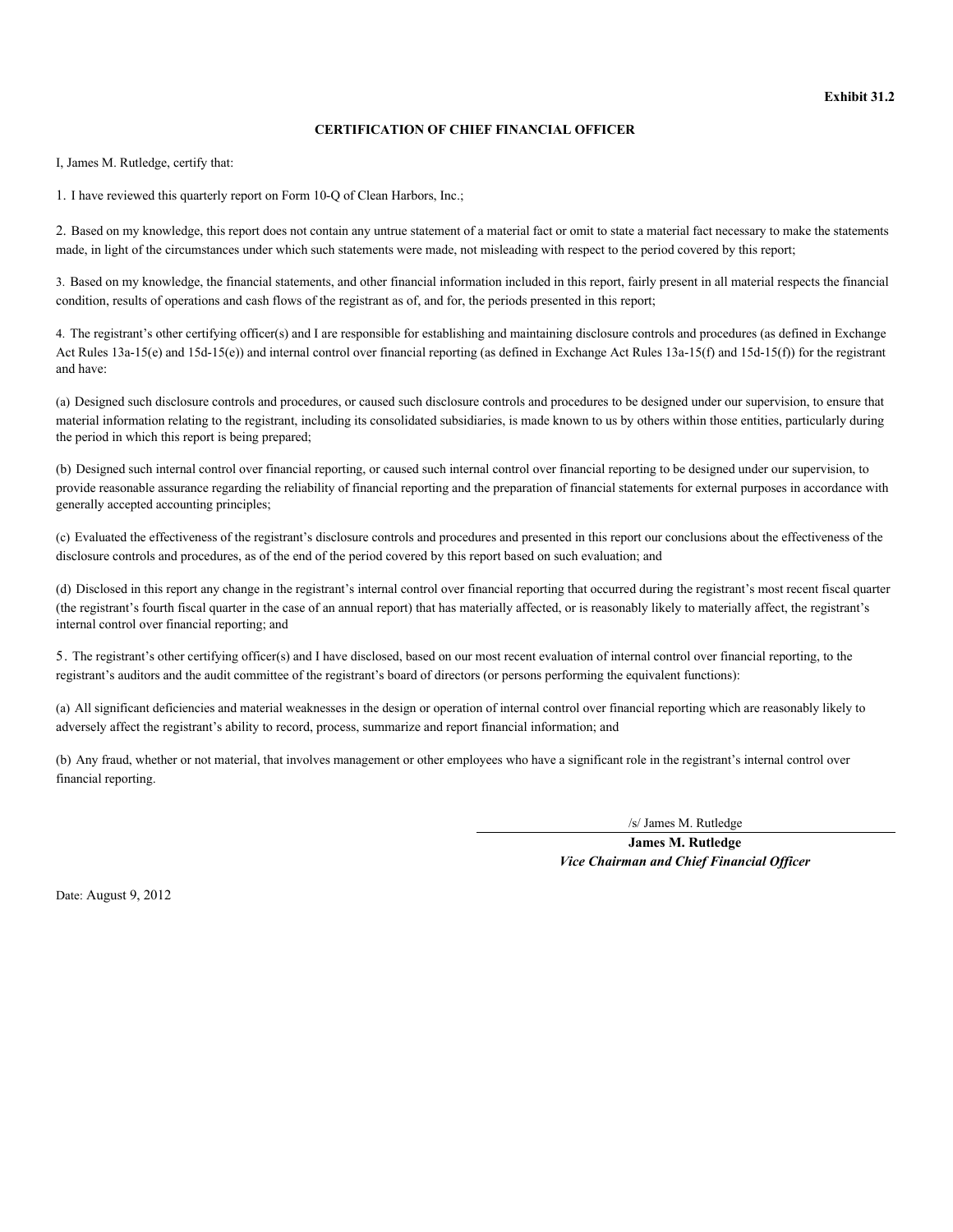**Exhibit 31.2**

**CERTIFICATION OF CHIEF FINANCIAL OFFICER**

I, James M. Rutledge, certify that:

1. I have reviewed this quarterly report on Form 10-Q of Clean Harbors, Inc.;

2. Based on my knowledge, this report does not contain any untrue statement of a material fact or omit to state a material fact necessary to make the statements made, in light of the circumstances under which such statements were made, not misleading with respect to the period covered by this report;

3. Based on my knowledge, the financial statements, and other financial information included in this report, fairly present in all material respects the financial condition, results of operations and cash flows of the registrant as of, and for, the periods presented in this report;

4. The registrant's other certifying officer(s) and I are responsible for establishing and maintaining disclosure controls and procedures (as defined in Exchange Act Rules 13a-15(e) and 15d-15(e)) and internal control over financial reporting (as defined in Exchange Act Rules 13a-15(f) and 15d-15(f)) for the registrant and have:

(a) Designed such disclosure controls and procedures, or caused such disclosure controls and procedures to be designed under our supervision, to ensure that material information relating to the registrant, including its consolidated subsidiaries, is made known to us by others within those entities, particularly during the period in which this report is being prepared;

(b) Designed such internal control over financial reporting, or caused such internal control over financial reporting to be designed under our supervision, to provide reasonable assurance regarding the reliability of financial reporting and the preparation of financial statements for external purposes in accordance with generally accepted accounting principles;

(c) Evaluated the effectiveness of the registrant's disclosure controls and procedures and presented in this report our conclusions about the effectiveness of the disclosure controls and procedures, as of the end of the period covered by this report based on such evaluation; and

(d) Disclosed in this report any change in the registrant's internal control over financial reporting that occurred during the registrant's most recent fiscal quarter (the registrant's fourth fiscal quarter in the case of an annual report) that has materially affected, or is reasonably likely to materially affect, the registrant's internal control over financial reporting; and

5. The registrant's other certifying officer(s) and I have disclosed, based on our most recent evaluation of internal control over financial reporting, to the registrant's auditors and the audit committee of the registrant's board of directors (or persons performing the equivalent functions):

(a) All significant deficiencies and material weaknesses in the design or operation of internal control over financial reporting which are reasonably likely to adversely affect the registrant's ability to record, process, summarize and report financial information; and

(b) Any fraud, whether or not material, that involves management or other employees who have a significant role in the registrant's internal control over financial reporting.

/s/ James M. Rutledge

**James M. Rutledge**
***Vice Chairman and Chief Financial Officer***

Date: August 9, 2012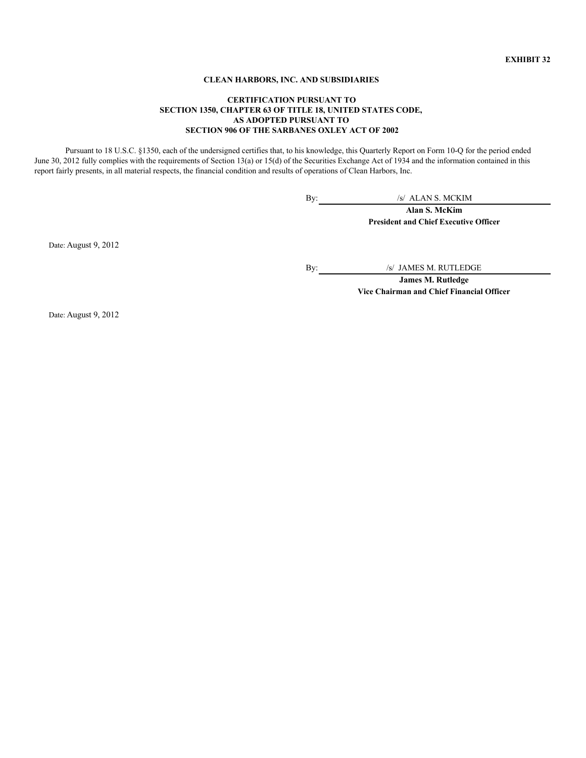**EXHIBIT 32**

**CLEAN HARBORS, INC. AND SUBSIDIARIES**

**CERTIFICATION PURSUANT TO**
**SECTION 1350, CHAPTER 63 OF TITLE 18, UNITED STATES CODE,**
**AS ADOPTED PURSUANT TO**
**SECTION 906 OF THE SARBANES OXLEY ACT OF 2002**

Pursuant to 18 U.S.C. §1350, each of the undersigned certifies that, to his knowledge, this Quarterly Report on Form 10-Q for the period ended June 30, 2012 fully complies with the requirements of Section 13(a) or 15(d) of the Securities Exchange Act of 1934 and the information contained in this report fairly presents, in all material respects, the financial condition and results of operations of Clean Harbors, Inc.

By: /s/ ALAN S. MCKIM

**Alan S. McKim**
**President and Chief Executive Officer**

Date: August 9, 2012

By: /s/ JAMES M. RUTLEDGE

**James M. Rutledge**
**Vice Chairman and Chief Financial Officer**

Date: August 9, 2012